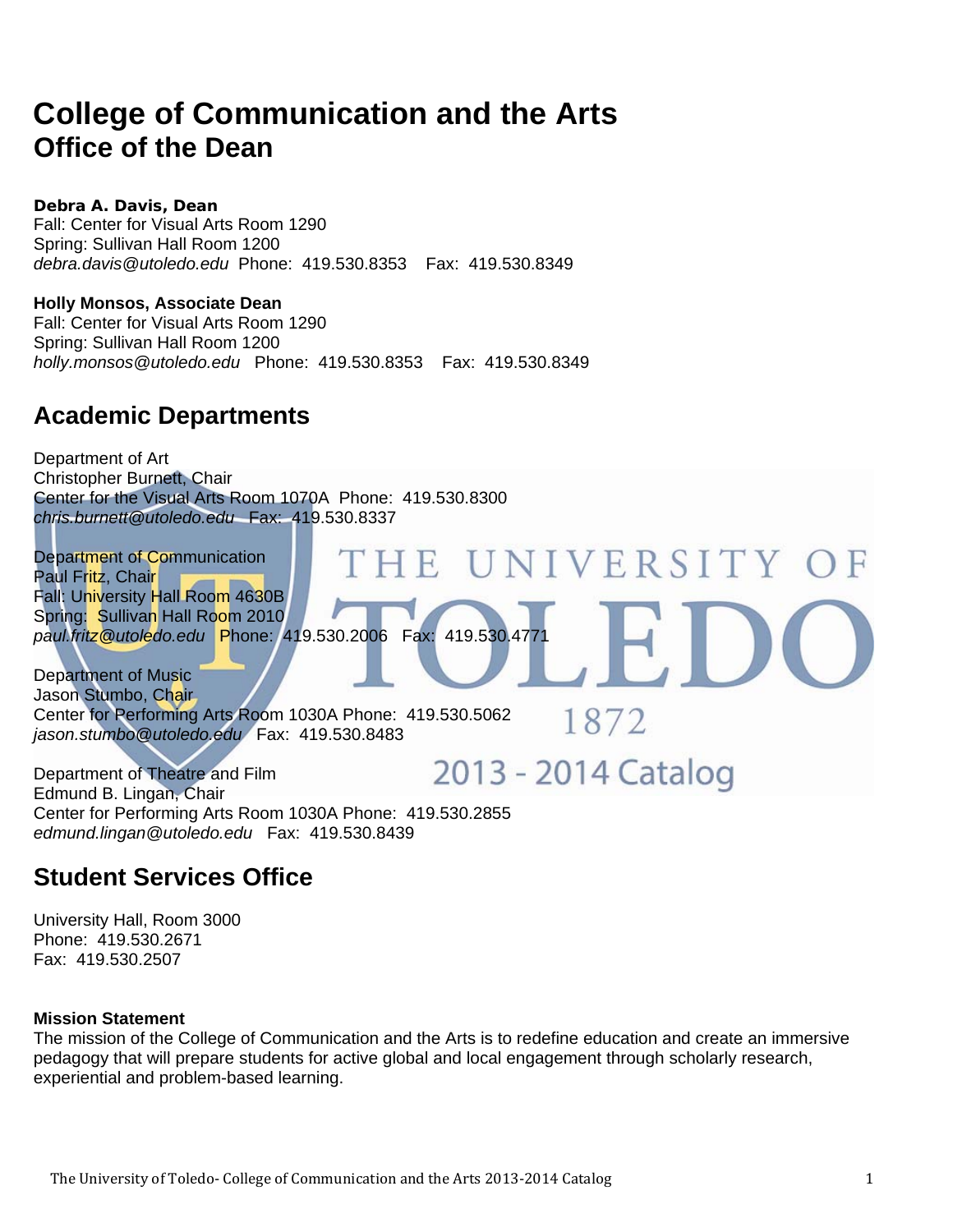# College of Communication and the Arts
## Office of the Dean

**Debra A. Davis, Dean**
Fall: Center for Visual Arts Room 1290
Spring: Sullivan Hall Room 1200
*debra.davis@utoledo.edu* Phone: 419.530.8353 Fax: 419.530.8349

**Holly Monsos, Associate Dean**
Fall: Center for Visual Arts Room 1290
Spring: Sullivan Hall Room 1200
*holly.monsos@utoledo.edu* Phone: 419.530.8353 Fax: 419.530.8349

## Academic Departments

Department of Art
Christopher Burnett, Chair
Center for the Visual Arts Room 1070A Phone: 419.530.8300
*chris.burnett@utoledo.edu* Fax: 419.530.8337

Department of Communication
Paul Fritz, Chair
Fall: University Hall Room 4630B
Spring: Sullivan Hall Room 2010
*paul.fritz@utoledo.edu* Phone: 419.530.2006 Fax: 419.530.4771

Department of Music
Jason Stumbo, Chair
Center for Performing Arts Room 1030A Phone: 419.530.5062
*jason.stumbo@utoledo.edu* Fax: 419.530.8483

Department of Theatre and Film
Edmund B. Lingan, Chair
Center for Performing Arts Room 1030A Phone: 419.530.2855
*edmund.lingan@utoledo.edu* Fax: 419.530.8439

## Student Services Office

University Hall, Room 3000
Phone: 419.530.2671
Fax: 419.530.2507

**Mission Statement**
The mission of the College of Communication and the Arts is to redefine education and create an immersive pedagogy that will prepare students for active global and local engagement through scholarly research, experiential and problem-based learning.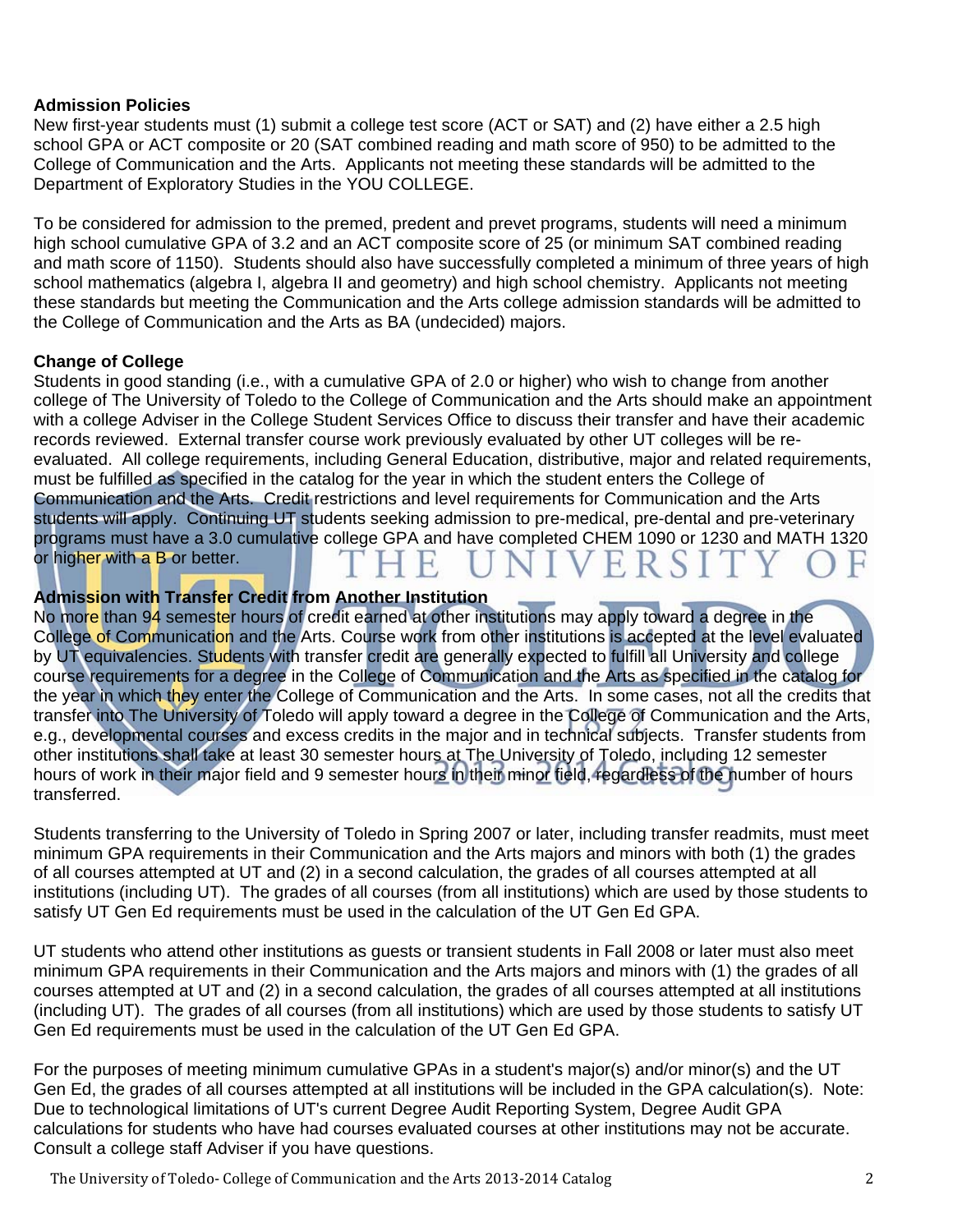**Admission Policies**

New first-year students must (1) submit a college test score (ACT or SAT) and (2) have either a 2.5 high school GPA or ACT composite or 20 (SAT combined reading and math score of 950) to be admitted to the College of Communication and the Arts. Applicants not meeting these standards will be admitted to the Department of Exploratory Studies in the YOU COLLEGE.

To be considered for admission to the premed, predent and prevet programs, students will need a minimum high school cumulative GPA of 3.2 and an ACT composite score of 25 (or minimum SAT combined reading and math score of 1150). Students should also have successfully completed a minimum of three years of high school mathematics (algebra I, algebra II and geometry) and high school chemistry. Applicants not meeting these standards but meeting the Communication and the Arts college admission standards will be admitted to the College of Communication and the Arts as BA (undecided) majors.

**Change of College**

Students in good standing (i.e., with a cumulative GPA of 2.0 or higher) who wish to change from another college of The University of Toledo to the College of Communication and the Arts should make an appointment with a college Adviser in the College Student Services Office to discuss their transfer and have their academic records reviewed. External transfer course work previously evaluated by other UT colleges will be re-evaluated. All college requirements, including General Education, distributive, major and related requirements, must be fulfilled as specified in the catalog for the year in which the student enters the College of Communication and the Arts. Credit restrictions and level requirements for Communication and the Arts students will apply. Continuing UT students seeking admission to pre-medical, pre-dental and pre-veterinary programs must have a 3.0 cumulative college GPA and have completed CHEM 1090 or 1230 and MATH 1320 or higher with a B or better.

**Admission with Transfer Credit from Another Institution**

No more than 94 semester hours of credit earned at other institutions may apply toward a degree in the College of Communication and the Arts. Course work from other institutions is accepted at the level evaluated by UT equivalencies. Students with transfer credit are generally expected to fulfill all University and college course requirements for a degree in the College of Communication and the Arts as specified in the catalog for the year in which they enter the College of Communication and the Arts. In some cases, not all the credits that transfer into The University of Toledo will apply toward a degree in the College of Communication and the Arts, e.g., developmental courses and excess credits in the major and in technical subjects. Transfer students from other institutions shall take at least 30 semester hours at The University of Toledo, including 12 semester hours of work in their major field and 9 semester hours in their minor field, regardless of the number of hours transferred.

Students transferring to the University of Toledo in Spring 2007 or later, including transfer readmits, must meet minimum GPA requirements in their Communication and the Arts majors and minors with both (1) the grades of all courses attempted at UT and (2) in a second calculation, the grades of all courses attempted at all institutions (including UT). The grades of all courses (from all institutions) which are used by those students to satisfy UT Gen Ed requirements must be used in the calculation of the UT Gen Ed GPA.

UT students who attend other institutions as guests or transient students in Fall 2008 or later must also meet minimum GPA requirements in their Communication and the Arts majors and minors with (1) the grades of all courses attempted at UT and (2) in a second calculation, the grades of all courses attempted at all institutions (including UT). The grades of all courses (from all institutions) which are used by those students to satisfy UT Gen Ed requirements must be used in the calculation of the UT Gen Ed GPA.

For the purposes of meeting minimum cumulative GPAs in a student's major(s) and/or minor(s) and the UT Gen Ed, the grades of all courses attempted at all institutions will be included in the GPA calculation(s). Note: Due to technological limitations of UT's current Degree Audit Reporting System, Degree Audit GPA calculations for students who have had courses evaluated courses at other institutions may not be accurate. Consult a college staff Adviser if you have questions.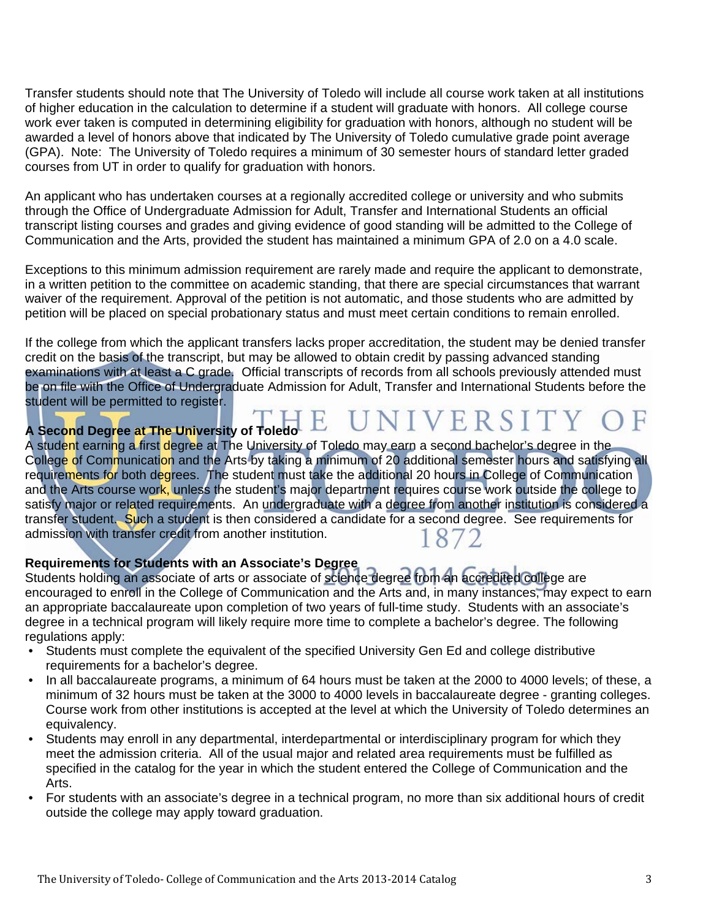Transfer students should note that The University of Toledo will include all course work taken at all institutions of higher education in the calculation to determine if a student will graduate with honors. All college course work ever taken is computed in determining eligibility for graduation with honors, although no student will be awarded a level of honors above that indicated by The University of Toledo cumulative grade point average (GPA). Note: The University of Toledo requires a minimum of 30 semester hours of standard letter graded courses from UT in order to qualify for graduation with honors.

An applicant who has undertaken courses at a regionally accredited college or university and who submits through the Office of Undergraduate Admission for Adult, Transfer and International Students an official transcript listing courses and grades and giving evidence of good standing will be admitted to the College of Communication and the Arts, provided the student has maintained a minimum GPA of 2.0 on a 4.0 scale.

Exceptions to this minimum admission requirement are rarely made and require the applicant to demonstrate, in a written petition to the committee on academic standing, that there are special circumstances that warrant waiver of the requirement. Approval of the petition is not automatic, and those students who are admitted by petition will be placed on special probationary status and must meet certain conditions to remain enrolled.

If the college from which the applicant transfers lacks proper accreditation, the student may be denied transfer credit on the basis of the transcript, but may be allowed to obtain credit by passing advanced standing examinations with at least a C grade. Official transcripts of records from all schools previously attended must be on file with the Office of Undergraduate Admission for Adult, Transfer and International Students before the student will be permitted to register.

**A Second Degree at The University of Toledo**

A student earning a first degree at The University of Toledo may earn a second bachelor's degree in the College of Communication and the Arts by taking a minimum of 20 additional semester hours and satisfying all requirements for both degrees. The student must take the additional 20 hours in College of Communication and the Arts course work, unless the student's major department requires course work outside the college to satisfy major or related requirements. An undergraduate with a degree from another institution is considered a transfer student. Such a student is then considered a candidate for a second degree. See requirements for admission with transfer credit from another institution.

**Requirements for Students with an Associate's Degree**

Students holding an associate of arts or associate of science degree from an accredited college are encouraged to enroll in the College of Communication and the Arts and, in many instances, may expect to earn an appropriate baccalaureate upon completion of two years of full-time study. Students with an associate's degree in a technical program will likely require more time to complete a bachelor's degree. The following regulations apply:

- Students must complete the equivalent of the specified University Gen Ed and college distributive requirements for a bachelor's degree.
- In all baccalaureate programs, a minimum of 64 hours must be taken at the 2000 to 4000 levels; of these, a minimum of 32 hours must be taken at the 3000 to 4000 levels in baccalaureate degree - granting colleges. Course work from other institutions is accepted at the level at which the University of Toledo determines an equivalency.
- Students may enroll in any departmental, interdepartmental or interdisciplinary program for which they meet the admission criteria. All of the usual major and related area requirements must be fulfilled as specified in the catalog for the year in which the student entered the College of Communication and the Arts.
- For students with an associate's degree in a technical program, no more than six additional hours of credit outside the college may apply toward graduation.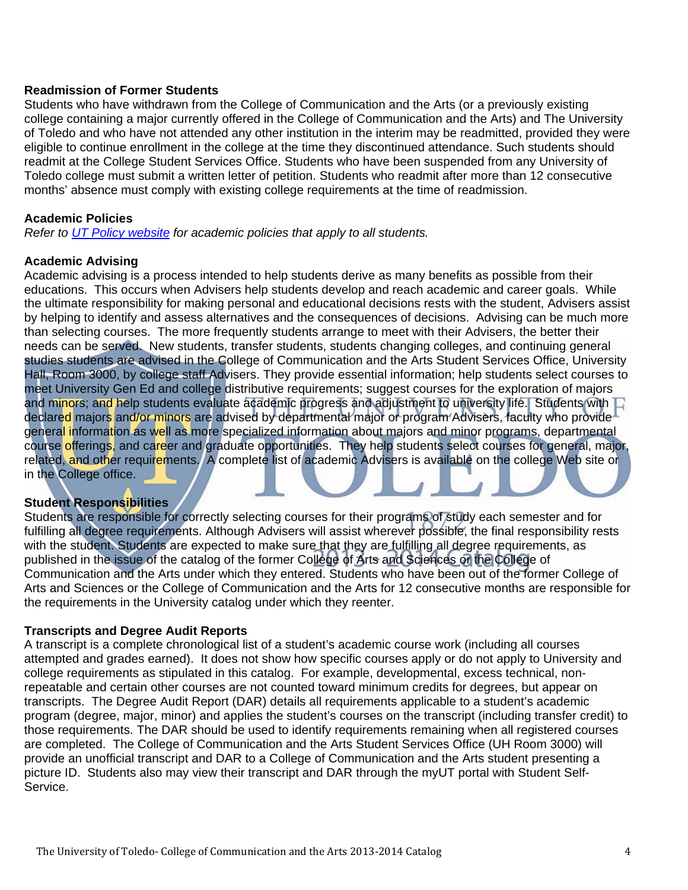### Readmission of Former Students

Students who have withdrawn from the College of Communication and the Arts (or a previously existing college containing a major currently offered in the College of Communication and the Arts) and The University of Toledo and who have not attended any other institution in the interim may be readmitted, provided they were eligible to continue enrollment in the college at the time they discontinued attendance. Such students should readmit at the College Student Services Office. Students who have been suspended from any University of Toledo college must submit a written letter of petition. Students who readmit after more than 12 consecutive months' absence must comply with existing college requirements at the time of readmission.

### Academic Policies

*Refer to [UT Policy website]() for academic policies that apply to all students.*

### Academic Advising

Academic advising is a process intended to help students derive as many benefits as possible from their educations. This occurs when Advisers help students develop and reach academic and career goals. While the ultimate responsibility for making personal and educational decisions rests with the student, Advisers assist by helping to identify and assess alternatives and the consequences of decisions. Advising can be much more than selecting courses. The more frequently students arrange to meet with their Advisers, the better their needs can be served. New students, transfer students, students changing colleges, and continuing general studies students are advised in the College of Communication and the Arts Student Services Office, University Hall, Room 3000, by college staff Advisers. They provide essential information; help students select courses to meet University Gen Ed and college distributive requirements; suggest courses for the exploration of majors and minors; and help students evaluate academic progress and adjustment to university life. Students with declared majors and/or minors are advised by departmental major or program Advisers, faculty who provide general information as well as more specialized information about majors and minor programs, departmental course offerings, and career and graduate opportunities. They help students select courses for general, major, related, and other requirements. A complete list of academic Advisers is available on the college Web site or in the College office.

### Student Responsibilities

Students are responsible for correctly selecting courses for their programs of study each semester and for fulfilling all degree requirements. Although Advisers will assist wherever possible, the final responsibility rests with the student. Students are expected to make sure that they are fulfilling all degree requirements, as published in the issue of the catalog of the former College of Arts and Sciences or the College of Communication and the Arts under which they entered. Students who have been out of the former College of Arts and Sciences or the College of Communication and the Arts for 12 consecutive months are responsible for the requirements in the University catalog under which they reenter.

### Transcripts and Degree Audit Reports

A transcript is a complete chronological list of a student's academic course work (including all courses attempted and grades earned). It does not show how specific courses apply or do not apply to University and college requirements as stipulated in this catalog. For example, developmental, excess technical, non-repeatable and certain other courses are not counted toward minimum credits for degrees, but appear on transcripts. The Degree Audit Report (DAR) details all requirements applicable to a student's academic program (degree, major, minor) and applies the student's courses on the transcript (including transfer credit) to those requirements. The DAR should be used to identify requirements remaining when all registered courses are completed. The College of Communication and the Arts Student Services Office (UH Room 3000) will provide an unofficial transcript and DAR to a College of Communication and the Arts student presenting a picture ID. Students also may view their transcript and DAR through the myUT portal with Student Self-Service.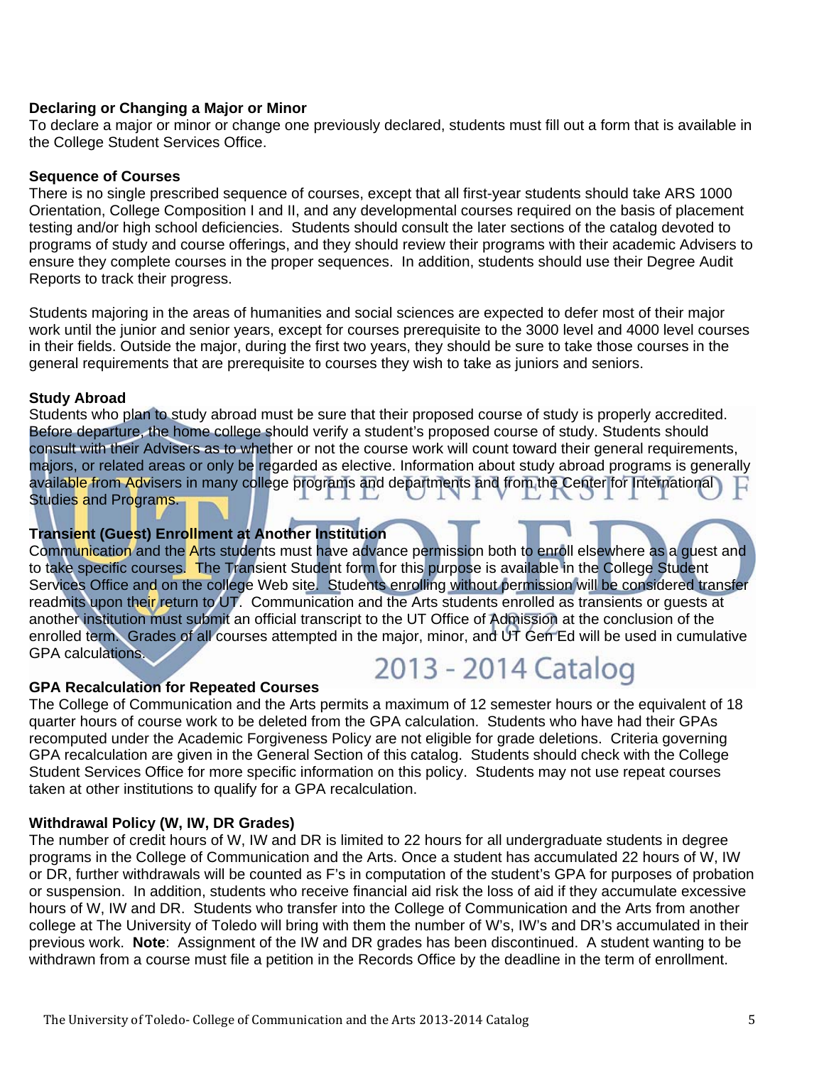**Declaring or Changing a Major or Minor**

To declare a major or minor or change one previously declared, students must fill out a form that is available in the College Student Services Office.

**Sequence of Courses**

There is no single prescribed sequence of courses, except that all first-year students should take ARS 1000 Orientation, College Composition I and II, and any developmental courses required on the basis of placement testing and/or high school deficiencies. Students should consult the later sections of the catalog devoted to programs of study and course offerings, and they should review their programs with their academic Advisers to ensure they complete courses in the proper sequences. In addition, students should use their Degree Audit Reports to track their progress.

Students majoring in the areas of humanities and social sciences are expected to defer most of their major work until the junior and senior years, except for courses prerequisite to the 3000 level and 4000 level courses in their fields. Outside the major, during the first two years, they should be sure to take those courses in the general requirements that are prerequisite to courses they wish to take as juniors and seniors.

**Study Abroad**

Students who plan to study abroad must be sure that their proposed course of study is properly accredited. Before departure, the home college should verify a student's proposed course of study. Students should consult with their Advisers as to whether or not the course work will count toward their general requirements, majors, or related areas or only be regarded as elective. Information about study abroad programs is generally available from Advisers in many college programs and departments and from the Center for International Studies and Programs.

**Transient (Guest) Enrollment at Another Institution**

Communication and the Arts students must have advance permission both to enroll elsewhere as a guest and to take specific courses. The Transient Student form for this purpose is available in the College Student Services Office and on the college Web site. Students enrolling without permission will be considered transfer readmits upon their return to UT. Communication and the Arts students enrolled as transients or guests at another institution must submit an official transcript to the UT Office of Admission at the conclusion of the enrolled term. Grades of all courses attempted in the major, minor, and UT Gen Ed will be used in cumulative GPA calculations.

**GPA Recalculation for Repeated Courses**

The College of Communication and the Arts permits a maximum of 12 semester hours or the equivalent of 18 quarter hours of course work to be deleted from the GPA calculation. Students who have had their GPAs recomputed under the Academic Forgiveness Policy are not eligible for grade deletions. Criteria governing GPA recalculation are given in the General Section of this catalog. Students should check with the College Student Services Office for more specific information on this policy. Students may not use repeat courses taken at other institutions to qualify for a GPA recalculation.

**Withdrawal Policy (W, IW, DR Grades)**

The number of credit hours of W, IW and DR is limited to 22 hours for all undergraduate students in degree programs in the College of Communication and the Arts. Once a student has accumulated 22 hours of W, IW or DR, further withdrawals will be counted as F's in computation of the student's GPA for purposes of probation or suspension. In addition, students who receive financial aid risk the loss of aid if they accumulate excessive hours of W, IW and DR. Students who transfer into the College of Communication and the Arts from another college at The University of Toledo will bring with them the number of W's, IW's and DR's accumulated in their previous work. **Note**: Assignment of the IW and DR grades has been discontinued. A student wanting to be withdrawn from a course must file a petition in the Records Office by the deadline in the term of enrollment.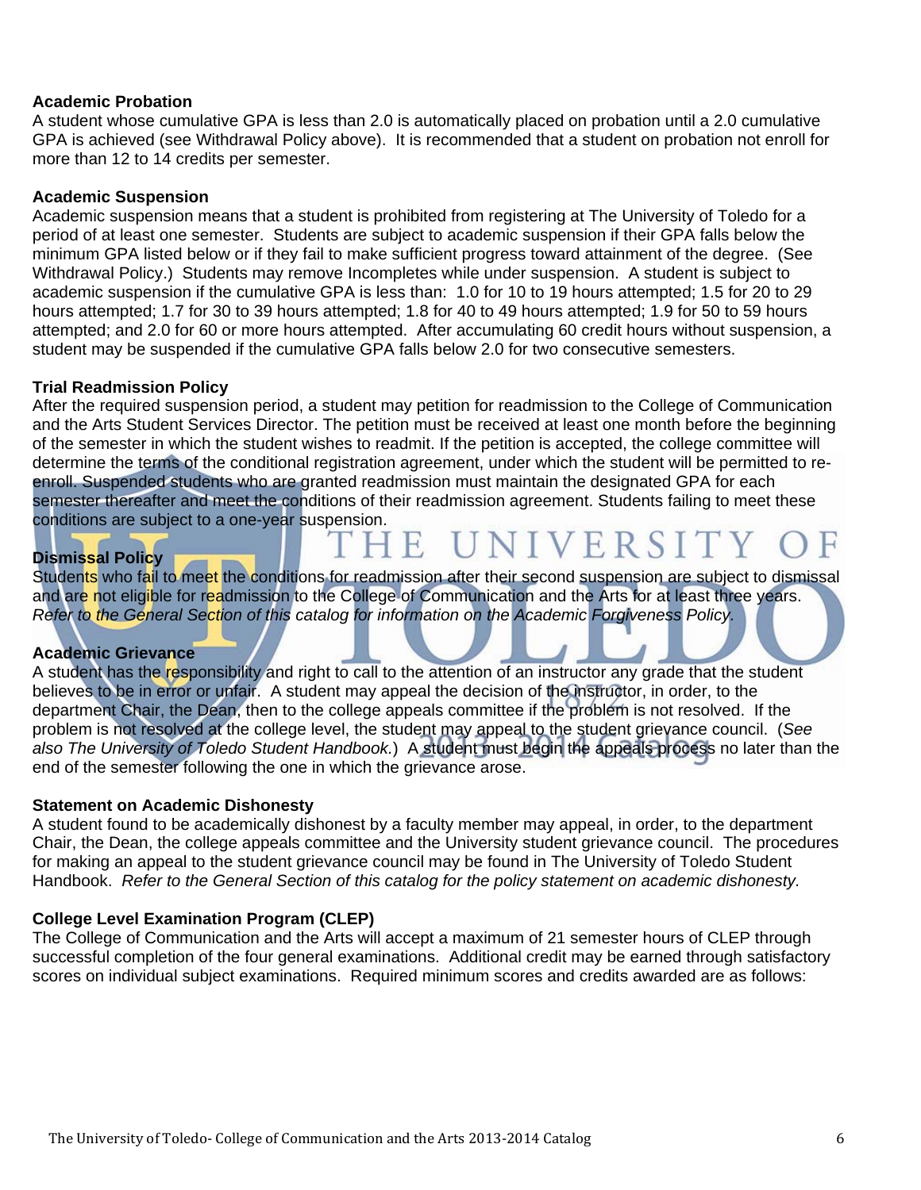### Academic Probation

A student whose cumulative GPA is less than 2.0 is automatically placed on probation until a 2.0 cumulative GPA is achieved (see Withdrawal Policy above). It is recommended that a student on probation not enroll for more than 12 to 14 credits per semester.

### Academic Suspension

Academic suspension means that a student is prohibited from registering at The University of Toledo for a period of at least one semester. Students are subject to academic suspension if their GPA falls below the minimum GPA listed below or if they fail to make sufficient progress toward attainment of the degree. (See Withdrawal Policy.) Students may remove Incompletes while under suspension. A student is subject to academic suspension if the cumulative GPA is less than: 1.0 for 10 to 19 hours attempted; 1.5 for 20 to 29 hours attempted; 1.7 for 30 to 39 hours attempted; 1.8 for 40 to 49 hours attempted; 1.9 for 50 to 59 hours attempted; and 2.0 for 60 or more hours attempted. After accumulating 60 credit hours without suspension, a student may be suspended if the cumulative GPA falls below 2.0 for two consecutive semesters.

### Trial Readmission Policy

After the required suspension period, a student may petition for readmission to the College of Communication and the Arts Student Services Director. The petition must be received at least one month before the beginning of the semester in which the student wishes to readmit. If the petition is accepted, the college committee will determine the terms of the conditional registration agreement, under which the student will be permitted to re-enroll. Suspended students who are granted readmission must maintain the designated GPA for each semester thereafter and meet the conditions of their readmission agreement. Students failing to meet these conditions are subject to a one-year suspension.

### Dismissal Policy

Students who fail to meet the conditions for readmission after their second suspension are subject to dismissal and are not eligible for readmission to the College of Communication and the Arts for at least three years. *Refer to the General Section of this catalog for information on the Academic Forgiveness Policy.*

### Academic Grievance

A student has the responsibility and right to call to the attention of an instructor any grade that the student believes to be in error or unfair. A student may appeal the decision of the instructor, in order, to the department Chair, the Dean, then to the college appeals committee if the problem is not resolved. If the problem is not resolved at the college level, the student may appeal to the student grievance council. (*See also The University of Toledo Student Handbook.*) A student must begin the appeals process no later than the end of the semester following the one in which the grievance arose.

### Statement on Academic Dishonesty

A student found to be academically dishonest by a faculty member may appeal, in order, to the department Chair, the Dean, the college appeals committee and the University student grievance council. The procedures for making an appeal to the student grievance council may be found in The University of Toledo Student Handbook. *Refer to the General Section of this catalog for the policy statement on academic dishonesty.*

### College Level Examination Program (CLEP)

The College of Communication and the Arts will accept a maximum of 21 semester hours of CLEP through successful completion of the four general examinations. Additional credit may be earned through satisfactory scores on individual subject examinations. Required minimum scores and credits awarded are as follows: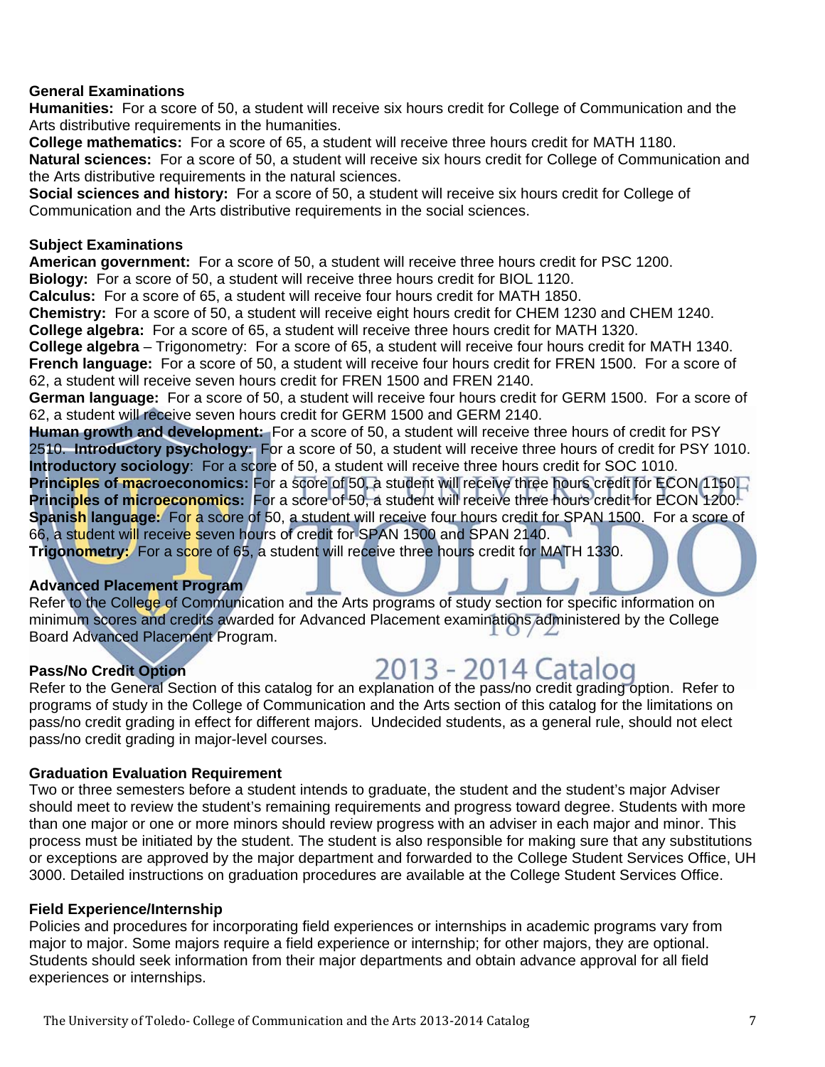### General Examinations

**Humanities:** For a score of 50, a student will receive six hours credit for College of Communication and the Arts distributive requirements in the humanities.
**College mathematics:** For a score of 65, a student will receive three hours credit for MATH 1180.
**Natural sciences:** For a score of 50, a student will receive six hours credit for College of Communication and the Arts distributive requirements in the natural sciences.
**Social sciences and history:** For a score of 50, a student will receive six hours credit for College of Communication and the Arts distributive requirements in the social sciences.

### Subject Examinations

**American government:** For a score of 50, a student will receive three hours credit for PSC 1200.
**Biology:** For a score of 50, a student will receive three hours credit for BIOL 1120.
**Calculus:** For a score of 65, a student will receive four hours credit for MATH 1850.
**Chemistry:** For a score of 50, a student will receive eight hours credit for CHEM 1230 and CHEM 1240.
**College algebra:** For a score of 65, a student will receive three hours credit for MATH 1320.
**College algebra** – Trigonometry: For a score of 65, a student will receive four hours credit for MATH 1340.
**French language:** For a score of 50, a student will receive four hours credit for FREN 1500. For a score of 62, a student will receive seven hours credit for FREN 1500 and FREN 2140.
**German language:** For a score of 50, a student will receive four hours credit for GERM 1500. For a score of 62, a student will receive seven hours credit for GERM 1500 and GERM 2140.
**Human growth and development:** For a score of 50, a student will receive three hours of credit for PSY 2510. **Introductory psychology**: For a score of 50, a student will receive three hours of credit for PSY 1010.
**Introductory sociology**: For a score of 50, a student will receive three hours credit for SOC 1010.
**Principles of macroeconomics:** For a score of 50, a student will receive three hours credit for ECON 1150.
**Principles of microeconomics:** For a score of 50, a student will receive three hours credit for ECON 1200.
**Spanish language:** For a score of 50, a student will receive four hours credit for SPAN 1500. For a score of 66, a student will receive seven hours of credit for SPAN 1500 and SPAN 2140.
**Trigonometry:** For a score of 65, a student will receive three hours credit for MATH 1330.

### Advanced Placement Program

Refer to the College of Communication and the Arts programs of study section for specific information on minimum scores and credits awarded for Advanced Placement examinations administered by the College Board Advanced Placement Program.

### Pass/No Credit Option

Refer to the General Section of this catalog for an explanation of the pass/no credit grading option. Refer to programs of study in the College of Communication and the Arts section of this catalog for the limitations on pass/no credit grading in effect for different majors. Undecided students, as a general rule, should not elect pass/no credit grading in major-level courses.

### Graduation Evaluation Requirement

Two or three semesters before a student intends to graduate, the student and the student's major Adviser should meet to review the student's remaining requirements and progress toward degree. Students with more than one major or one or more minors should review progress with an adviser in each major and minor. This process must be initiated by the student. The student is also responsible for making sure that any substitutions or exceptions are approved by the major department and forwarded to the College Student Services Office, UH 3000. Detailed instructions on graduation procedures are available at the College Student Services Office.

### Field Experience/Internship

Policies and procedures for incorporating field experiences or internships in academic programs vary from major to major. Some majors require a field experience or internship; for other majors, they are optional. Students should seek information from their major departments and obtain advance approval for all field experiences or internships.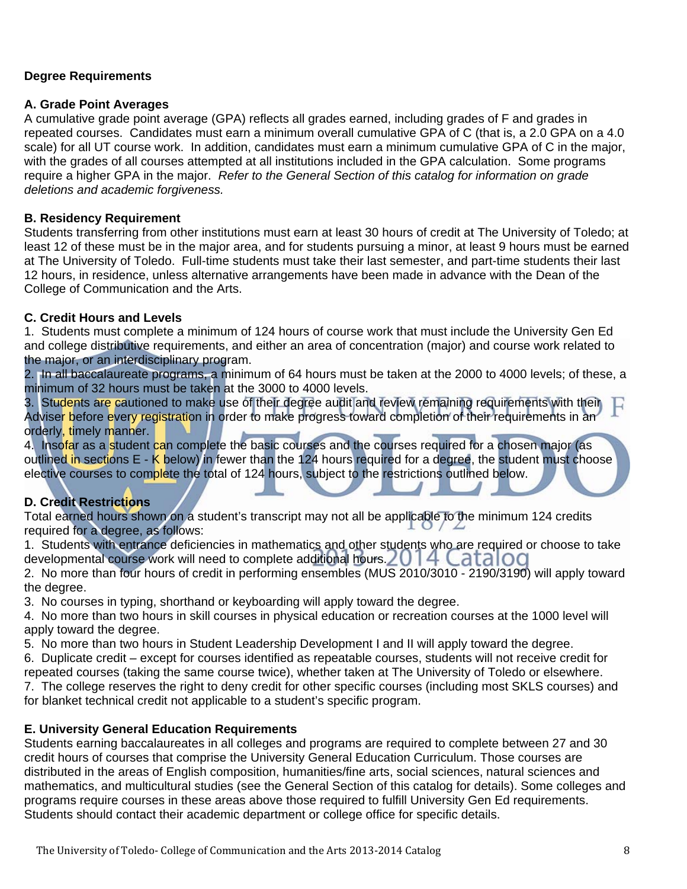## Degree Requirements

### A. Grade Point Averages

A cumulative grade point average (GPA) reflects all grades earned, including grades of F and grades in repeated courses. Candidates must earn a minimum overall cumulative GPA of C (that is, a 2.0 GPA on a 4.0 scale) for all UT course work. In addition, candidates must earn a minimum cumulative GPA of C in the major, with the grades of all courses attempted at all institutions included in the GPA calculation. Some programs require a higher GPA in the major. *Refer to the General Section of this catalog for information on grade deletions and academic forgiveness.*

### B. Residency Requirement

Students transferring from other institutions must earn at least 30 hours of credit at The University of Toledo; at least 12 of these must be in the major area, and for students pursuing a minor, at least 9 hours must be earned at The University of Toledo. Full-time students must take their last semester, and part-time students their last 12 hours, in residence, unless alternative arrangements have been made in advance with the Dean of the College of Communication and the Arts.

### C. Credit Hours and Levels

1. Students must complete a minimum of 124 hours of course work that must include the University Gen Ed and college distributive requirements, and either an area of concentration (major) and course work related to the major, or an interdisciplinary program.
2. In all baccalaureate programs, a minimum of 64 hours must be taken at the 2000 to 4000 levels; of these, a minimum of 32 hours must be taken at the 3000 to 4000 levels.
3. Students are cautioned to make use of their degree audit and review remaining requirements with their Adviser before every registration in order to make progress toward completion of their requirements in an orderly, timely manner.
4. Insofar as a student can complete the basic courses and the courses required for a chosen major (as outlined in sections E - K below) in fewer than the 124 hours required for a degree, the student must choose elective courses to complete the total of 124 hours, subject to the restrictions outlined below.

### D. Credit Restrictions

Total earned hours shown on a student's transcript may not all be applicable to the minimum 124 credits required for a degree, as follows:

1. Students with entrance deficiencies in mathematics and other students who are required or choose to take developmental course work will need to complete additional hours.
2. No more than four hours of credit in performing ensembles (MUS 2010/3010 - 2190/3190) will apply toward the degree.
3. No courses in typing, shorthand or keyboarding will apply toward the degree.
4. No more than two hours in skill courses in physical education or recreation courses at the 1000 level will apply toward the degree.
5. No more than two hours in Student Leadership Development I and II will apply toward the degree.
6. Duplicate credit – except for courses identified as repeatable courses, students will not receive credit for repeated courses (taking the same course twice), whether taken at The University of Toledo or elsewhere.
7. The college reserves the right to deny credit for other specific courses (including most SKLS courses) and for blanket technical credit not applicable to a student's specific program.

### E. University General Education Requirements

Students earning baccalaureates in all colleges and programs are required to complete between 27 and 30 credit hours of courses that comprise the University General Education Curriculum. Those courses are distributed in the areas of English composition, humanities/fine arts, social sciences, natural sciences and mathematics, and multicultural studies (see the General Section of this catalog for details). Some colleges and programs require courses in these areas above those required to fulfill University Gen Ed requirements. Students should contact their academic department or college office for specific details.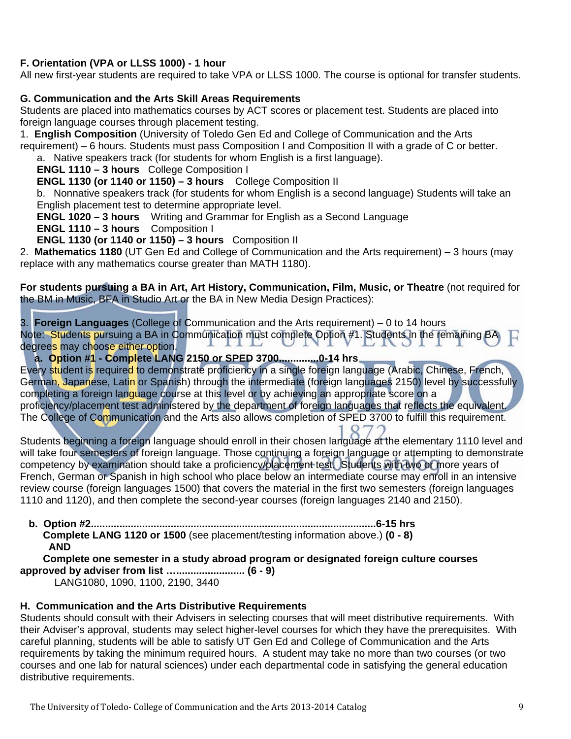**F. Orientation (VPA or LLSS 1000) - 1 hour**

All new first-year students are required to take VPA or LLSS 1000. The course is optional for transfer students.

**G. Communication and the Arts Skill Areas Requirements**

Students are placed into mathematics courses by ACT scores or placement test. Students are placed into foreign language courses through placement testing.

1. **English Composition** (University of Toledo Gen Ed and College of Communication and the Arts requirement) – 6 hours. Students must pass Composition I and Composition II with a grade of C or better.

   a. Native speakers track (for students for whom English is a first language).

   **ENGL 1110 – 3 hours** College Composition I

   **ENGL 1130 (or 1140 or 1150) – 3 hours** College Composition II

   b. Nonnative speakers track (for students for whom English is a second language) Students will take an English placement test to determine appropriate level.

   **ENGL 1020 – 3 hours** Writing and Grammar for English as a Second Language

   **ENGL 1110 – 3 hours** Composition I

   **ENGL 1130 (or 1140 or 1150) – 3 hours** Composition II

2. **Mathematics 1180** (UT Gen Ed and College of Communication and the Arts requirement) – 3 hours (may replace with any mathematics course greater than MATH 1180).

**For students pursuing a BA in Art, Art History, Communication, Film, Music, or Theatre** (not required for the BM in Music, BFA in Studio Art or the BA in New Media Design Practices):

3. **Foreign Languages** (College of Communication and the Arts requirement) – 0 to 14 hours

Note: Students pursuing a BA in Communication must complete Option #1. Students in the remaining BA degrees may choose either option.

**a. Option #1 - Complete LANG 2150 or SPED 3700.............0-14 hrs**

Every student is required to demonstrate proficiency in a single foreign language (Arabic, Chinese, French, German, Japanese, Latin or Spanish) through the intermediate (foreign languages 2150) level by successfully completing a foreign language course at this level or by achieving an appropriate score on a proficiency/placement test administered by the department of foreign languages that reflects the equivalent. The College of Communication and the Arts also allows completion of SPED 3700 to fulfill this requirement.

Students beginning a foreign language should enroll in their chosen language at the elementary 1110 level and will take four semesters of foreign language. Those continuing a foreign language or attempting to demonstrate competency by examination should take a proficiency/placement test. Students with two or more years of French, German or Spanish in high school who place below an intermediate course may enroll in an intensive review course (foreign languages 1500) that covers the material in the first two semesters (foreign languages 1110 and 1120), and then complete the second-year courses (foreign languages 2140 and 2150).

**b. Option #2..................................................................................................6-15 hrs**

**Complete LANG 1120 or 1500** (see placement/testing information above.) **(0 - 8)**

**AND**

**Complete one semester in a study abroad program or designated foreign culture courses approved by adviser from list ……..................... (6 - 9)**

LANG1080, 1090, 1100, 2190, 3440

**H. Communication and the Arts Distributive Requirements**

Students should consult with their Advisers in selecting courses that will meet distributive requirements. With their Adviser's approval, students may select higher-level courses for which they have the prerequisites. With careful planning, students will be able to satisfy UT Gen Ed and College of Communication and the Arts requirements by taking the minimum required hours. A student may take no more than two courses (or two courses and one lab for natural sciences) under each departmental code in satisfying the general education distributive requirements.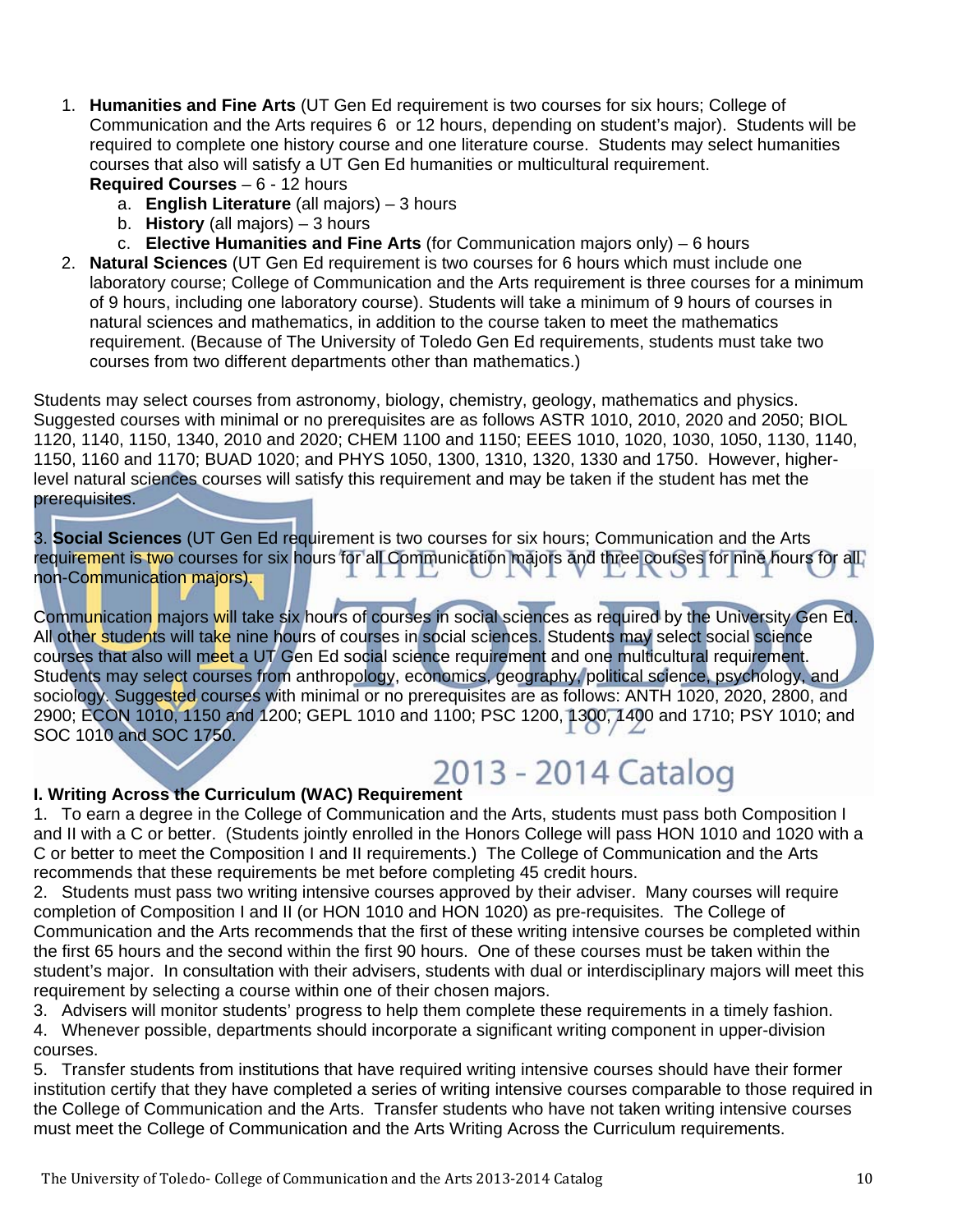1. **Humanities and Fine Arts** (UT Gen Ed requirement is two courses for six hours; College of Communication and the Arts requires 6 or 12 hours, depending on student's major). Students will be required to complete one history course and one literature course. Students may select humanities courses that also will satisfy a UT Gen Ed humanities or multicultural requirement.
   **Required Courses** – 6 - 12 hours
   a. **English Literature** (all majors) – 3 hours
   b. **History** (all majors) – 3 hours
   c. **Elective Humanities and Fine Arts** (for Communication majors only) – 6 hours
2. **Natural Sciences** (UT Gen Ed requirement is two courses for 6 hours which must include one laboratory course; College of Communication and the Arts requirement is three courses for a minimum of 9 hours, including one laboratory course). Students will take a minimum of 9 hours of courses in natural sciences and mathematics, in addition to the course taken to meet the mathematics requirement. (Because of The University of Toledo Gen Ed requirements, students must take two courses from two different departments other than mathematics.)

Students may select courses from astronomy, biology, chemistry, geology, mathematics and physics. Suggested courses with minimal or no prerequisites are as follows ASTR 1010, 2010, 2020 and 2050; BIOL 1120, 1140, 1150, 1340, 2010 and 2020; CHEM 1100 and 1150; EEES 1010, 1020, 1030, 1050, 1130, 1140, 1150, 1160 and 1170; BUAD 1020; and PHYS 1050, 1300, 1310, 1320, 1330 and 1750. However, higher-level natural sciences courses will satisfy this requirement and may be taken if the student has met the prerequisites.

3. **Social Sciences** (UT Gen Ed requirement is two courses for six hours; Communication and the Arts requirement is two courses for six hours for all Communication majors and three courses for nine hours for all non-Communication majors).

Communication majors will take six hours of courses in social sciences as required by the University Gen Ed. All other students will take nine hours of courses in social sciences. Students may select social science courses that also will meet a UT Gen Ed social science requirement and one multicultural requirement. Students may select courses from anthropology, economics, geography, political science, psychology, and sociology. Suggested courses with minimal or no prerequisites are as follows: ANTH 1020, 2020, 2800, and 2900; ECON 1010, 1150 and 1200; GEPL 1010 and 1100; PSC 1200, 1300, 1400 and 1710; PSY 1010; and SOC 1010 and SOC 1750.

### I. Writing Across the Curriculum (WAC) Requirement

1. To earn a degree in the College of Communication and the Arts, students must pass both Composition I and II with a C or better. (Students jointly enrolled in the Honors College will pass HON 1010 and 1020 with a C or better to meet the Composition I and II requirements.) The College of Communication and the Arts recommends that these requirements be met before completing 45 credit hours.
2. Students must pass two writing intensive courses approved by their adviser. Many courses will require completion of Composition I and II (or HON 1010 and HON 1020) as pre-requisites. The College of Communication and the Arts recommends that the first of these writing intensive courses be completed within the first 65 hours and the second within the first 90 hours. One of these courses must be taken within the student's major. In consultation with their advisers, students with dual or interdisciplinary majors will meet this requirement by selecting a course within one of their chosen majors.
3. Advisers will monitor students' progress to help them complete these requirements in a timely fashion.
4. Whenever possible, departments should incorporate a significant writing component in upper-division courses.
5. Transfer students from institutions that have required writing intensive courses should have their former institution certify that they have completed a series of writing intensive courses comparable to those required in the College of Communication and the Arts. Transfer students who have not taken writing intensive courses must meet the College of Communication and the Arts Writing Across the Curriculum requirements.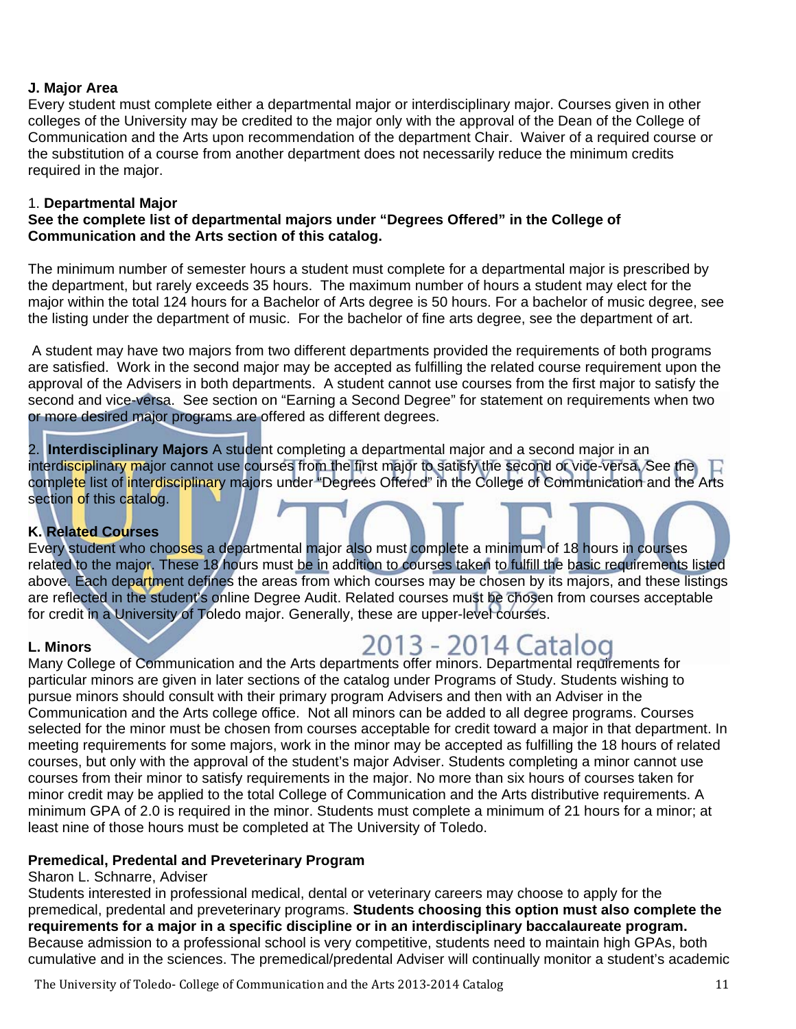### J. Major Area

Every student must complete either a departmental major or interdisciplinary major. Courses given in other colleges of the University may be credited to the major only with the approval of the Dean of the College of Communication and the Arts upon recommendation of the department Chair. Waiver of a required course or the substitution of a course from another department does not necessarily reduce the minimum credits required in the major.

1. **Departmental Major**

**See the complete list of departmental majors under "Degrees Offered" in the College of Communication and the Arts section of this catalog.**

The minimum number of semester hours a student must complete for a departmental major is prescribed by the department, but rarely exceeds 35 hours. The maximum number of hours a student may elect for the major within the total 124 hours for a Bachelor of Arts degree is 50 hours. For a bachelor of music degree, see the listing under the department of music. For the bachelor of fine arts degree, see the department of art.

A student may have two majors from two different departments provided the requirements of both programs are satisfied. Work in the second major may be accepted as fulfilling the related course requirement upon the approval of the Advisers in both departments. A student cannot use courses from the first major to satisfy the second and vice-versa. See section on "Earning a Second Degree" for statement on requirements when two or more desired major programs are offered as different degrees.

2. **Interdisciplinary Majors** A student completing a departmental major and a second major in an interdisciplinary major cannot use courses from the first major to satisfy the second or vice-versa. See the complete list of interdisciplinary majors under "Degrees Offered" in the College of Communication and the Arts section of this catalog.

### K. Related Courses

Every student who chooses a departmental major also must complete a minimum of 18 hours in courses related to the major. These 18 hours must be in addition to courses taken to fulfill the basic requirements listed above. Each department defines the areas from which courses may be chosen by its majors, and these listings are reflected in the student's online Degree Audit. Related courses must be chosen from courses acceptable for credit in a University of Toledo major. Generally, these are upper-level courses.

### L. Minors

Many College of Communication and the Arts departments offer minors. Departmental requirements for particular minors are given in later sections of the catalog under Programs of Study. Students wishing to pursue minors should consult with their primary program Advisers and then with an Adviser in the Communication and the Arts college office. Not all minors can be added to all degree programs. Courses selected for the minor must be chosen from courses acceptable for credit toward a major in that department. In meeting requirements for some majors, work in the minor may be accepted as fulfilling the 18 hours of related courses, but only with the approval of the student's major Adviser. Students completing a minor cannot use courses from their minor to satisfy requirements in the major. No more than six hours of courses taken for minor credit may be applied to the total College of Communication and the Arts distributive requirements. A minimum GPA of 2.0 is required in the minor. Students must complete a minimum of 21 hours for a minor; at least nine of those hours must be completed at The University of Toledo.

### Premedical, Predental and Preveterinary Program

Sharon L. Schnarre, Adviser

Students interested in professional medical, dental or veterinary careers may choose to apply for the premedical, predental and preveterinary programs. **Students choosing this option must also complete the requirements for a major in a specific discipline or in an interdisciplinary baccalaureate program.** Because admission to a professional school is very competitive, students need to maintain high GPAs, both cumulative and in the sciences. The premedical/predental Adviser will continually monitor a student's academic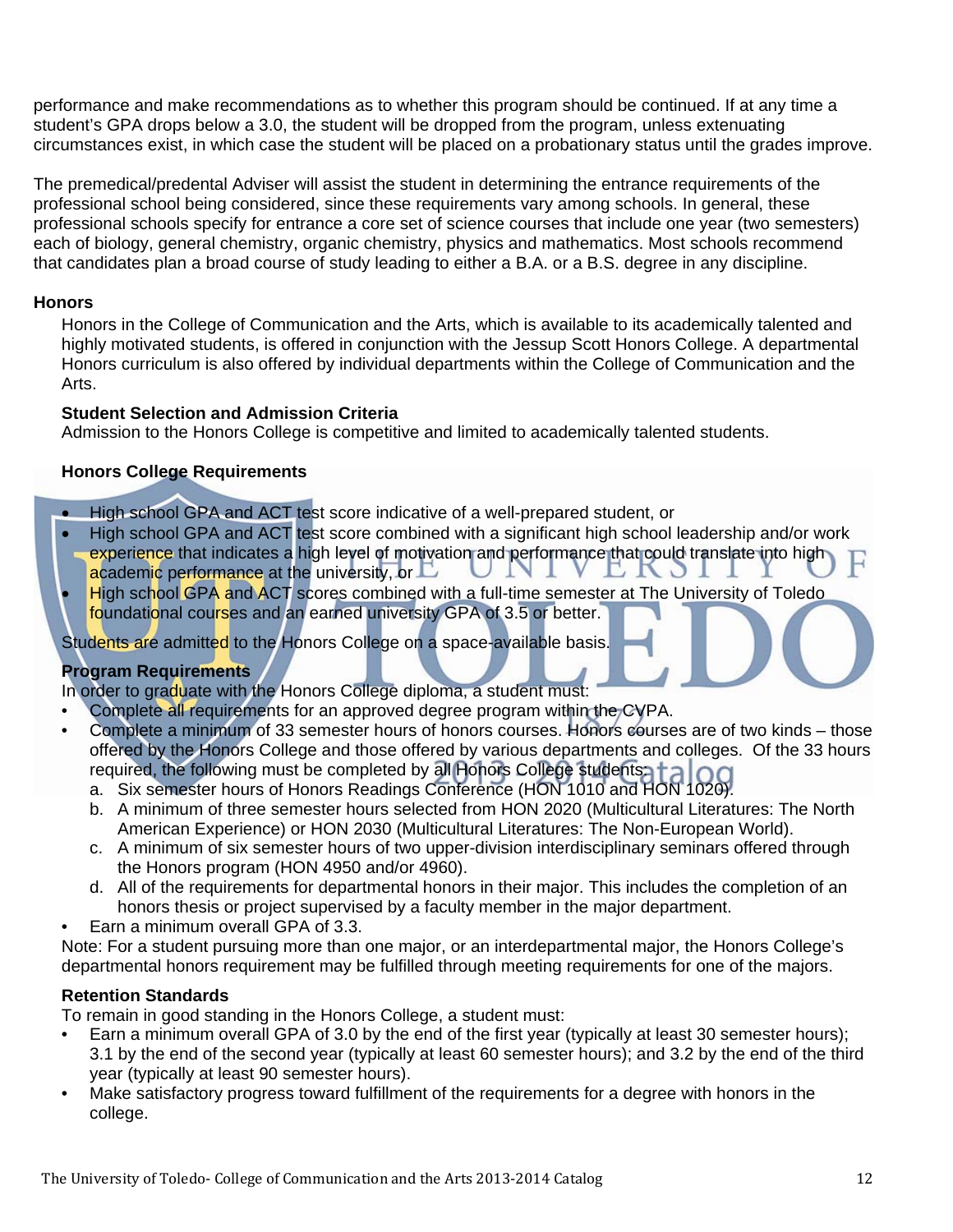performance and make recommendations as to whether this program should be continued. If at any time a student's GPA drops below a 3.0, the student will be dropped from the program, unless extenuating circumstances exist, in which case the student will be placed on a probationary status until the grades improve.

The premedical/predental Adviser will assist the student in determining the entrance requirements of the professional school being considered, since these requirements vary among schools. In general, these professional schools specify for entrance a core set of science courses that include one year (two semesters) each of biology, general chemistry, organic chemistry, physics and mathematics. Most schools recommend that candidates plan a broad course of study leading to either a B.A. or a B.S. degree in any discipline.

**Honors**

Honors in the College of Communication and the Arts, which is available to its academically talented and highly motivated students, is offered in conjunction with the Jessup Scott Honors College. A departmental Honors curriculum is also offered by individual departments within the College of Communication and the Arts.

**Student Selection and Admission Criteria**

Admission to the Honors College is competitive and limited to academically talented students.

**Honors College Requirements**

- High school GPA and ACT test score indicative of a well-prepared student, or
- High school GPA and ACT test score combined with a significant high school leadership and/or work experience that indicates a high level of motivation and performance that could translate into high academic performance at the university, or
- High school GPA and ACT scores combined with a full-time semester at The University of Toledo foundational courses and an earned university GPA of 3.5 or better.

Students are admitted to the Honors College on a space-available basis.

**Program Requirements**

In order to graduate with the Honors College diploma, a student must:

- Complete all requirements for an approved degree program within the CVPA.
- Complete a minimum of 33 semester hours of honors courses. Honors courses are of two kinds – those offered by the Honors College and those offered by various departments and colleges. Of the 33 hours required, the following must be completed by all Honors College students:
  a. Six semester hours of Honors Readings Conference (HON 1010 and HON 1020).
  b. A minimum of three semester hours selected from HON 2020 (Multicultural Literatures: The North American Experience) or HON 2030 (Multicultural Literatures: The Non-European World).
  c. A minimum of six semester hours of two upper-division interdisciplinary seminars offered through the Honors program (HON 4950 and/or 4960).
  d. All of the requirements for departmental honors in their major. This includes the completion of an honors thesis or project supervised by a faculty member in the major department.
- Earn a minimum overall GPA of 3.3.

Note: For a student pursuing more than one major, or an interdepartmental major, the Honors College's departmental honors requirement may be fulfilled through meeting requirements for one of the majors.

**Retention Standards**

To remain in good standing in the Honors College, a student must:

- Earn a minimum overall GPA of 3.0 by the end of the first year (typically at least 30 semester hours); 3.1 by the end of the second year (typically at least 60 semester hours); and 3.2 by the end of the third year (typically at least 90 semester hours).
- Make satisfactory progress toward fulfillment of the requirements for a degree with honors in the college.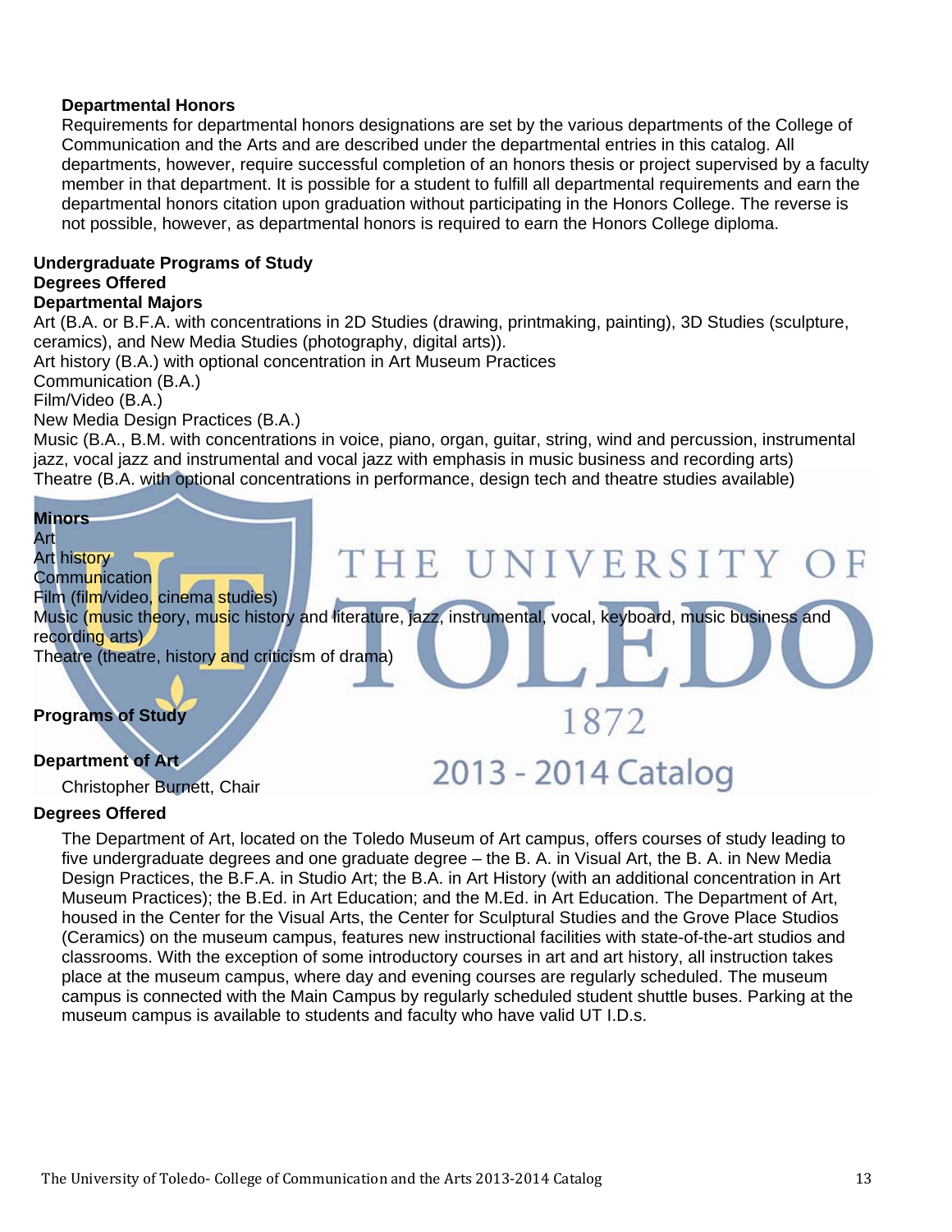**Departmental Honors**

Requirements for departmental honors designations are set by the various departments of the College of Communication and the Arts and are described under the departmental entries in this catalog. All departments, however, require successful completion of an honors thesis or project supervised by a faculty member in that department. It is possible for a student to fulfill all departmental requirements and earn the departmental honors citation upon graduation without participating in the Honors College. The reverse is not possible, however, as departmental honors is required to earn the Honors College diploma.

## Undergraduate Programs of Study

### Degrees Offered

### Departmental Majors

Art (B.A. or B.F.A. with concentrations in 2D Studies (drawing, printmaking, painting), 3D Studies (sculpture, ceramics), and New Media Studies (photography, digital arts)).
Art history (B.A.) with optional concentration in Art Museum Practices
Communication (B.A.)
Film/Video (B.A.)
New Media Design Practices (B.A.)
Music (B.A., B.M. with concentrations in voice, piano, organ, guitar, string, wind and percussion, instrumental jazz, vocal jazz and instrumental and vocal jazz with emphasis in music business and recording arts)
Theatre (B.A. with optional concentrations in performance, design tech and theatre studies available)

### Minors

Art
Art history
Communication
Film (film/video, cinema studies)
Music (music theory, music history and literature, jazz, instrumental, vocal, keyboard, music business and recording arts)
Theatre (theatre, history and criticism of drama)

## Programs of Study

### Department of Art

Christopher Burnett, Chair

### Degrees Offered

The Department of Art, located on the Toledo Museum of Art campus, offers courses of study leading to five undergraduate degrees and one graduate degree – the B. A. in Visual Art, the B. A. in New Media Design Practices, the B.F.A. in Studio Art; the B.A. in Art History (with an additional concentration in Art Museum Practices); the B.Ed. in Art Education; and the M.Ed. in Art Education. The Department of Art, housed in the Center for the Visual Arts, the Center for Sculptural Studies and the Grove Place Studios (Ceramics) on the museum campus, features new instructional facilities with state-of-the-art studios and classrooms. With the exception of some introductory courses in art and art history, all instruction takes place at the museum campus, where day and evening courses are regularly scheduled. The museum campus is connected with the Main Campus by regularly scheduled student shuttle buses. Parking at the museum campus is available to students and faculty who have valid UT I.D.s.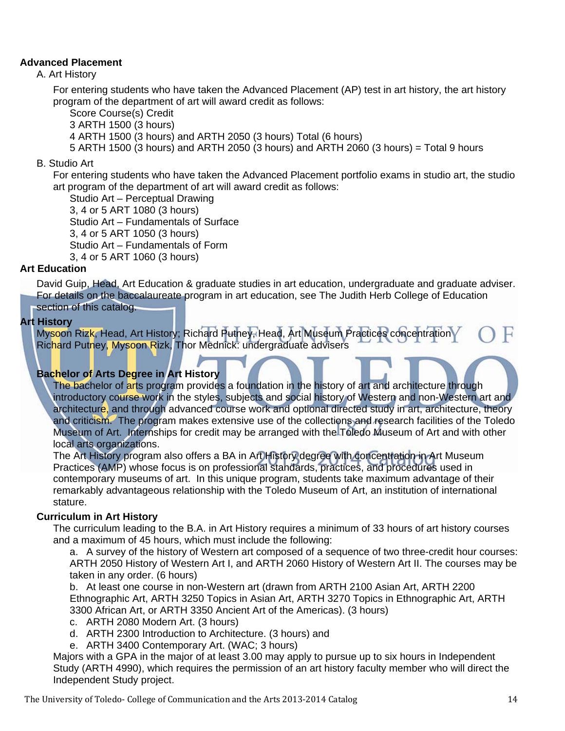**Advanced Placement**

A. Art History

For entering students who have taken the Advanced Placement (AP) test in art history, the art history program of the department of art will award credit as follows:

Score Course(s) Credit
3 ARTH 1500 (3 hours)
4 ARTH 1500 (3 hours) and ARTH 2050 (3 hours) Total (6 hours)
5 ARTH 1500 (3 hours) and ARTH 2050 (3 hours) and ARTH 2060 (3 hours) = Total 9 hours

B. Studio Art

For entering students who have taken the Advanced Placement portfolio exams in studio art, the studio art program of the department of art will award credit as follows:

Studio Art – Perceptual Drawing
3, 4 or 5 ART 1080 (3 hours)
Studio Art – Fundamentals of Surface
3, 4 or 5 ART 1050 (3 hours)
Studio Art – Fundamentals of Form
3, 4 or 5 ART 1060 (3 hours)

## Art Education

David Guip, Head, Art Education & graduate studies in art education, undergraduate and graduate adviser. For details on the baccalaureate program in art education, see The Judith Herb College of Education section of this catalog.

## Art History

Mysoon Rizk, Head, Art History; Richard Putney, Head, Art Museum Practices concentration
Richard Putney, Mysoon Rizk, Thor Mednick: undergraduate advisers

### Bachelor of Arts Degree in Art History

The bachelor of arts program provides a foundation in the history of art and architecture through introductory course work in the styles, subjects and social history of Western and non-Western art and architecture, and through advanced course work and optional directed study in art, architecture, theory and criticism. The program makes extensive use of the collections and research facilities of the Toledo Museum of Art. Internships for credit may be arranged with the Toledo Museum of Art and with other local arts organizations.

The Art History program also offers a BA in Art History degree with concentration in Art Museum Practices (AMP) whose focus is on professional standards, practices, and procedures used in contemporary museums of art. In this unique program, students take maximum advantage of their remarkably advantageous relationship with the Toledo Museum of Art, an institution of international stature.

### Curriculum in Art History

The curriculum leading to the B.A. in Art History requires a minimum of 33 hours of art history courses and a maximum of 45 hours, which must include the following:

a. A survey of the history of Western art composed of a sequence of two three-credit hour courses: ARTH 2050 History of Western Art I, and ARTH 2060 History of Western Art II. The courses may be taken in any order. (6 hours)

b. At least one course in non-Western art (drawn from ARTH 2100 Asian Art, ARTH 2200 Ethnographic Art, ARTH 3250 Topics in Asian Art, ARTH 3270 Topics in Ethnographic Art, ARTH 3300 African Art, or ARTH 3350 Ancient Art of the Americas). (3 hours)

c. ARTH 2080 Modern Art. (3 hours)

d. ARTH 2300 Introduction to Architecture. (3 hours) and

e. ARTH 3400 Contemporary Art. (WAC; 3 hours)

Majors with a GPA in the major of at least 3.00 may apply to pursue up to six hours in Independent Study (ARTH 4990), which requires the permission of an art history faculty member who will direct the Independent Study project.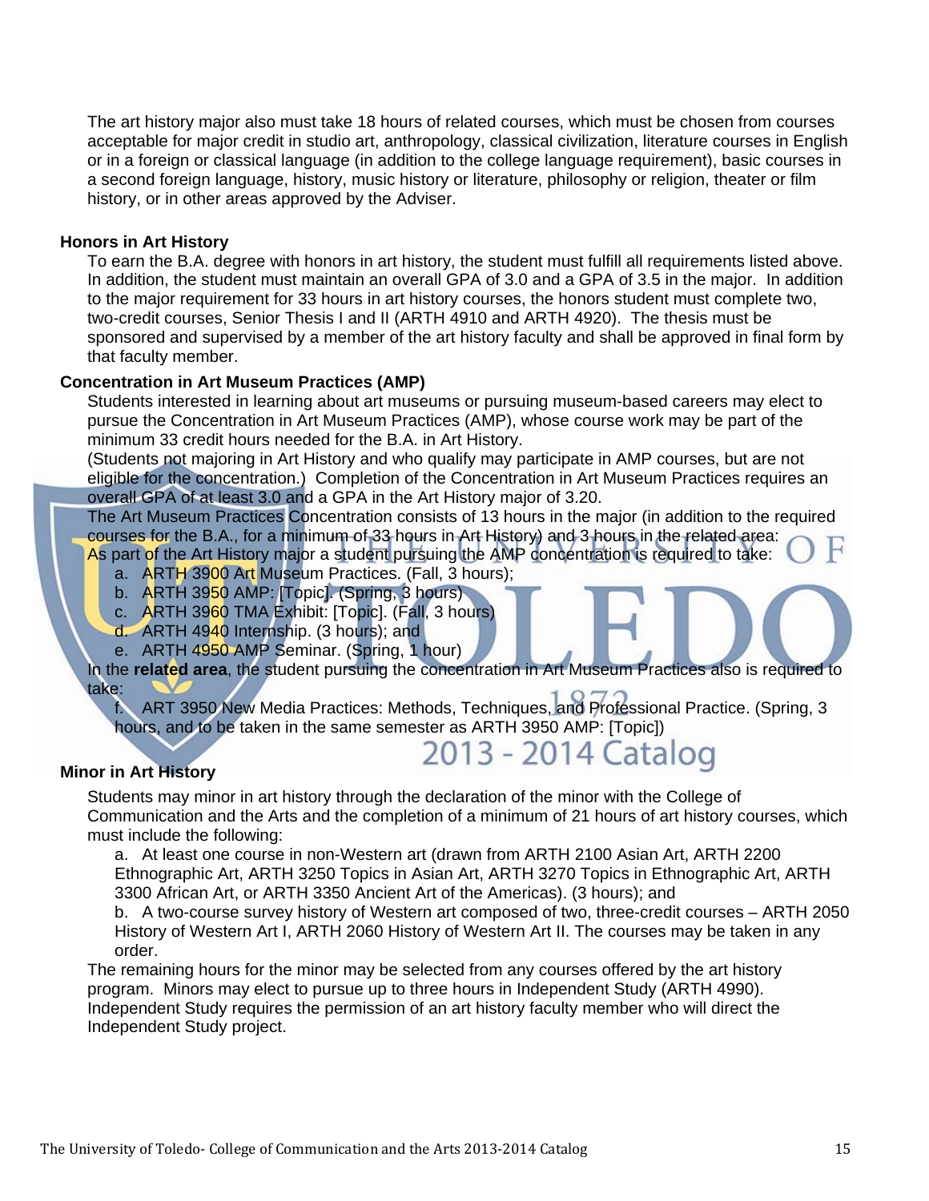The art history major also must take 18 hours of related courses, which must be chosen from courses acceptable for major credit in studio art, anthropology, classical civilization, literature courses in English or in a foreign or classical language (in addition to the college language requirement), basic courses in a second foreign language, history, music history or literature, philosophy or religion, theater or film history, or in other areas approved by the Adviser.

### Honors in Art History

To earn the B.A. degree with honors in art history, the student must fulfill all requirements listed above. In addition, the student must maintain an overall GPA of 3.0 and a GPA of 3.5 in the major. In addition to the major requirement for 33 hours in art history courses, the honors student must complete two, two-credit courses, Senior Thesis I and II (ARTH 4910 and ARTH 4920). The thesis must be sponsored and supervised by a member of the art history faculty and shall be approved in final form by that faculty member.

### Concentration in Art Museum Practices (AMP)

Students interested in learning about art museums or pursuing museum-based careers may elect to pursue the Concentration in Art Museum Practices (AMP), whose course work may be part of the minimum 33 credit hours needed for the B.A. in Art History.

(Students not majoring in Art History and who qualify may participate in AMP courses, but are not eligible for the concentration.) Completion of the Concentration in Art Museum Practices requires an overall GPA of at least 3.0 and a GPA in the Art History major of 3.20.

The Art Museum Practices Concentration consists of 13 hours in the major (in addition to the required courses for the B.A., for a minimum of 33 hours in Art History) and 3 hours in the related area:

As part of the Art History major a student pursuing the AMP concentration is required to take:

a. ARTH 3900 Art Museum Practices. (Fall, 3 hours);
b. ARTH 3950 AMP: [Topic]. (Spring, 3 hours)
c. ARTH 3960 TMA Exhibit: [Topic]. (Fall, 3 hours)
d. ARTH 4940 Internship. (3 hours); and
e. ARTH 4950 AMP Seminar. (Spring, 1 hour)

In the **related area**, the student pursuing the concentration in Art Museum Practices also is required to take:

f. ART 3950 New Media Practices: Methods, Techniques, and Professional Practice. (Spring, 3 hours, and to be taken in the same semester as ARTH 3950 AMP: [Topic])

### Minor in Art History

Students may minor in art history through the declaration of the minor with the College of Communication and the Arts and the completion of a minimum of 21 hours of art history courses, which must include the following:

a. At least one course in non-Western art (drawn from ARTH 2100 Asian Art, ARTH 2200 Ethnographic Art, ARTH 3250 Topics in Asian Art, ARTH 3270 Topics in Ethnographic Art, ARTH 3300 African Art, or ARTH 3350 Ancient Art of the Americas). (3 hours); and

b. A two-course survey history of Western art composed of two, three-credit courses – ARTH 2050 History of Western Art I, ARTH 2060 History of Western Art II. The courses may be taken in any order.

The remaining hours for the minor may be selected from any courses offered by the art history program. Minors may elect to pursue up to three hours in Independent Study (ARTH 4990). Independent Study requires the permission of an art history faculty member who will direct the Independent Study project.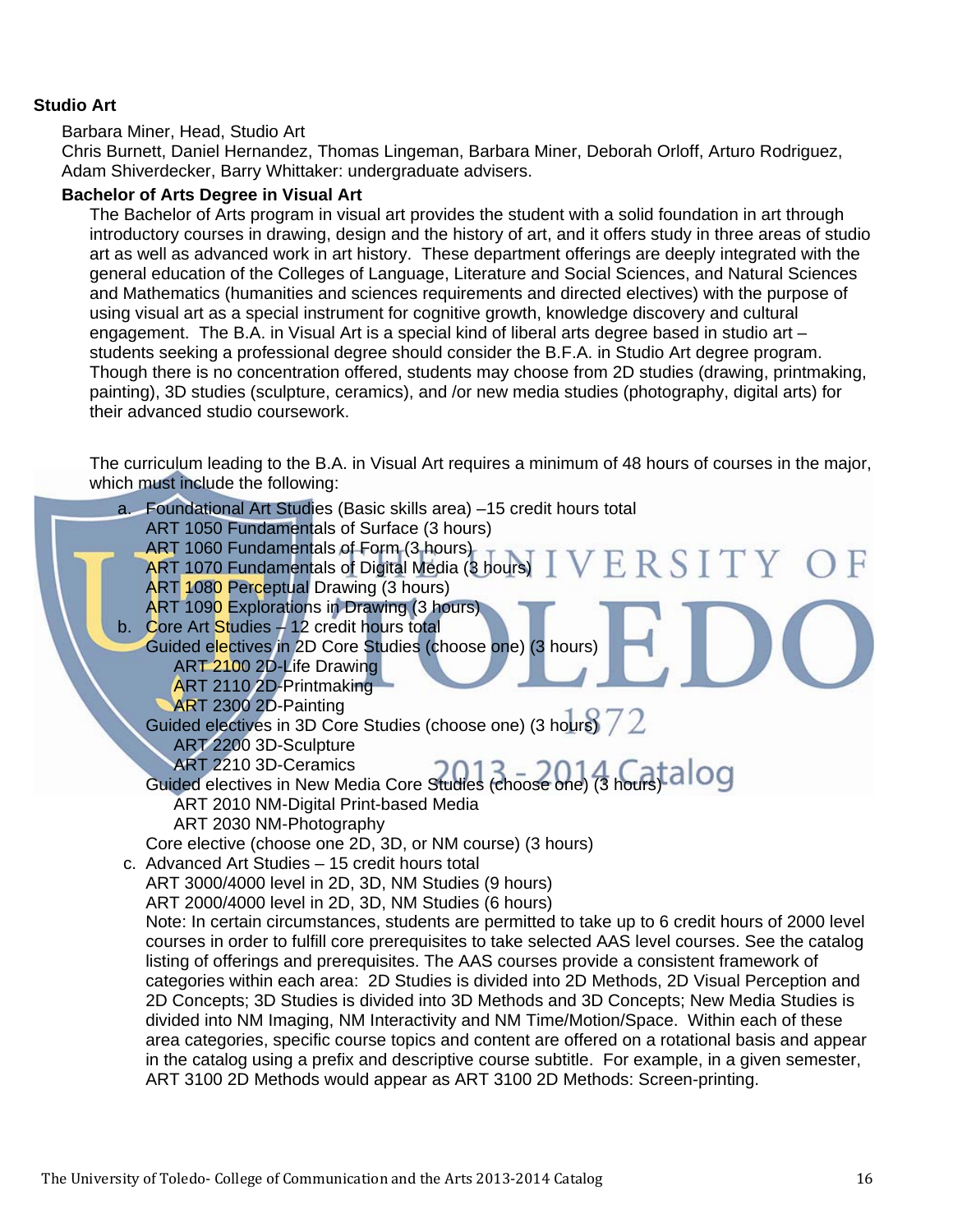## Studio Art

Barbara Miner, Head, Studio Art
Chris Burnett, Daniel Hernandez, Thomas Lingeman, Barbara Miner, Deborah Orloff, Arturo Rodriguez, Adam Shiverdecker, Barry Whittaker: undergraduate advisers.

### Bachelor of Arts Degree in Visual Art

The Bachelor of Arts program in visual art provides the student with a solid foundation in art through introductory courses in drawing, design and the history of art, and it offers study in three areas of studio art as well as advanced work in art history. These department offerings are deeply integrated with the general education of the Colleges of Language, Literature and Social Sciences, and Natural Sciences and Mathematics (humanities and sciences requirements and directed electives) with the purpose of using visual art as a special instrument for cognitive growth, knowledge discovery and cultural engagement. The B.A. in Visual Art is a special kind of liberal arts degree based in studio art – students seeking a professional degree should consider the B.F.A. in Studio Art degree program. Though there is no concentration offered, students may choose from 2D studies (drawing, printmaking, painting), 3D studies (sculpture, ceramics), and /or new media studies (photography, digital arts) for their advanced studio coursework.

The curriculum leading to the B.A. in Visual Art requires a minimum of 48 hours of courses in the major, which must include the following:

a. Foundational Art Studies (Basic skills area) –15 credit hours total
   ART 1050 Fundamentals of Surface (3 hours)
   ART 1060 Fundamentals of Form (3 hours)
   ART 1070 Fundamentals of Digital Media (3 hours)
   ART 1080 Perceptual Drawing (3 hours)
   ART 1090 Explorations in Drawing (3 hours)
b. Core Art Studies – 12 credit hours total
   Guided electives in 2D Core Studies (choose one) (3 hours)
      ART 2100 2D-Life Drawing
      ART 2110 2D-Printmaking
      ART 2300 2D-Painting
   Guided electives in 3D Core Studies (choose one) (3 hours)
      ART 2200 3D-Sculpture
      ART 2210 3D-Ceramics
   Guided electives in New Media Core Studies (choose one) (3 hours)
      ART 2010 NM-Digital Print-based Media
      ART 2030 NM-Photography
   Core elective (choose one 2D, 3D, or NM course) (3 hours)
c. Advanced Art Studies – 15 credit hours total
   ART 3000/4000 level in 2D, 3D, NM Studies (9 hours)
   ART 2000/4000 level in 2D, 3D, NM Studies (6 hours)
   Note: In certain circumstances, students are permitted to take up to 6 credit hours of 2000 level courses in order to fulfill core prerequisites to take selected AAS level courses. See the catalog listing of offerings and prerequisites. The AAS courses provide a consistent framework of categories within each area: 2D Studies is divided into 2D Methods, 2D Visual Perception and 2D Concepts; 3D Studies is divided into 3D Methods and 3D Concepts; New Media Studies is divided into NM Imaging, NM Interactivity and NM Time/Motion/Space. Within each of these area categories, specific course topics and content are offered on a rotational basis and appear in the catalog using a prefix and descriptive course subtitle. For example, in a given semester, ART 3100 2D Methods would appear as ART 3100 2D Methods: Screen-printing.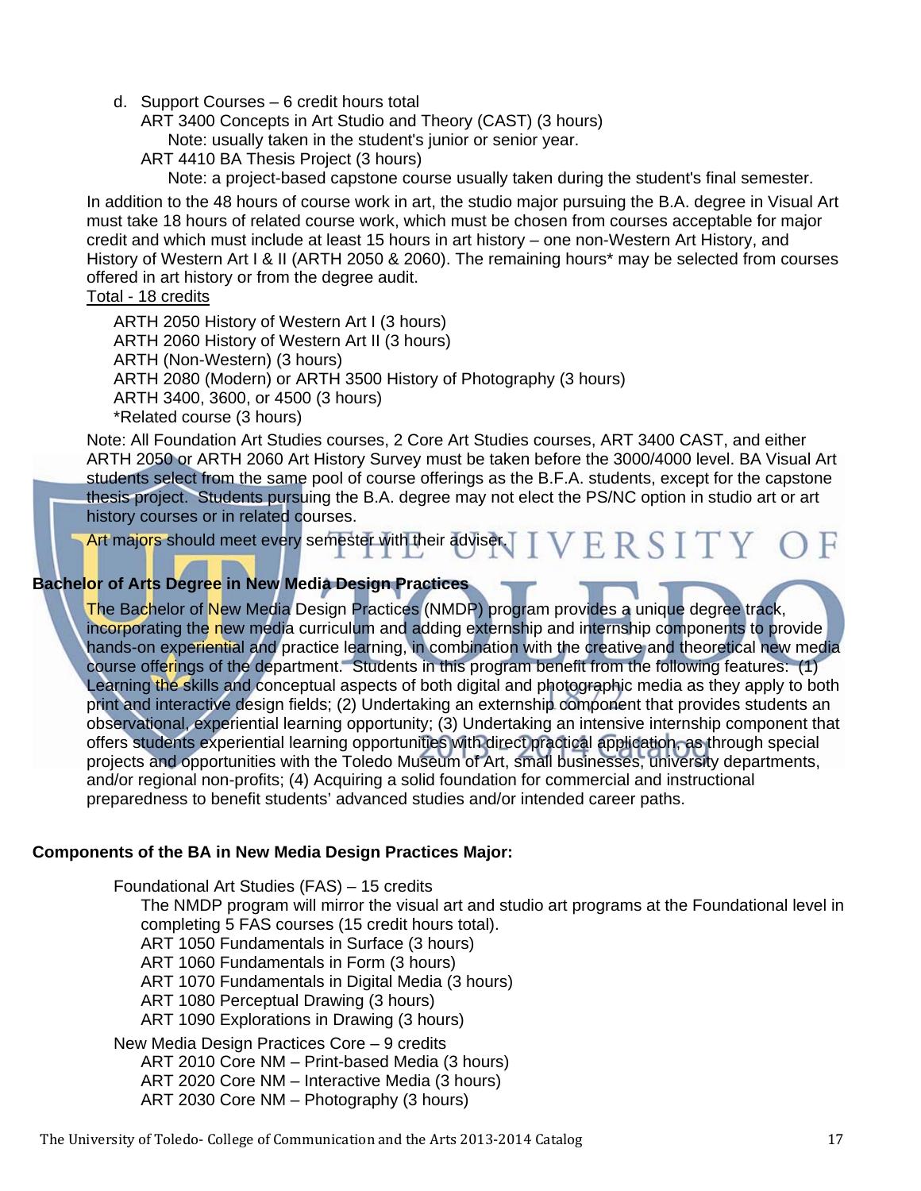d. Support Courses – 6 credit hours total
   - ART 3400 Concepts in Art Studio and Theory (CAST) (3 hours)
     - Note: usually taken in the student's junior or senior year.
   - ART 4410 BA Thesis Project (3 hours)
     - Note: a project-based capstone course usually taken during the student's final semester.

In addition to the 48 hours of course work in art, the studio major pursuing the B.A. degree in Visual Art must take 18 hours of related course work, which must be chosen from courses acceptable for major credit and which must include at least 15 hours in art history – one non-Western Art History, and History of Western Art I & II (ARTH 2050 & 2060). The remaining hours* may be selected from courses offered in art history or from the degree audit.

<u>Total - 18 credits</u>

- ARTH 2050 History of Western Art I (3 hours)
- ARTH 2060 History of Western Art II (3 hours)
- ARTH (Non-Western) (3 hours)
- ARTH 2080 (Modern) or ARTH 3500 History of Photography (3 hours)
- ARTH 3400, 3600, or 4500 (3 hours)
- *Related course (3 hours)

Note: All Foundation Art Studies courses, 2 Core Art Studies courses, ART 3400 CAST, and either ARTH 2050 or ARTH 2060 Art History Survey must be taken before the 3000/4000 level. BA Visual Art students select from the same pool of course offerings as the B.F.A. students, except for the capstone thesis project. Students pursuing the B.A. degree may not elect the PS/NC option in studio art or art history courses or in related courses.

Art majors should meet every semester with their adviser.

**Bachelor of Arts Degree in New Media Design Practices**

The Bachelor of New Media Design Practices (NMDP) program provides a unique degree track, incorporating the new media curriculum and adding externship and internship components to provide hands-on experiential and practice learning, in combination with the creative and theoretical new media course offerings of the department. Students in this program benefit from the following features: (1) Learning the skills and conceptual aspects of both digital and photographic media as they apply to both print and interactive design fields; (2) Undertaking an externship component that provides students an observational, experiential learning opportunity; (3) Undertaking an intensive internship component that offers students experiential learning opportunities with direct practical application, as through special projects and opportunities with the Toledo Museum of Art, small businesses, university departments, and/or regional non-profits; (4) Acquiring a solid foundation for commercial and instructional preparedness to benefit students' advanced studies and/or intended career paths.

**Components of the BA in New Media Design Practices Major:**

Foundational Art Studies (FAS) – 15 credits

The NMDP program will mirror the visual art and studio art programs at the Foundational level in completing 5 FAS courses (15 credit hours total).

- ART 1050 Fundamentals in Surface (3 hours)
- ART 1060 Fundamentals in Form (3 hours)
- ART 1070 Fundamentals in Digital Media (3 hours)
- ART 1080 Perceptual Drawing (3 hours)
- ART 1090 Explorations in Drawing (3 hours)

New Media Design Practices Core – 9 credits

- ART 2010 Core NM – Print-based Media (3 hours)
- ART 2020 Core NM – Interactive Media (3 hours)
- ART 2030 Core NM – Photography (3 hours)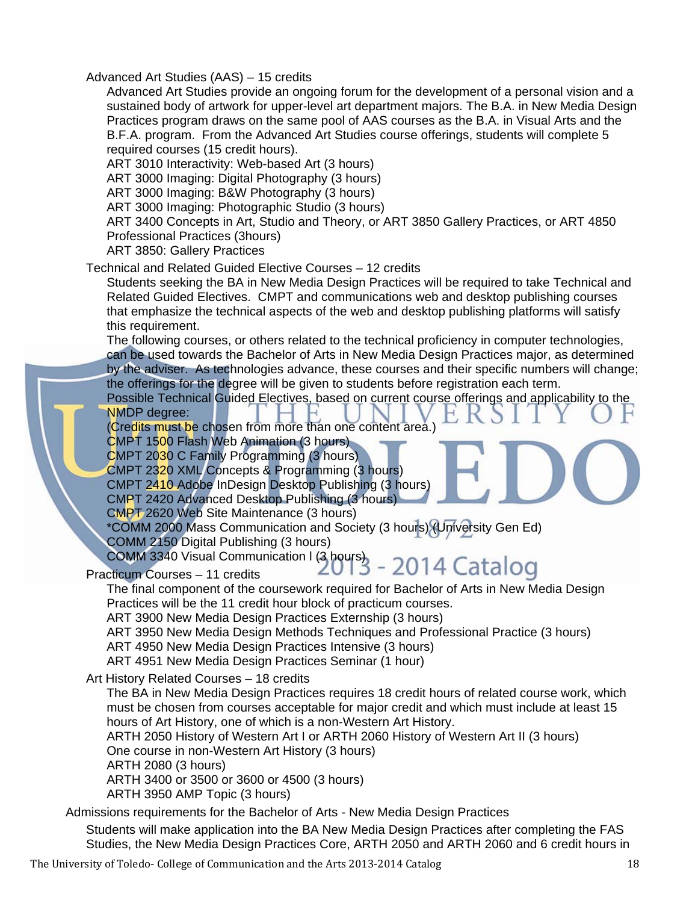Advanced Art Studies (AAS) – 15 credits

Advanced Art Studies provide an ongoing forum for the development of a personal vision and a sustained body of artwork for upper-level art department majors. The B.A. in New Media Design Practices program draws on the same pool of AAS courses as the B.A. in Visual Arts and the B.F.A. program. From the Advanced Art Studies course offerings, students will complete 5 required courses (15 credit hours).

ART 3010 Interactivity: Web-based Art (3 hours)
ART 3000 Imaging: Digital Photography (3 hours)
ART 3000 Imaging: B&W Photography (3 hours)
ART 3000 Imaging: Photographic Studio (3 hours)
ART 3400 Concepts in Art, Studio and Theory, or ART 3850 Gallery Practices, or ART 4850 Professional Practices (3hours)
ART 3850: Gallery Practices

Technical and Related Guided Elective Courses – 12 credits

Students seeking the BA in New Media Design Practices will be required to take Technical and Related Guided Electives. CMPT and communications web and desktop publishing courses that emphasize the technical aspects of the web and desktop publishing platforms will satisfy this requirement.

The following courses, or others related to the technical proficiency in computer technologies, can be used towards the Bachelor of Arts in New Media Design Practices major, as determined by the adviser. As technologies advance, these courses and their specific numbers will change; the offerings for the degree will be given to students before registration each term.

Possible Technical Guided Electives, based on current course offerings and applicability to the NMDP degree:
(Credits must be chosen from more than one content area.)

CMPT 1500 Flash Web Animation (3 hours)
CMPT 2030 C Family Programming (3 hours)
CMPT 2320 XML Concepts & Programming (3 hours)
CMPT 2410 Adobe InDesign Desktop Publishing (3 hours)
CMPT 2420 Advanced Desktop Publishing (3 hours)
CMPT 2620 Web Site Maintenance (3 hours)
*COMM 2000 Mass Communication and Society (3 hours) (University Gen Ed)
COMM 2150 Digital Publishing (3 hours)
COMM 3340 Visual Communication I (3 hours)

Practicum Courses – 11 credits

The final component of the coursework required for Bachelor of Arts in New Media Design Practices will be the 11 credit hour block of practicum courses.

ART 3900 New Media Design Practices Externship (3 hours)
ART 3950 New Media Design Methods Techniques and Professional Practice (3 hours)
ART 4950 New Media Design Practices Intensive (3 hours)
ART 4951 New Media Design Practices Seminar (1 hour)

Art History Related Courses – 18 credits

The BA in New Media Design Practices requires 18 credit hours of related course work, which must be chosen from courses acceptable for major credit and which must include at least 15 hours of Art History, one of which is a non-Western Art History.

ARTH 2050 History of Western Art I or ARTH 2060 History of Western Art II (3 hours)
One course in non-Western Art History (3 hours)
ARTH 2080 (3 hours)
ARTH 3400 or 3500 or 3600 or 4500 (3 hours)
ARTH 3950 AMP Topic (3 hours)

Admissions requirements for the Bachelor of Arts - New Media Design Practices

Students will make application into the BA New Media Design Practices after completing the FAS Studies, the New Media Design Practices Core, ARTH 2050 and ARTH 2060 and 6 credit hours in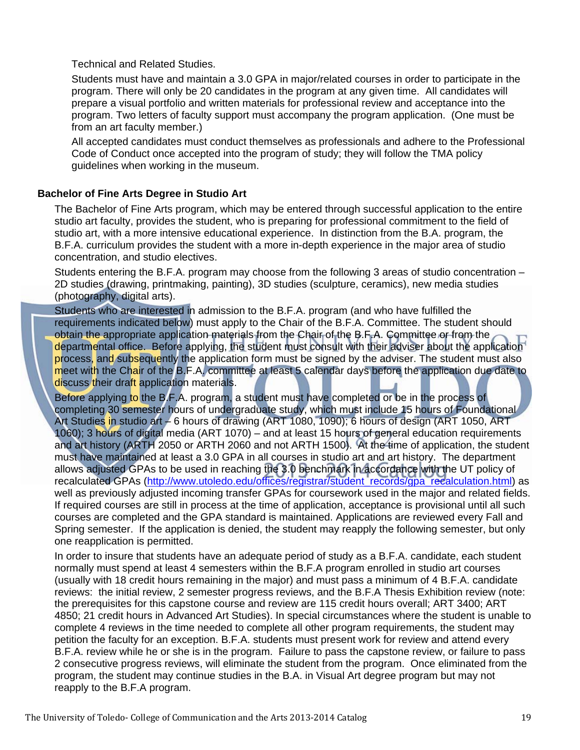Technical and Related Studies.

Students must have and maintain a 3.0 GPA in major/related courses in order to participate in the program. There will only be 20 candidates in the program at any given time. All candidates will prepare a visual portfolio and written materials for professional review and acceptance into the program. Two letters of faculty support must accompany the program application. (One must be from an art faculty member.)

All accepted candidates must conduct themselves as professionals and adhere to the Professional Code of Conduct once accepted into the program of study; they will follow the TMA policy guidelines when working in the museum.

### Bachelor of Fine Arts Degree in Studio Art

The Bachelor of Fine Arts program, which may be entered through successful application to the entire studio art faculty, provides the student, who is preparing for professional commitment to the field of studio art, with a more intensive educational experience. In distinction from the B.A. program, the B.F.A. curriculum provides the student with a more in-depth experience in the major area of studio concentration, and studio electives.

Students entering the B.F.A. program may choose from the following 3 areas of studio concentration – 2D studies (drawing, printmaking, painting), 3D studies (sculpture, ceramics), new media studies (photography, digital arts).

Students who are interested in admission to the B.F.A. program (and who have fulfilled the requirements indicated below) must apply to the Chair of the B.F.A. Committee. The student should obtain the appropriate application materials from the Chair of the B.F.A. Committee or from the departmental office. Before applying, the student must consult with their adviser about the application process, and subsequently the application form must be signed by the adviser. The student must also meet with the Chair of the B.F.A. committee at least 5 calendar days before the application due date to discuss their draft application materials.

Before applying to the B.F.A. program, a student must have completed or be in the process of completing 30 semester hours of undergraduate study, which must include 15 hours of Foundational Art Studies in studio art – 6 hours of drawing (ART 1080, 1090); 6 hours of design (ART 1050, ART 1060); 3 hours of digital media (ART 1070) – and at least 15 hours of general education requirements and art history (ARTH 2050 or ARTH 2060 and not ARTH 1500). At the time of application, the student must have maintained at least a 3.0 GPA in all courses in studio art and art history. The department allows adjusted GPAs to be used in reaching the 3.0 benchmark in accordance with the UT policy of recalculated GPAs (http://www.utoledo.edu/offices/registrar/student_records/gpa_recalculation.html) as well as previously adjusted incoming transfer GPAs for coursework used in the major and related fields. If required courses are still in process at the time of application, acceptance is provisional until all such courses are completed and the GPA standard is maintained. Applications are reviewed every Fall and Spring semester. If the application is denied, the student may reapply the following semester, but only one reapplication is permitted.

In order to insure that students have an adequate period of study as a B.F.A. candidate, each student normally must spend at least 4 semesters within the B.F.A program enrolled in studio art courses (usually with 18 credit hours remaining in the major) and must pass a minimum of 4 B.F.A. candidate reviews: the initial review, 2 semester progress reviews, and the B.F.A Thesis Exhibition review (note: the prerequisites for this capstone course and review are 115 credit hours overall; ART 3400; ART 4850; 21 credit hours in Advanced Art Studies). In special circumstances where the student is unable to complete 4 reviews in the time needed to complete all other program requirements, the student may petition the faculty for an exception. B.F.A. students must present work for review and attend every B.F.A. review while he or she is in the program. Failure to pass the capstone review, or failure to pass 2 consecutive progress reviews, will eliminate the student from the program. Once eliminated from the program, the student may continue studies in the B.A. in Visual Art degree program but may not reapply to the B.F.A program.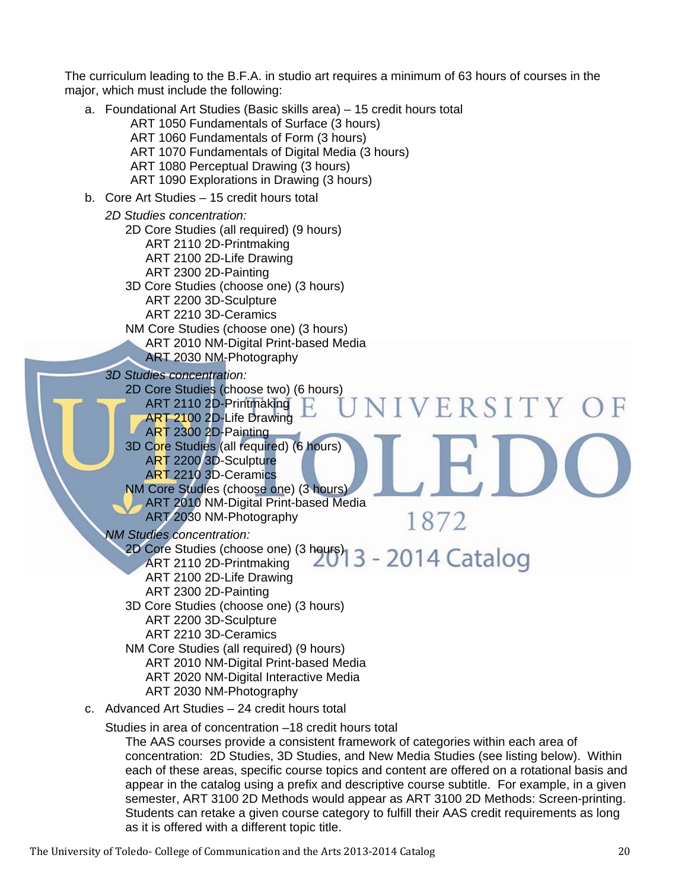The curriculum leading to the B.F.A. in studio art requires a minimum of 63 hours of courses in the major, which must include the following:

a. Foundational Art Studies (Basic skills area) – 15 credit hours total
   - ART 1050 Fundamentals of Surface (3 hours)
   - ART 1060 Fundamentals of Form (3 hours)
   - ART 1070 Fundamentals of Digital Media (3 hours)
   - ART 1080 Perceptual Drawing (3 hours)
   - ART 1090 Explorations in Drawing (3 hours)

b. Core Art Studies – 15 credit hours total

   *2D Studies concentration:*
   - 2D Core Studies (all required) (9 hours)
     - ART 2110 2D-Printmaking
     - ART 2100 2D-Life Drawing
     - ART 2300 2D-Painting
   - 3D Core Studies (choose one) (3 hours)
     - ART 2200 3D-Sculpture
     - ART 2210 3D-Ceramics
   - NM Core Studies (choose one) (3 hours)
     - ART 2010 NM-Digital Print-based Media
     - ART 2030 NM-Photography

   *3D Studies concentration:*
   - 2D Core Studies (choose two) (6 hours)
     - ART 2110 2D-Printmaking
     - ART 2100 2D-Life Drawing
     - ART 2300 2D-Painting
   - 3D Core Studies (all required) (6 hours)
     - ART 2200 3D-Sculpture
     - ART 2210 3D-Ceramics
   - NM Core Studies (choose one) (3 hours)
     - ART 2010 NM-Digital Print-based Media
     - ART 2030 NM-Photography

   *NM Studies concentration:*
   - 2D Core Studies (choose one) (3 hours)
     - ART 2110 2D-Printmaking
     - ART 2100 2D-Life Drawing
     - ART 2300 2D-Painting
   - 3D Core Studies (choose one) (3 hours)
     - ART 2200 3D-Sculpture
     - ART 2210 3D-Ceramics
   - NM Core Studies (all required) (9 hours)
     - ART 2010 NM-Digital Print-based Media
     - ART 2020 NM-Digital Interactive Media
     - ART 2030 NM-Photography

c. Advanced Art Studies – 24 credit hours total

   Studies in area of concentration –18 credit hours total

   The AAS courses provide a consistent framework of categories within each area of concentration: 2D Studies, 3D Studies, and New Media Studies (see listing below). Within each of these areas, specific course topics and content are offered on a rotational basis and appear in the catalog using a prefix and descriptive course subtitle. For example, in a given semester, ART 3100 2D Methods would appear as ART 3100 2D Methods: Screen-printing. Students can retake a given course category to fulfill their AAS credit requirements as long as it is offered with a different topic title.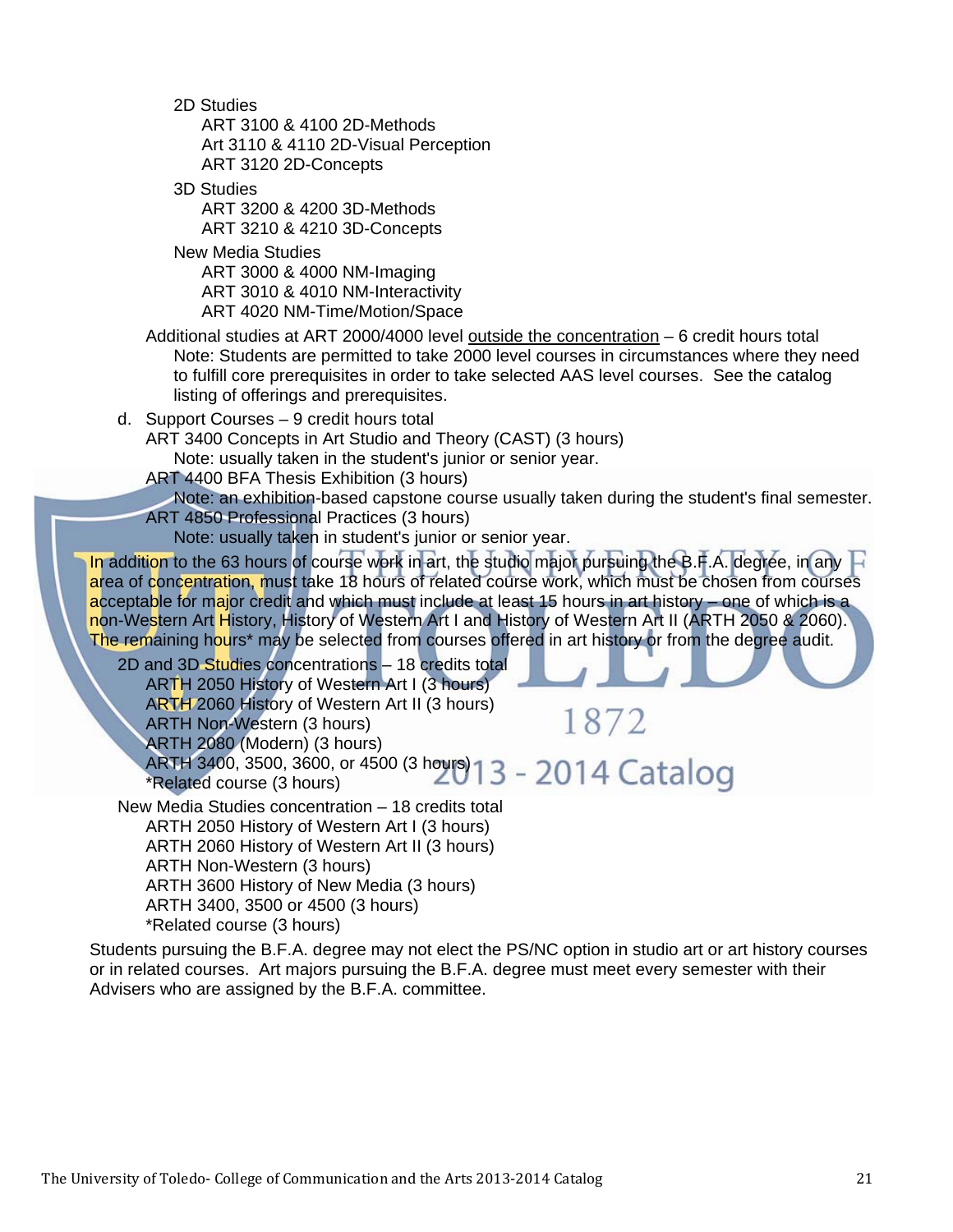2D Studies
- ART 3100 & 4100 2D-Methods
- Art 3110 & 4110 2D-Visual Perception
- ART 3120 2D-Concepts

3D Studies
- ART 3200 & 4200 3D-Methods
- ART 3210 & 4210 3D-Concepts

New Media Studies
- ART 3000 & 4000 NM-Imaging
- ART 3010 & 4010 NM-Interactivity
- ART 4020 NM-Time/Motion/Space

Additional studies at ART 2000/4000 level <u>outside the concentration</u> – 6 credit hours total

Note: Students are permitted to take 2000 level courses in circumstances where they need to fulfill core prerequisites in order to take selected AAS level courses. See the catalog listing of offerings and prerequisites.

d. Support Courses – 9 credit hours total

ART 3400 Concepts in Art Studio and Theory (CAST) (3 hours)
Note: usually taken in the student's junior or senior year.

ART 4400 BFA Thesis Exhibition (3 hours)
Note: an exhibition-based capstone course usually taken during the student's final semester.

ART 4850 Professional Practices (3 hours)
Note: usually taken in student's junior or senior year.

In addition to the 63 hours of course work in art, the studio major pursuing the B.F.A. degree, in any area of concentration, must take 18 hours of related course work, which must be chosen from courses acceptable for major credit and which must include at least 15 hours in art history – one of which is a non-Western Art History, History of Western Art I and History of Western Art II (ARTH 2050 & 2060). The remaining hours* may be selected from courses offered in art history or from the degree audit.

2D and 3D Studies concentrations – 18 credits total
- ARTH 2050 History of Western Art I (3 hours)
- ARTH 2060 History of Western Art II (3 hours)
- ARTH Non-Western (3 hours)
- ARTH 2080 (Modern) (3 hours)
- ARTH 3400, 3500, 3600, or 4500 (3 hours)
- *Related course (3 hours)

New Media Studies concentration – 18 credits total
- ARTH 2050 History of Western Art I (3 hours)
- ARTH 2060 History of Western Art II (3 hours)
- ARTH Non-Western (3 hours)
- ARTH 3600 History of New Media (3 hours)
- ARTH 3400, 3500 or 4500 (3 hours)
- *Related course (3 hours)

Students pursuing the B.F.A. degree may not elect the PS/NC option in studio art or art history courses or in related courses. Art majors pursuing the B.F.A. degree must meet every semester with their Advisers who are assigned by the B.F.A. committee.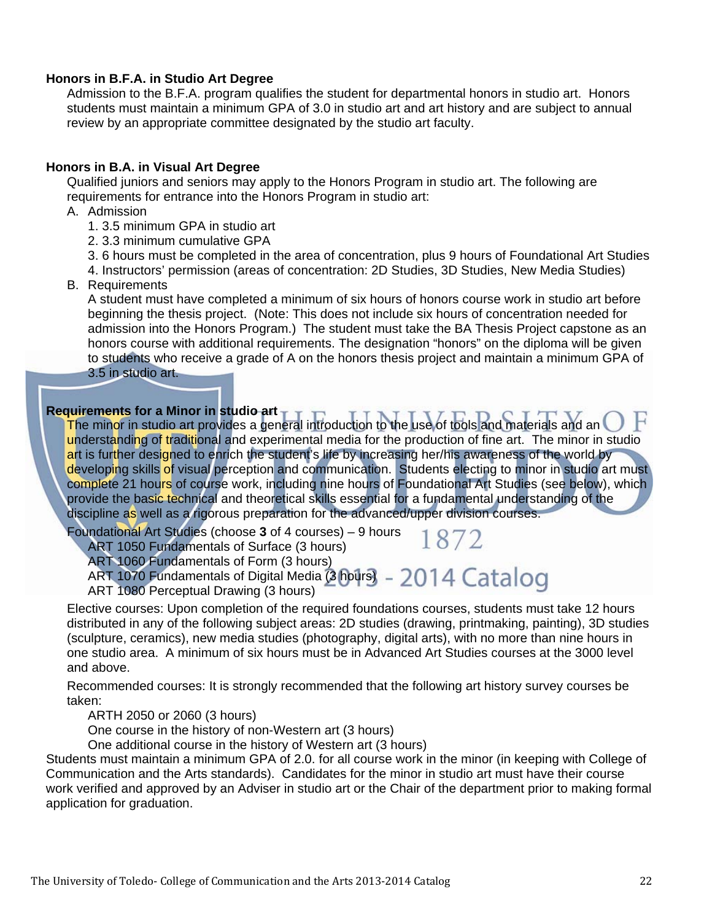**Honors in B.F.A. in Studio Art Degree**

Admission to the B.F.A. program qualifies the student for departmental honors in studio art. Honors students must maintain a minimum GPA of 3.0 in studio art and art history and are subject to annual review by an appropriate committee designated by the studio art faculty.

**Honors in B.A. in Visual Art Degree**

Qualified juniors and seniors may apply to the Honors Program in studio art. The following are requirements for entrance into the Honors Program in studio art:

A. Admission
   1. 3.5 minimum GPA in studio art
   2. 3.3 minimum cumulative GPA
   3. 6 hours must be completed in the area of concentration, plus 9 hours of Foundational Art Studies
   4. Instructors' permission (areas of concentration: 2D Studies, 3D Studies, New Media Studies)

B. Requirements

   A student must have completed a minimum of six hours of honors course work in studio art before beginning the thesis project. (Note: This does not include six hours of concentration needed for admission into the Honors Program.) The student must take the BA Thesis Project capstone as an honors course with additional requirements. The designation "honors" on the diploma will be given to students who receive a grade of A on the honors thesis project and maintain a minimum GPA of 3.5 in studio art.

**Requirements for a Minor in studio art**

The minor in studio art provides a general introduction to the use of tools and materials and an understanding of traditional and experimental media for the production of fine art. The minor in studio art is further designed to enrich the student's life by increasing her/his awareness of the world by developing skills of visual perception and communication. Students electing to minor in studio art must complete 21 hours of course work, including nine hours of Foundational Art Studies (see below), which provide the basic technical and theoretical skills essential for a fundamental understanding of the discipline as well as a rigorous preparation for the advanced/upper division courses.

Foundational Art Studies (choose **3** of 4 courses) – 9 hours
- ART 1050 Fundamentals of Surface (3 hours)
- ART 1060 Fundamentals of Form (3 hours)
- ART 1070 Fundamentals of Digital Media (3 hours)
- ART 1080 Perceptual Drawing (3 hours)

Elective courses: Upon completion of the required foundations courses, students must take 12 hours distributed in any of the following subject areas: 2D studies (drawing, printmaking, painting), 3D studies (sculpture, ceramics), new media studies (photography, digital arts), with no more than nine hours in one studio area. A minimum of six hours must be in Advanced Art Studies courses at the 3000 level and above.

Recommended courses: It is strongly recommended that the following art history survey courses be taken:
- ARTH 2050 or 2060 (3 hours)
- One course in the history of non-Western art (3 hours)
- One additional course in the history of Western art (3 hours)

Students must maintain a minimum GPA of 2.0. for all course work in the minor (in keeping with College of Communication and the Arts standards). Candidates for the minor in studio art must have their course work verified and approved by an Adviser in studio art or the Chair of the department prior to making formal application for graduation.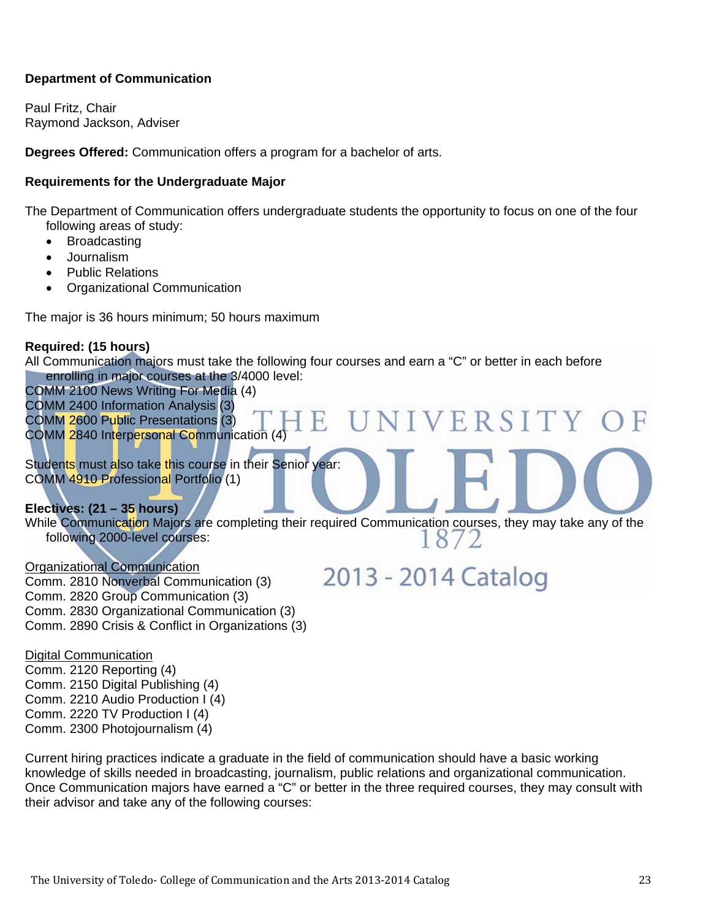**Department of Communication**

Paul Fritz, Chair
Raymond Jackson, Adviser

**Degrees Offered:** Communication offers a program for a bachelor of arts.

**Requirements for the Undergraduate Major**

The Department of Communication offers undergraduate students the opportunity to focus on one of the four following areas of study:

- Broadcasting
- Journalism
- Public Relations
- Organizational Communication

The major is 36 hours minimum; 50 hours maximum

**Required: (15 hours)**
All Communication majors must take the following four courses and earn a "C" or better in each before enrolling in major courses at the 3/4000 level:
COMM 2100 News Writing For Media (4)
COMM 2400 Information Analysis (3)
COMM 2600 Public Presentations (3)
COMM 2840 Interpersonal Communication (4)

Students must also take this course in their Senior year:
COMM 4910 Professional Portfolio (1)

**Electives: (21 – 35 hours)**
While Communication Majors are completing their required Communication courses, they may take any of the following 2000-level courses:

<u>Organizational Communication</u>
Comm. 2810 Nonverbal Communication (3)
Comm. 2820 Group Communication (3)
Comm. 2830 Organizational Communication (3)
Comm. 2890 Crisis & Conflict in Organizations (3)

<u>Digital Communication</u>
Comm. 2120 Reporting (4)
Comm. 2150 Digital Publishing (4)
Comm. 2210 Audio Production I (4)
Comm. 2220 TV Production I (4)
Comm. 2300 Photojournalism (4)

Current hiring practices indicate a graduate in the field of communication should have a basic working knowledge of skills needed in broadcasting, journalism, public relations and organizational communication. Once Communication majors have earned a "C" or better in the three required courses, they may consult with their advisor and take any of the following courses: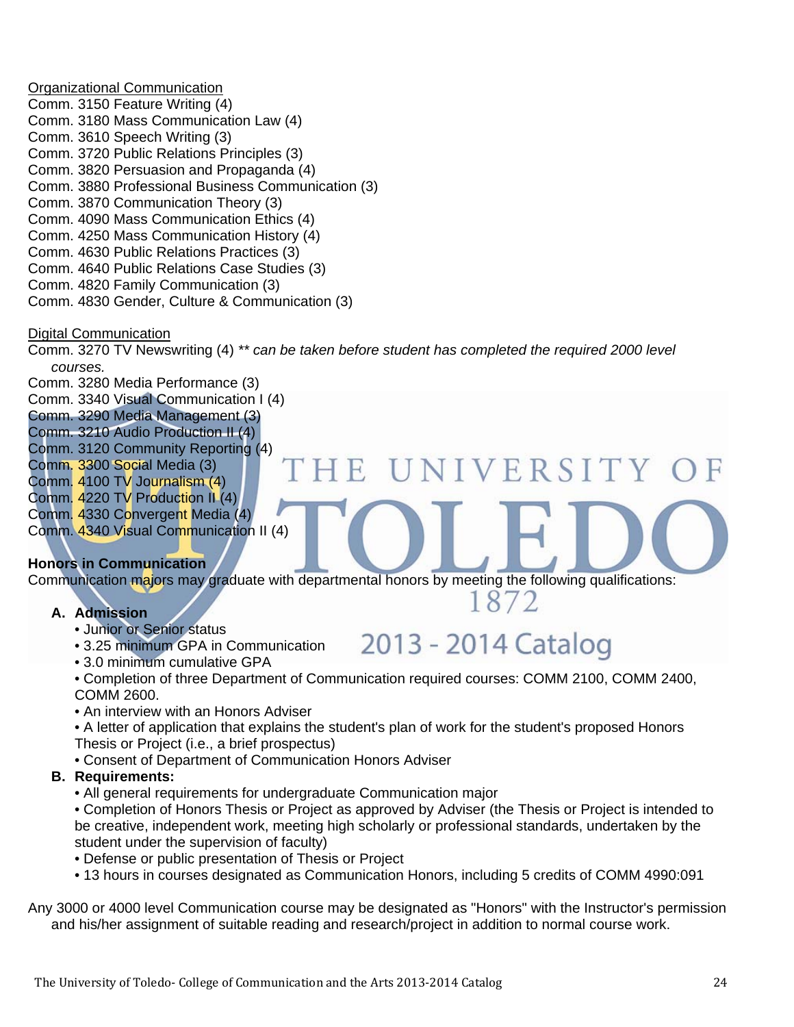Organizational Communication

Comm. 3150 Feature Writing (4)
Comm. 3180 Mass Communication Law (4)
Comm. 3610 Speech Writing (3)
Comm. 3720 Public Relations Principles (3)
Comm. 3820 Persuasion and Propaganda (4)
Comm. 3880 Professional Business Communication (3)
Comm. 3870 Communication Theory (3)
Comm. 4090 Mass Communication Ethics (4)
Comm. 4250 Mass Communication History (4)
Comm. 4630 Public Relations Practices (3)
Comm. 4640 Public Relations Case Studies (3)
Comm. 4820 Family Communication (3)
Comm. 4830 Gender, Culture & Communication (3)

Digital Communication

Comm. 3270 TV Newswriting (4) *\*\* can be taken before student has completed the required 2000 level courses.*
Comm. 3280 Media Performance (3)
Comm. 3340 Visual Communication I (4)
Comm. 3290 Media Management (3)
Comm. 3210 Audio Production II (4)
Comm. 3120 Community Reporting (4)
Comm. 3300 Social Media (3)
Comm. 4100 TV Journalism (4)
Comm. 4220 TV Production II (4)
Comm. 4330 Convergent Media (4)
Comm. 4340 Visual Communication II (4)

**Honors in Communication**

Communication majors may graduate with departmental honors by meeting the following qualifications:

**A. Admission**

- Junior or Senior status
- 3.25 minimum GPA in Communication
- 3.0 minimum cumulative GPA
- Completion of three Department of Communication required courses: COMM 2100, COMM 2400, COMM 2600.
- An interview with an Honors Adviser
- A letter of application that explains the student's plan of work for the student's proposed Honors Thesis or Project (i.e., a brief prospectus)
- Consent of Department of Communication Honors Adviser

**B. Requirements:**

- All general requirements for undergraduate Communication major
- Completion of Honors Thesis or Project as approved by Adviser (the Thesis or Project is intended to be creative, independent work, meeting high scholarly or professional standards, undertaken by the student under the supervision of faculty)
- Defense or public presentation of Thesis or Project
- 13 hours in courses designated as Communication Honors, including 5 credits of COMM 4990:091

Any 3000 or 4000 level Communication course may be designated as "Honors" with the Instructor's permission and his/her assignment of suitable reading and research/project in addition to normal course work.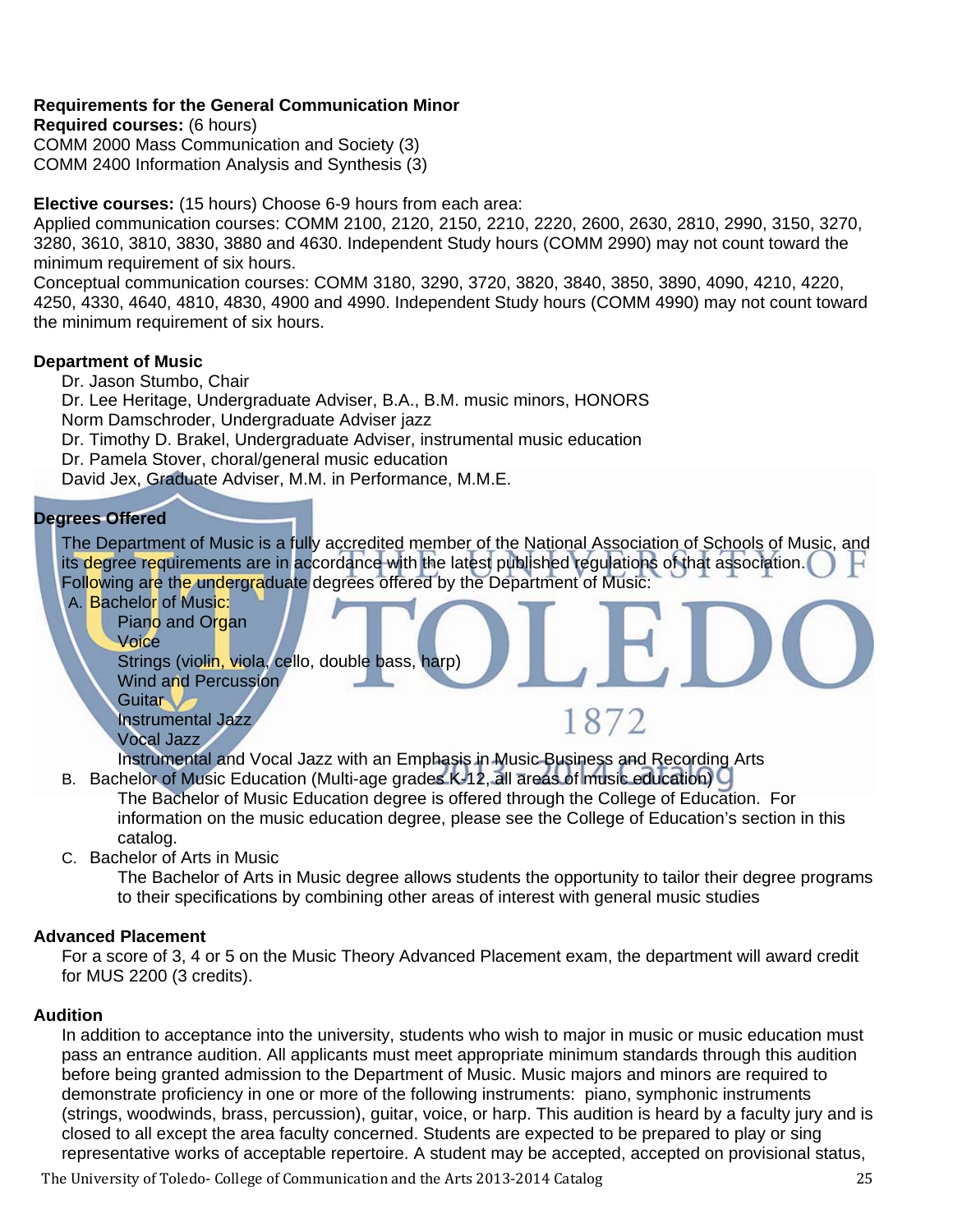**Requirements for the General Communication Minor**

**Required courses:** (6 hours)
COMM 2000 Mass Communication and Society (3)
COMM 2400 Information Analysis and Synthesis (3)

**Elective courses:** (15 hours) Choose 6-9 hours from each area:
Applied communication courses: COMM 2100, 2120, 2150, 2210, 2220, 2600, 2630, 2810, 2990, 3150, 3270, 3280, 3610, 3810, 3830, 3880 and 4630. Independent Study hours (COMM 2990) may not count toward the minimum requirement of six hours.
Conceptual communication courses: COMM 3180, 3290, 3720, 3820, 3840, 3850, 3890, 4090, 4210, 4220, 4250, 4330, 4640, 4810, 4830, 4900 and 4990. Independent Study hours (COMM 4990) may not count toward the minimum requirement of six hours.

**Department of Music**

Dr. Jason Stumbo, Chair
Dr. Lee Heritage, Undergraduate Adviser, B.A., B.M. music minors, HONORS
Norm Damschroder, Undergraduate Adviser jazz
Dr. Timothy D. Brakel, Undergraduate Adviser, instrumental music education
Dr. Pamela Stover, choral/general music education
David Jex, Graduate Adviser, M.M. in Performance, M.M.E.

**Degrees Offered**

The Department of Music is a fully accredited member of the National Association of Schools of Music, and its degree requirements are in accordance with the latest published regulations of that association. Following are the undergraduate degrees offered by the Department of Music:

A. Bachelor of Music:
   - Piano and Organ
   - Voice
   - Strings (violin, viola, cello, double bass, harp)
   - Wind and Percussion
   - Guitar
   - Instrumental Jazz
   - Vocal Jazz
   - Instrumental and Vocal Jazz with an Emphasis in Music Business and Recording Arts

B. Bachelor of Music Education (Multi-age grades K-12, all areas of music education)

   The Bachelor of Music Education degree is offered through the College of Education. For information on the music education degree, please see the College of Education's section in this catalog.

C. Bachelor of Arts in Music

   The Bachelor of Arts in Music degree allows students the opportunity to tailor their degree programs to their specifications by combining other areas of interest with general music studies

**Advanced Placement**

For a score of 3, 4 or 5 on the Music Theory Advanced Placement exam, the department will award credit for MUS 2200 (3 credits).

**Audition**

In addition to acceptance into the university, students who wish to major in music or music education must pass an entrance audition. All applicants must meet appropriate minimum standards through this audition before being granted admission to the Department of Music. Music majors and minors are required to demonstrate proficiency in one or more of the following instruments: piano, symphonic instruments (strings, woodwinds, brass, percussion), guitar, voice, or harp. This audition is heard by a faculty jury and is closed to all except the area faculty concerned. Students are expected to be prepared to play or sing representative works of acceptable repertoire. A student may be accepted, accepted on provisional status,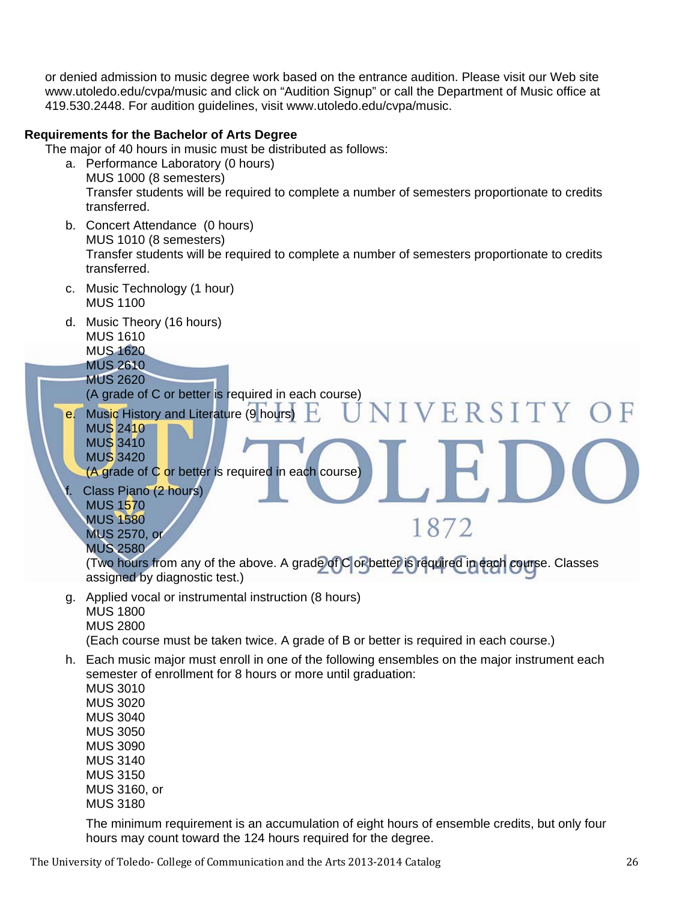or denied admission to music degree work based on the entrance audition. Please visit our Web site www.utoledo.edu/cvpa/music and click on "Audition Signup" or call the Department of Music office at 419.530.2448. For audition guidelines, visit www.utoledo.edu/cvpa/music.

**Requirements for the Bachelor of Arts Degree**

The major of 40 hours in music must be distributed as follows:

a. Performance Laboratory (0 hours)
   MUS 1000 (8 semesters)
   Transfer students will be required to complete a number of semesters proportionate to credits transferred.

b. Concert Attendance (0 hours)
   MUS 1010 (8 semesters)
   Transfer students will be required to complete a number of semesters proportionate to credits transferred.

c. Music Technology (1 hour)
   MUS 1100

d. Music Theory (16 hours)
   MUS 1610
   MUS 1620
   MUS 2610
   MUS 2620
   (A grade of C or better is required in each course)

e. Music History and Literature (9 hours)
   MUS 2410
   MUS 3410
   MUS 3420
   (A grade of C or better is required in each course)

f. Class Piano (2 hours)
   MUS 1570
   MUS 1580
   MUS 2570, or
   MUS 2580
   (Two hours from any of the above. A grade of C or better is required in each course. Classes assigned by diagnostic test.)

g. Applied vocal or instrumental instruction (8 hours)
   MUS 1800
   MUS 2800
   (Each course must be taken twice. A grade of B or better is required in each course.)

h. Each music major must enroll in one of the following ensembles on the major instrument each semester of enrollment for 8 hours or more until graduation:
   MUS 3010
   MUS 3020
   MUS 3040
   MUS 3050
   MUS 3090
   MUS 3140
   MUS 3150
   MUS 3160, or
   MUS 3180

   The minimum requirement is an accumulation of eight hours of ensemble credits, but only four hours may count toward the 124 hours required for the degree.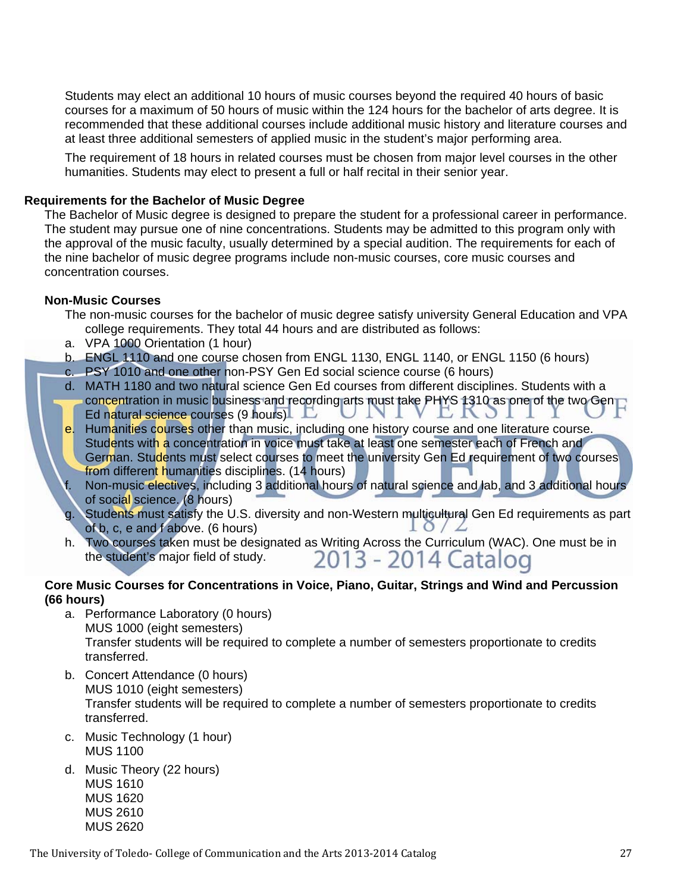Students may elect an additional 10 hours of music courses beyond the required 40 hours of basic courses for a maximum of 50 hours of music within the 124 hours for the bachelor of arts degree. It is recommended that these additional courses include additional music history and literature courses and at least three additional semesters of applied music in the student's major performing area.

The requirement of 18 hours in related courses must be chosen from major level courses in the other humanities. Students may elect to present a full or half recital in their senior year.

### Requirements for the Bachelor of Music Degree

The Bachelor of Music degree is designed to prepare the student for a professional career in performance. The student may pursue one of nine concentrations. Students may be admitted to this program only with the approval of the music faculty, usually determined by a special audition. The requirements for each of the nine bachelor of music degree programs include non-music courses, core music courses and concentration courses.

#### Non-Music Courses

The non-music courses for the bachelor of music degree satisfy university General Education and VPA college requirements. They total 44 hours and are distributed as follows:

a. VPA 1000 Orientation (1 hour)
b. ENGL 1110 and one course chosen from ENGL 1130, ENGL 1140, or ENGL 1150 (6 hours)
c. PSY 1010 and one other non-PSY Gen Ed social science course (6 hours)
d. MATH 1180 and two natural science Gen Ed courses from different disciplines. Students with a concentration in music business and recording arts must take PHYS 1310 as one of the two Gen Ed natural science courses (9 hours)
e. Humanities courses other than music, including one history course and one literature course. Students with a concentration in voice must take at least one semester each of French and German. Students must select courses to meet the university Gen Ed requirement of two courses from different humanities disciplines. (14 hours)
f. Non-music electives, including 3 additional hours of natural science and lab, and 3 additional hours of social science. (8 hours)
g. Students must satisfy the U.S. diversity and non-Western multicultural Gen Ed requirements as part of b, c, e and f above. (6 hours)
h. Two courses taken must be designated as Writing Across the Curriculum (WAC). One must be in the student's major field of study.

#### Core Music Courses for Concentrations in Voice, Piano, Guitar, Strings and Wind and Percussion (66 hours)

a. Performance Laboratory (0 hours)
   MUS 1000 (eight semesters)
   Transfer students will be required to complete a number of semesters proportionate to credits transferred.
b. Concert Attendance (0 hours)
   MUS 1010 (eight semesters)
   Transfer students will be required to complete a number of semesters proportionate to credits transferred.
c. Music Technology (1 hour)
   MUS 1100
d. Music Theory (22 hours)
   MUS 1610
   MUS 1620
   MUS 2610
   MUS 2620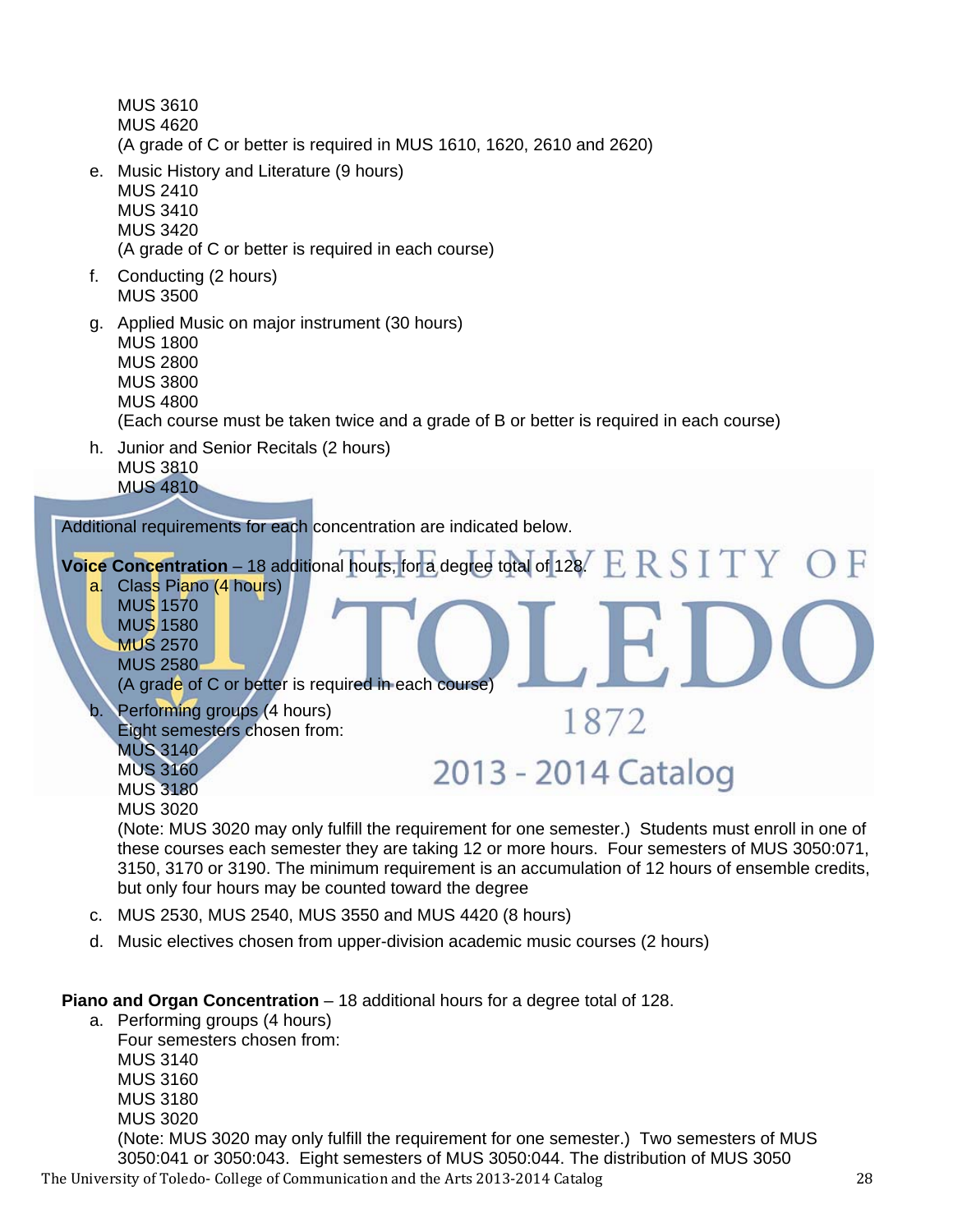MUS 3610
MUS 4620
(A grade of C or better is required in MUS 1610, 1620, 2610 and 2620)

e. Music History and Literature (9 hours)
   MUS 2410
   MUS 3410
   MUS 3420
   (A grade of C or better is required in each course)

f. Conducting (2 hours)
   MUS 3500

g. Applied Music on major instrument (30 hours)
   MUS 1800
   MUS 2800
   MUS 3800
   MUS 4800
   (Each course must be taken twice and a grade of B or better is required in each course)

h. Junior and Senior Recitals (2 hours)
   MUS 3810
   MUS 4810

Additional requirements for each concentration are indicated below.

**Voice Concentration** – 18 additional hours, for a degree total of 128.

a. Class Piano (4 hours)
   MUS 1570
   MUS 1580
   MUS 2570
   MUS 2580
   (A grade of C or better is required in each course)

b. Performing groups (4 hours)
   Eight semesters chosen from:
   MUS 3140
   MUS 3160
   MUS 3180
   MUS 3020
   (Note: MUS 3020 may only fulfill the requirement for one semester.) Students must enroll in one of these courses each semester they are taking 12 or more hours. Four semesters of MUS 3050:071, 3150, 3170 or 3190. The minimum requirement is an accumulation of 12 hours of ensemble credits, but only four hours may be counted toward the degree

c. MUS 2530, MUS 2540, MUS 3550 and MUS 4420 (8 hours)

d. Music electives chosen from upper-division academic music courses (2 hours)

**Piano and Organ Concentration** – 18 additional hours for a degree total of 128.

a. Performing groups (4 hours)
   Four semesters chosen from:
   MUS 3140
   MUS 3160
   MUS 3180
   MUS 3020
   (Note: MUS 3020 may only fulfill the requirement for one semester.) Two semesters of MUS 3050:041 or 3050:043. Eight semesters of MUS 3050:044. The distribution of MUS 3050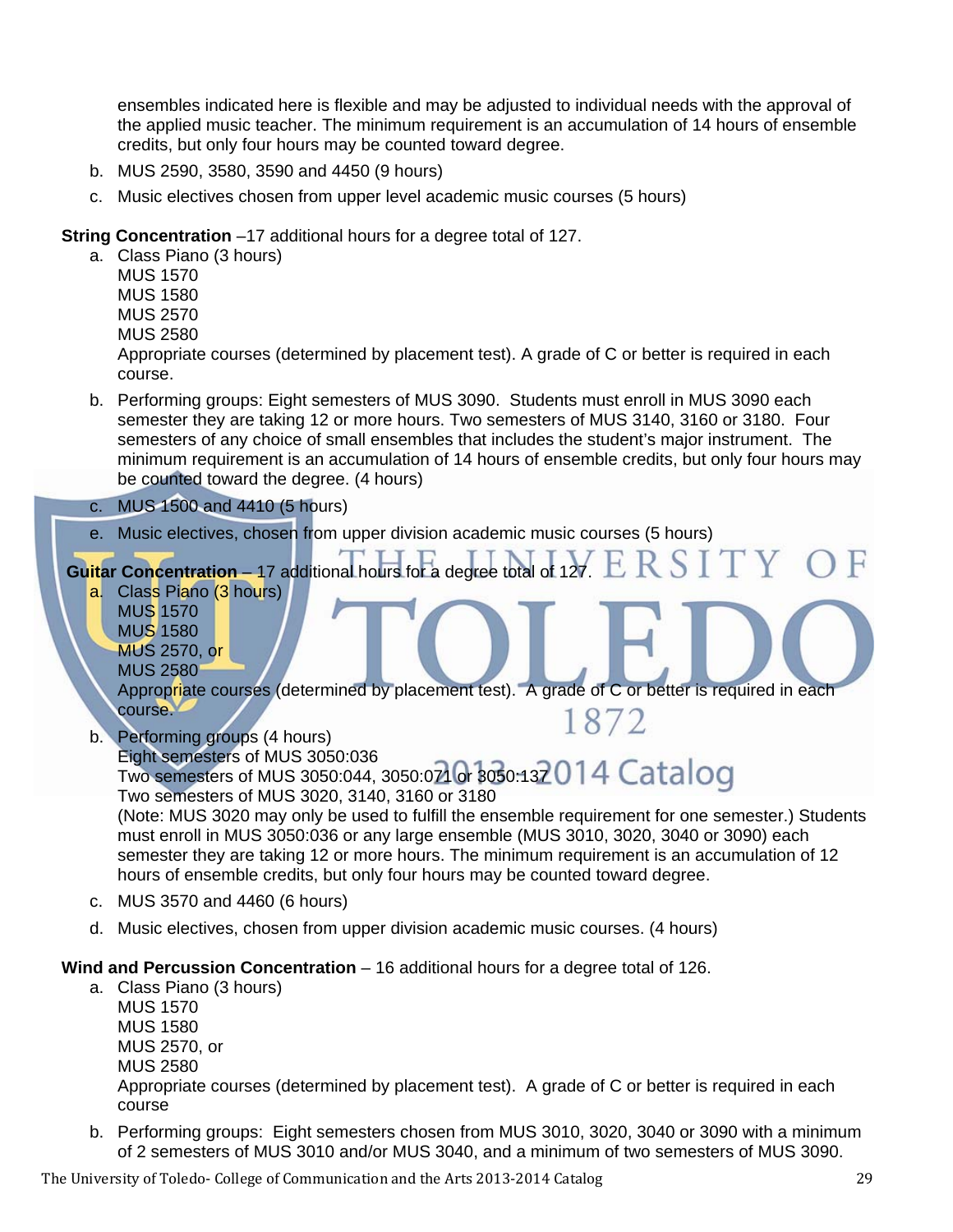ensembles indicated here is flexible and may be adjusted to individual needs with the approval of the applied music teacher. The minimum requirement is an accumulation of 14 hours of ensemble credits, but only four hours may be counted toward degree.

b. MUS 2590, 3580, 3590 and 4450 (9 hours)

c. Music electives chosen from upper level academic music courses (5 hours)

**String Concentration** –17 additional hours for a degree total of 127.

a. Class Piano (3 hours)
   MUS 1570
   MUS 1580
   MUS 2570
   MUS 2580
   Appropriate courses (determined by placement test). A grade of C or better is required in each course.

b. Performing groups: Eight semesters of MUS 3090. Students must enroll in MUS 3090 each semester they are taking 12 or more hours. Two semesters of MUS 3140, 3160 or 3180. Four semesters of any choice of small ensembles that includes the student's major instrument. The minimum requirement is an accumulation of 14 hours of ensemble credits, but only four hours may be counted toward the degree. (4 hours)

c. MUS 1500 and 4410 (5 hours)

e. Music electives, chosen from upper division academic music courses (5 hours)

**Guitar Concentration** – 17 additional hours for a degree total of 127.

a. Class Piano (3 hours)
   MUS 1570
   MUS 1580
   MUS 2570, or
   MUS 2580
   Appropriate courses (determined by placement test). A grade of C or better is required in each course.

b. Performing groups (4 hours)
   Eight semesters of MUS 3050:036
   Two semesters of MUS 3050:044, 3050:071 or 3050:137
   Two semesters of MUS 3020, 3140, 3160 or 3180
   (Note: MUS 3020 may only be used to fulfill the ensemble requirement for one semester.) Students must enroll in MUS 3050:036 or any large ensemble (MUS 3010, 3020, 3040 or 3090) each semester they are taking 12 or more hours. The minimum requirement is an accumulation of 12 hours of ensemble credits, but only four hours may be counted toward degree.

c. MUS 3570 and 4460 (6 hours)

d. Music electives, chosen from upper division academic music courses. (4 hours)

**Wind and Percussion Concentration** – 16 additional hours for a degree total of 126.

a. Class Piano (3 hours)
   MUS 1570
   MUS 1580
   MUS 2570, or
   MUS 2580
   Appropriate courses (determined by placement test). A grade of C or better is required in each course

b. Performing groups: Eight semesters chosen from MUS 3010, 3020, 3040 or 3090 with a minimum of 2 semesters of MUS 3010 and/or MUS 3040, and a minimum of two semesters of MUS 3090.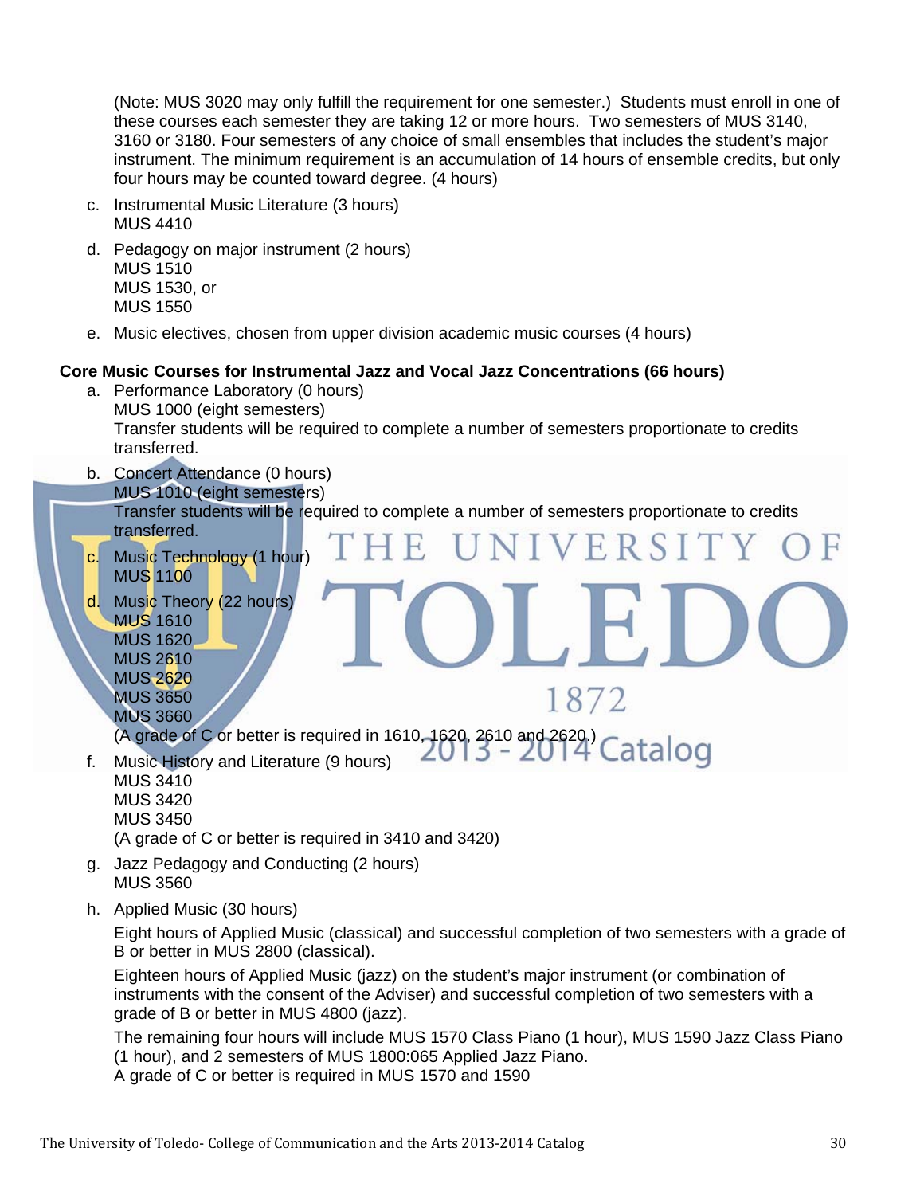(Note: MUS 3020 may only fulfill the requirement for one semester.) Students must enroll in one of these courses each semester they are taking 12 or more hours. Two semesters of MUS 3140, 3160 or 3180. Four semesters of any choice of small ensembles that includes the student's major instrument. The minimum requirement is an accumulation of 14 hours of ensemble credits, but only four hours may be counted toward degree. (4 hours)

c. Instrumental Music Literature (3 hours)
   MUS 4410

d. Pedagogy on major instrument (2 hours)
   MUS 1510
   MUS 1530, or
   MUS 1550

e. Music electives, chosen from upper division academic music courses (4 hours)

**Core Music Courses for Instrumental Jazz and Vocal Jazz Concentrations (66 hours)**

a. Performance Laboratory (0 hours)
   MUS 1000 (eight semesters)
   Transfer students will be required to complete a number of semesters proportionate to credits transferred.

b. Concert Attendance (0 hours)
   MUS 1010 (eight semesters)
   Transfer students will be required to complete a number of semesters proportionate to credits transferred.

c. Music Technology (1 hour)
   MUS 1100

d. Music Theory (22 hours)
   MUS 1610
   MUS 1620
   MUS 2610
   MUS 2620
   MUS 3650
   MUS 3660
   (A grade of C or better is required in 1610, 1620, 2610 and 2620.)

f. Music History and Literature (9 hours)
   MUS 3410
   MUS 3420
   MUS 3450
   (A grade of C or better is required in 3410 and 3420)

g. Jazz Pedagogy and Conducting (2 hours)
   MUS 3560

h. Applied Music (30 hours)

   Eight hours of Applied Music (classical) and successful completion of two semesters with a grade of B or better in MUS 2800 (classical).

   Eighteen hours of Applied Music (jazz) on the student's major instrument (or combination of instruments with the consent of the Adviser) and successful completion of two semesters with a grade of B or better in MUS 4800 (jazz).

   The remaining four hours will include MUS 1570 Class Piano (1 hour), MUS 1590 Jazz Class Piano (1 hour), and 2 semesters of MUS 1800:065 Applied Jazz Piano.
   A grade of C or better is required in MUS 1570 and 1590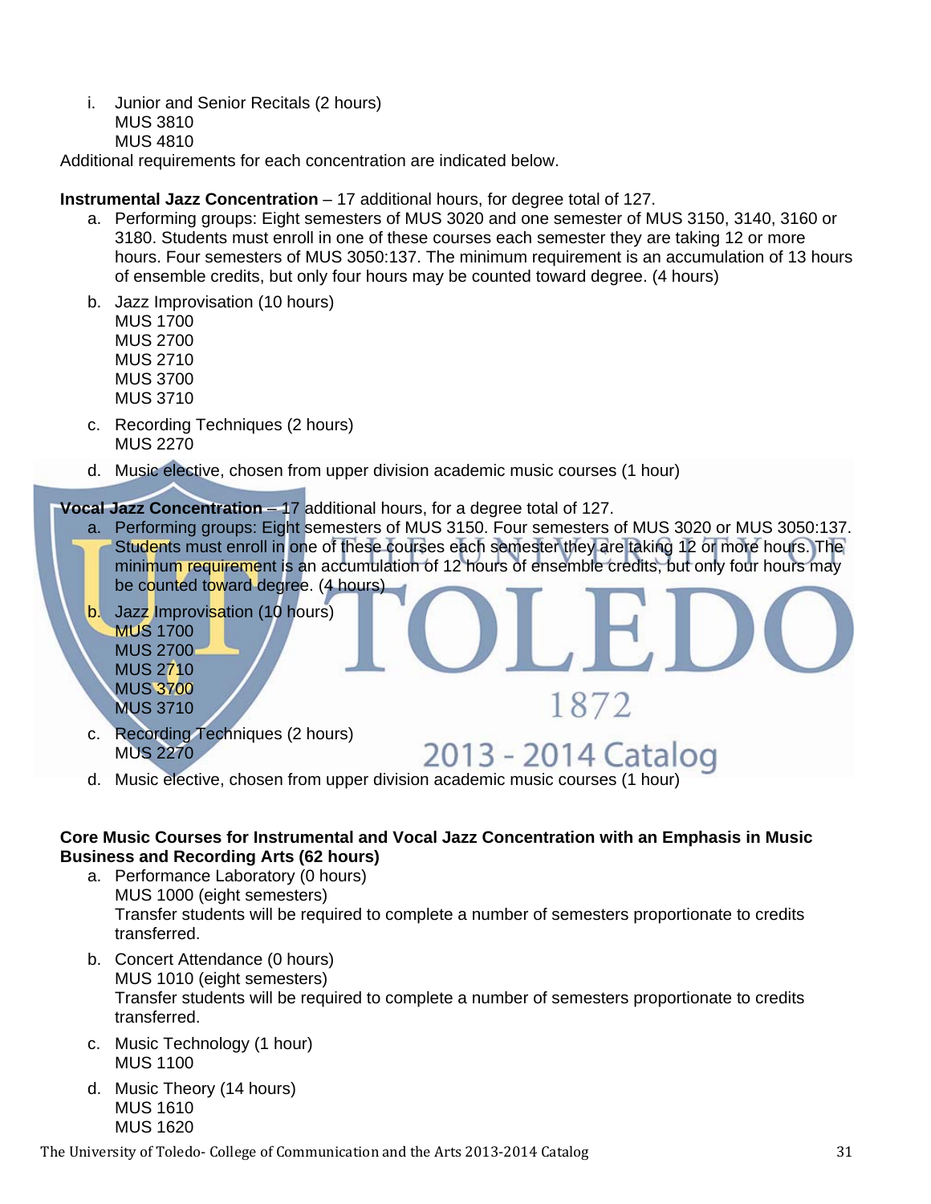i. Junior and Senior Recitals (2 hours)
   MUS 3810
   MUS 4810

Additional requirements for each concentration are indicated below.

**Instrumental Jazz Concentration** – 17 additional hours, for degree total of 127.

a. Performing groups: Eight semesters of MUS 3020 and one semester of MUS 3150, 3140, 3160 or 3180. Students must enroll in one of these courses each semester they are taking 12 or more hours. Four semesters of MUS 3050:137. The minimum requirement is an accumulation of 13 hours of ensemble credits, but only four hours may be counted toward degree. (4 hours)
b. Jazz Improvisation (10 hours)
   MUS 1700
   MUS 2700
   MUS 2710
   MUS 3700
   MUS 3710
c. Recording Techniques (2 hours)
   MUS 2270
d. Music elective, chosen from upper division academic music courses (1 hour)

**Vocal Jazz Concentration** – 17 additional hours, for a degree total of 127.

a. Performing groups: Eight semesters of MUS 3150. Four semesters of MUS 3020 or MUS 3050:137. Students must enroll in one of these courses each semester they are taking 12 or more hours. The minimum requirement is an accumulation of 12 hours of ensemble credits, but only four hours may be counted toward degree. (4 hours)
b. Jazz Improvisation (10 hours)
   MUS 1700
   MUS 2700
   MUS 2710
   MUS 3700
   MUS 3710
c. Recording Techniques (2 hours)
   MUS 2270
d. Music elective, chosen from upper division academic music courses (1 hour)

**Core Music Courses for Instrumental and Vocal Jazz Concentration with an Emphasis in Music Business and Recording Arts (62 hours)**

a. Performance Laboratory (0 hours)
   MUS 1000 (eight semesters)
   Transfer students will be required to complete a number of semesters proportionate to credits transferred.
b. Concert Attendance (0 hours)
   MUS 1010 (eight semesters)
   Transfer students will be required to complete a number of semesters proportionate to credits transferred.
c. Music Technology (1 hour)
   MUS 1100
d. Music Theory (14 hours)
   MUS 1610
   MUS 1620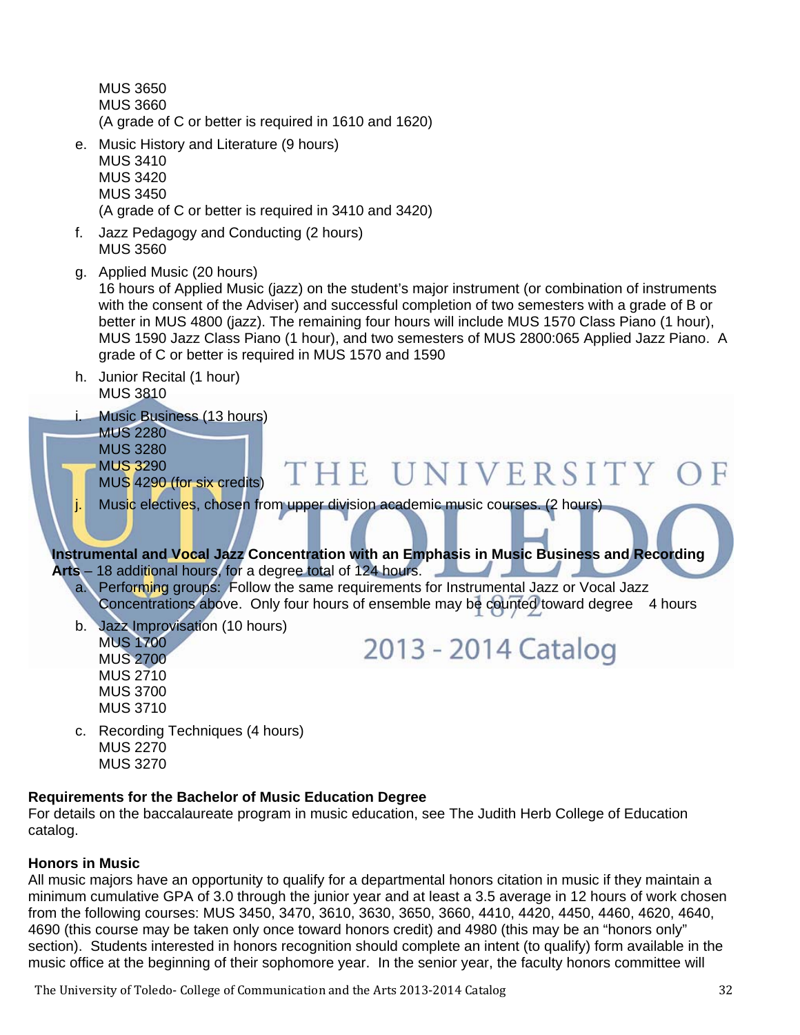MUS 3650
MUS 3660
(A grade of C or better is required in 1610 and 1620)

e. Music History and Literature (9 hours)
MUS 3410
MUS 3420
MUS 3450
(A grade of C or better is required in 3410 and 3420)

f. Jazz Pedagogy and Conducting (2 hours)
MUS 3560

g. Applied Music (20 hours)
16 hours of Applied Music (jazz) on the student's major instrument (or combination of instruments with the consent of the Adviser) and successful completion of two semesters with a grade of B or better in MUS 4800 (jazz). The remaining four hours will include MUS 1570 Class Piano (1 hour), MUS 1590 Jazz Class Piano (1 hour), and two semesters of MUS 2800:065 Applied Jazz Piano. A grade of C or better is required in MUS 1570 and 1590

h. Junior Recital (1 hour)
MUS 3810

i. Music Business (13 hours)
MUS 2280
MUS 3280
MUS 3290
MUS 4290 (for six credits)

j. Music electives, chosen from upper division academic music courses. (2 hours)

**Instrumental and Vocal Jazz Concentration with an Emphasis in Music Business and Recording Arts** – 18 additional hours, for a degree total of 124 hours.

a. Performing groups: Follow the same requirements for Instrumental Jazz or Vocal Jazz Concentrations above. Only four hours of ensemble may be counted toward degree 4 hours

b. Jazz Improvisation (10 hours)
MUS 1700
MUS 2700
MUS 2710
MUS 3700
MUS 3710

c. Recording Techniques (4 hours)
MUS 2270
MUS 3270

**Requirements for the Bachelor of Music Education Degree**
For details on the baccalaureate program in music education, see The Judith Herb College of Education catalog.

**Honors in Music**
All music majors have an opportunity to qualify for a departmental honors citation in music if they maintain a minimum cumulative GPA of 3.0 through the junior year and at least a 3.5 average in 12 hours of work chosen from the following courses: MUS 3450, 3470, 3610, 3630, 3650, 3660, 4410, 4420, 4450, 4460, 4620, 4640, 4690 (this course may be taken only once toward honors credit) and 4980 (this may be an "honors only" section). Students interested in honors recognition should complete an intent (to qualify) form available in the music office at the beginning of their sophomore year. In the senior year, the faculty honors committee will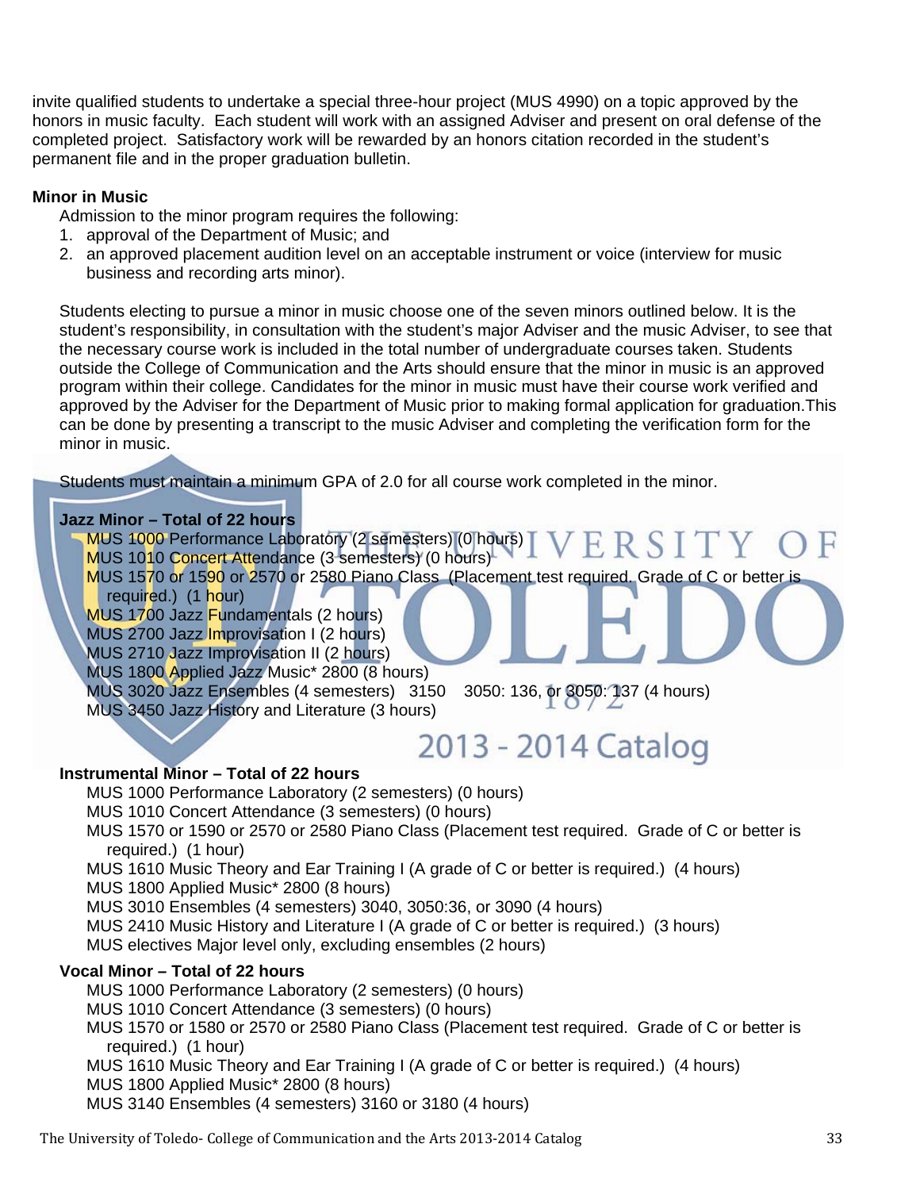invite qualified students to undertake a special three-hour project (MUS 4990) on a topic approved by the honors in music faculty. Each student will work with an assigned Adviser and present on oral defense of the completed project. Satisfactory work will be rewarded by an honors citation recorded in the student's permanent file and in the proper graduation bulletin.

**Minor in Music**

Admission to the minor program requires the following:

1. approval of the Department of Music; and
2. an approved placement audition level on an acceptable instrument or voice (interview for music business and recording arts minor).

Students electing to pursue a minor in music choose one of the seven minors outlined below. It is the student's responsibility, in consultation with the student's major Adviser and the music Adviser, to see that the necessary course work is included in the total number of undergraduate courses taken. Students outside the College of Communication and the Arts should ensure that the minor in music is an approved program within their college. Candidates for the minor in music must have their course work verified and approved by the Adviser for the Department of Music prior to making formal application for graduation.This can be done by presenting a transcript to the music Adviser and completing the verification form for the minor in music.

Students must maintain a minimum GPA of 2.0 for all course work completed in the minor.

**Jazz Minor – Total of 22 hours**

- MUS 1000 Performance Laboratory (2 semesters) (0 hours)
- MUS 1010 Concert Attendance (3 semesters) (0 hours)
- MUS 1570 or 1590 or 2570 or 2580 Piano Class (Placement test required. Grade of C or better is required.) (1 hour)
- MUS 1700 Jazz Fundamentals (2 hours)
- MUS 2700 Jazz Improvisation I (2 hours)
- MUS 2710 Jazz Improvisation II (2 hours)
- MUS 1800 Applied Jazz Music* 2800 (8 hours)
- MUS 3020 Jazz Ensembles (4 semesters) 3150 3050: 136, or 3050: 137 (4 hours)
- MUS 3450 Jazz History and Literature (3 hours)

**Instrumental Minor – Total of 22 hours**

- MUS 1000 Performance Laboratory (2 semesters) (0 hours)
- MUS 1010 Concert Attendance (3 semesters) (0 hours)
- MUS 1570 or 1590 or 2570 or 2580 Piano Class (Placement test required. Grade of C or better is required.) (1 hour)
- MUS 1610 Music Theory and Ear Training I (A grade of C or better is required.) (4 hours)
- MUS 1800 Applied Music* 2800 (8 hours)
- MUS 3010 Ensembles (4 semesters) 3040, 3050:36, or 3090 (4 hours)
- MUS 2410 Music History and Literature I (A grade of C or better is required.) (3 hours)
- MUS electives Major level only, excluding ensembles (2 hours)

**Vocal Minor – Total of 22 hours**

- MUS 1000 Performance Laboratory (2 semesters) (0 hours)
- MUS 1010 Concert Attendance (3 semesters) (0 hours)
- MUS 1570 or 1580 or 2570 or 2580 Piano Class (Placement test required. Grade of C or better is required.) (1 hour)
- MUS 1610 Music Theory and Ear Training I (A grade of C or better is required.) (4 hours)
- MUS 1800 Applied Music* 2800 (8 hours)
- MUS 3140 Ensembles (4 semesters) 3160 or 3180 (4 hours)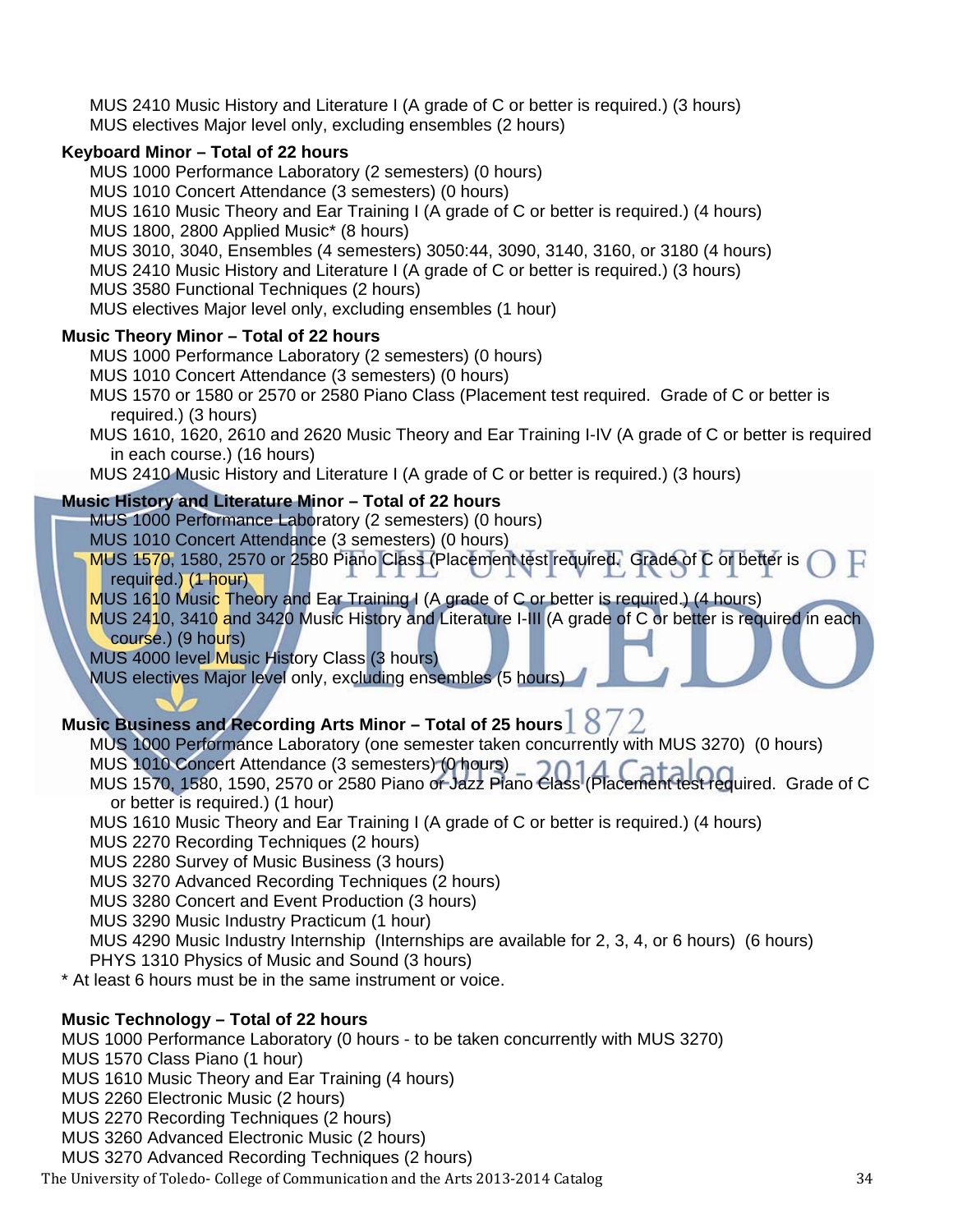MUS 2410 Music History and Literature I (A grade of C or better is required.) (3 hours)
MUS electives Major level only, excluding ensembles (2 hours)

**Keyboard Minor – Total of 22 hours**

MUS 1000 Performance Laboratory (2 semesters) (0 hours)
MUS 1010 Concert Attendance (3 semesters) (0 hours)
MUS 1610 Music Theory and Ear Training I (A grade of C or better is required.) (4 hours)
MUS 1800, 2800 Applied Music* (8 hours)
MUS 3010, 3040, Ensembles (4 semesters) 3050:44, 3090, 3140, 3160, or 3180 (4 hours)
MUS 2410 Music History and Literature I (A grade of C or better is required.) (3 hours)
MUS 3580 Functional Techniques (2 hours)
MUS electives Major level only, excluding ensembles (1 hour)

**Music Theory Minor – Total of 22 hours**

MUS 1000 Performance Laboratory (2 semesters) (0 hours)
MUS 1010 Concert Attendance (3 semesters) (0 hours)
MUS 1570 or 1580 or 2570 or 2580 Piano Class (Placement test required. Grade of C or better is required.) (3 hours)
MUS 1610, 1620, 2610 and 2620 Music Theory and Ear Training I-IV (A grade of C or better is required in each course.) (16 hours)
MUS 2410 Music History and Literature I (A grade of C or better is required.) (3 hours)

**Music History and Literature Minor – Total of 22 hours**

MUS 1000 Performance Laboratory (2 semesters) (0 hours)
MUS 1010 Concert Attendance (3 semesters) (0 hours)
MUS 1570, 1580, 2570 or 2580 Piano Class (Placement test required. Grade of C or better is required.) (1 hour)
MUS 1610 Music Theory and Ear Training I (A grade of C or better is required.) (4 hours)
MUS 2410, 3410 and 3420 Music History and Literature I-III (A grade of C or better is required in each course.) (9 hours)
MUS 4000 level Music History Class (3 hours)
MUS electives Major level only, excluding ensembles (5 hours)

**Music Business and Recording Arts Minor – Total of 25 hours**

MUS 1000 Performance Laboratory (one semester taken concurrently with MUS 3270) (0 hours)
MUS 1010 Concert Attendance (3 semesters) (0 hours)
MUS 1570, 1580, 1590, 2570 or 2580 Piano or Jazz Piano Class (Placement test required. Grade of C or better is required.) (1 hour)
MUS 1610 Music Theory and Ear Training I (A grade of C or better is required.) (4 hours)
MUS 2270 Recording Techniques (2 hours)
MUS 2280 Survey of Music Business (3 hours)
MUS 3270 Advanced Recording Techniques (2 hours)
MUS 3280 Concert and Event Production (3 hours)
MUS 3290 Music Industry Practicum (1 hour)
MUS 4290 Music Industry Internship (Internships are available for 2, 3, 4, or 6 hours) (6 hours)
PHYS 1310 Physics of Music and Sound (3 hours)

* At least 6 hours must be in the same instrument or voice.

**Music Technology – Total of 22 hours**

MUS 1000 Performance Laboratory (0 hours - to be taken concurrently with MUS 3270)
MUS 1570 Class Piano (1 hour)
MUS 1610 Music Theory and Ear Training (4 hours)
MUS 2260 Electronic Music (2 hours)
MUS 2270 Recording Techniques (2 hours)
MUS 3260 Advanced Electronic Music (2 hours)
MUS 3270 Advanced Recording Techniques (2 hours)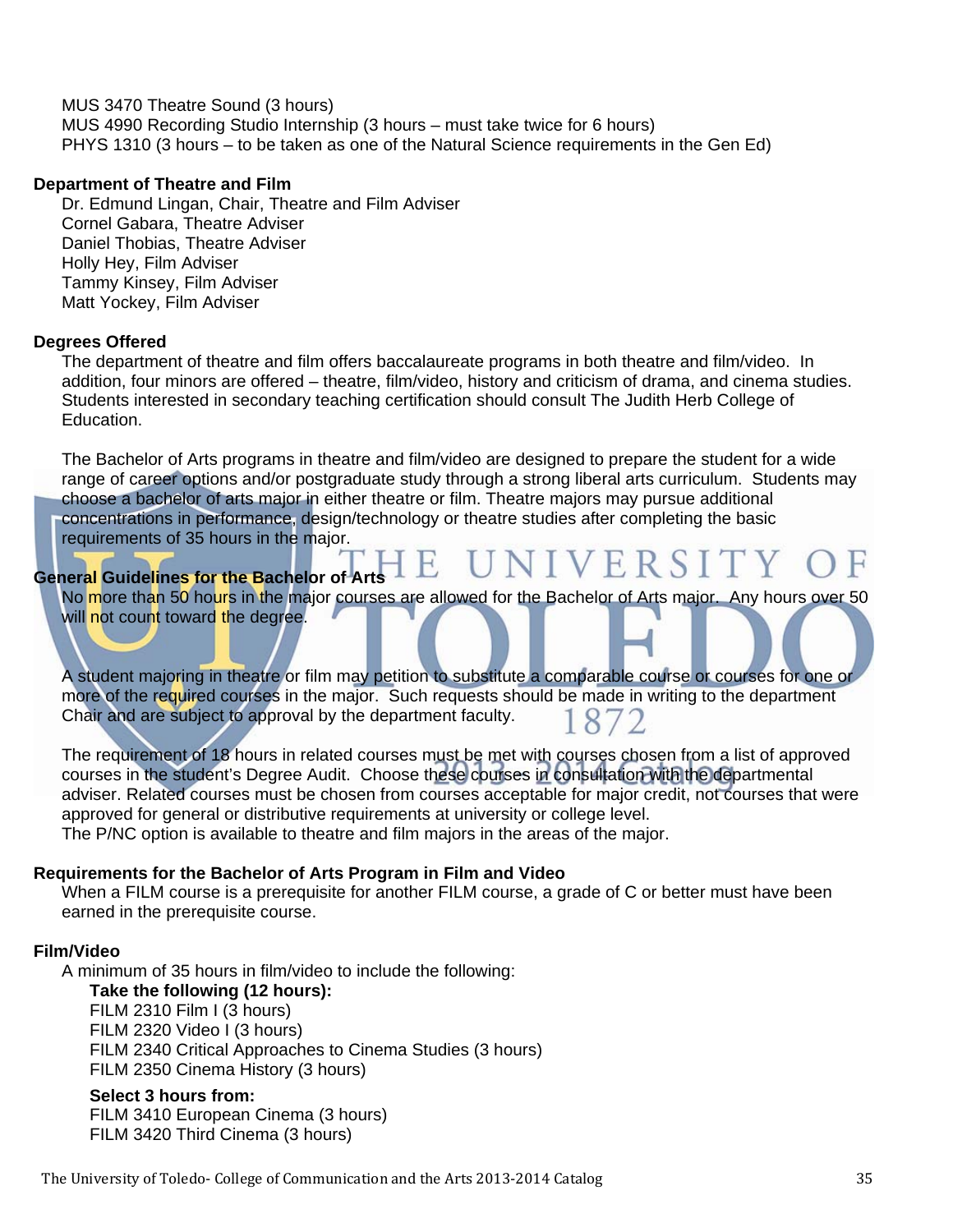MUS 3470 Theatre Sound (3 hours)
MUS 4990 Recording Studio Internship (3 hours – must take twice for 6 hours)
PHYS 1310 (3 hours – to be taken as one of the Natural Science requirements in the Gen Ed)

**Department of Theatre and Film**

Dr. Edmund Lingan, Chair, Theatre and Film Adviser
Cornel Gabara, Theatre Adviser
Daniel Thobias, Theatre Adviser
Holly Hey, Film Adviser
Tammy Kinsey, Film Adviser
Matt Yockey, Film Adviser

**Degrees Offered**

The department of theatre and film offers baccalaureate programs in both theatre and film/video. In addition, four minors are offered – theatre, film/video, history and criticism of drama, and cinema studies. Students interested in secondary teaching certification should consult The Judith Herb College of Education.

The Bachelor of Arts programs in theatre and film/video are designed to prepare the student for a wide range of career options and/or postgraduate study through a strong liberal arts curriculum. Students may choose a bachelor of arts major in either theatre or film. Theatre majors may pursue additional concentrations in performance, design/technology or theatre studies after completing the basic requirements of 35 hours in the major.

**General Guidelines for the Bachelor of Arts**

No more than 50 hours in the major courses are allowed for the Bachelor of Arts major. Any hours over 50 will not count toward the degree.

A student majoring in theatre or film may petition to substitute a comparable course or courses for one or more of the required courses in the major. Such requests should be made in writing to the department Chair and are subject to approval by the department faculty.

The requirement of 18 hours in related courses must be met with courses chosen from a list of approved courses in the student's Degree Audit. Choose these courses in consultation with the departmental adviser. Related courses must be chosen from courses acceptable for major credit, not courses that were approved for general or distributive requirements at university or college level.
The P/NC option is available to theatre and film majors in the areas of the major.

**Requirements for the Bachelor of Arts Program in Film and Video**

When a FILM course is a prerequisite for another FILM course, a grade of C or better must have been earned in the prerequisite course.

**Film/Video**

A minimum of 35 hours in film/video to include the following:

**Take the following (12 hours):**
FILM 2310 Film I (3 hours)
FILM 2320 Video I (3 hours)
FILM 2340 Critical Approaches to Cinema Studies (3 hours)
FILM 2350 Cinema History (3 hours)

**Select 3 hours from:**
FILM 3410 European Cinema (3 hours)
FILM 3420 Third Cinema (3 hours)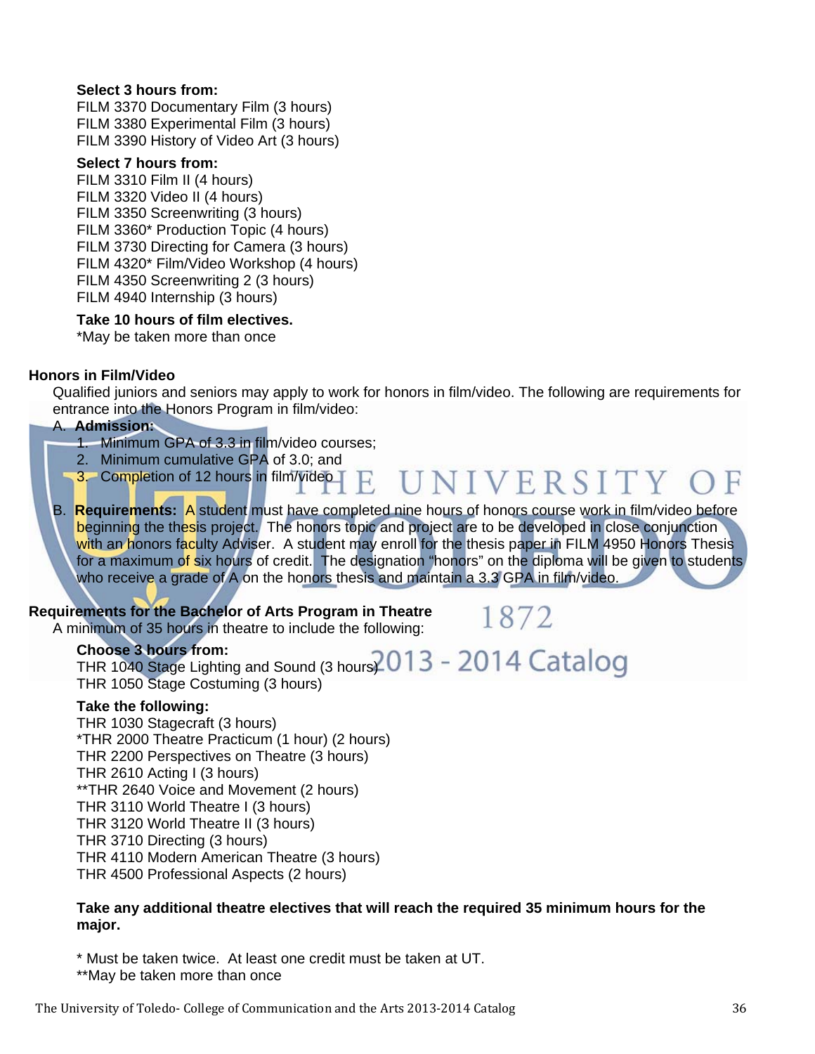**Select 3 hours from:**
FILM 3370 Documentary Film (3 hours)
FILM 3380 Experimental Film (3 hours)
FILM 3390 History of Video Art (3 hours)

**Select 7 hours from:**
FILM 3310 Film II (4 hours)
FILM 3320 Video II (4 hours)
FILM 3350 Screenwriting (3 hours)
FILM 3360* Production Topic (4 hours)
FILM 3730 Directing for Camera (3 hours)
FILM 4320* Film/Video Workshop (4 hours)
FILM 4350 Screenwriting 2 (3 hours)
FILM 4940 Internship (3 hours)

**Take 10 hours of film electives.**
*May be taken more than once

### Honors in Film/Video

Qualified juniors and seniors may apply to work for honors in film/video. The following are requirements for entrance into the Honors Program in film/video:

A. **Admission:**
   1. Minimum GPA of 3.3 in film/video courses;
   2. Minimum cumulative GPA of 3.0; and
   3. Completion of 12 hours in film/video

B. **Requirements:** A student must have completed nine hours of honors course work in film/video before beginning the thesis project. The honors topic and project are to be developed in close conjunction with an honors faculty Adviser. A student may enroll for the thesis paper in FILM 4950 Honors Thesis for a maximum of six hours of credit. The designation "honors" on the diploma will be given to students who receive a grade of A on the honors thesis and maintain a 3.3 GPA in film/video.

### Requirements for the Bachelor of Arts Program in Theatre

A minimum of 35 hours in theatre to include the following:

**Choose 3 hours from:**
THR 1040 Stage Lighting and Sound (3 hours)
THR 1050 Stage Costuming (3 hours)

**Take the following:**
THR 1030 Stagecraft (3 hours)
*THR 2000 Theatre Practicum (1 hour) (2 hours)
THR 2200 Perspectives on Theatre (3 hours)
THR 2610 Acting I (3 hours)
**THR 2640 Voice and Movement (2 hours)
THR 3110 World Theatre I (3 hours)
THR 3120 World Theatre II (3 hours)
THR 3710 Directing (3 hours)
THR 4110 Modern American Theatre (3 hours)
THR 4500 Professional Aspects (2 hours)

**Take any additional theatre electives that will reach the required 35 minimum hours for the major.**

* Must be taken twice. At least one credit must be taken at UT.
**May be taken more than once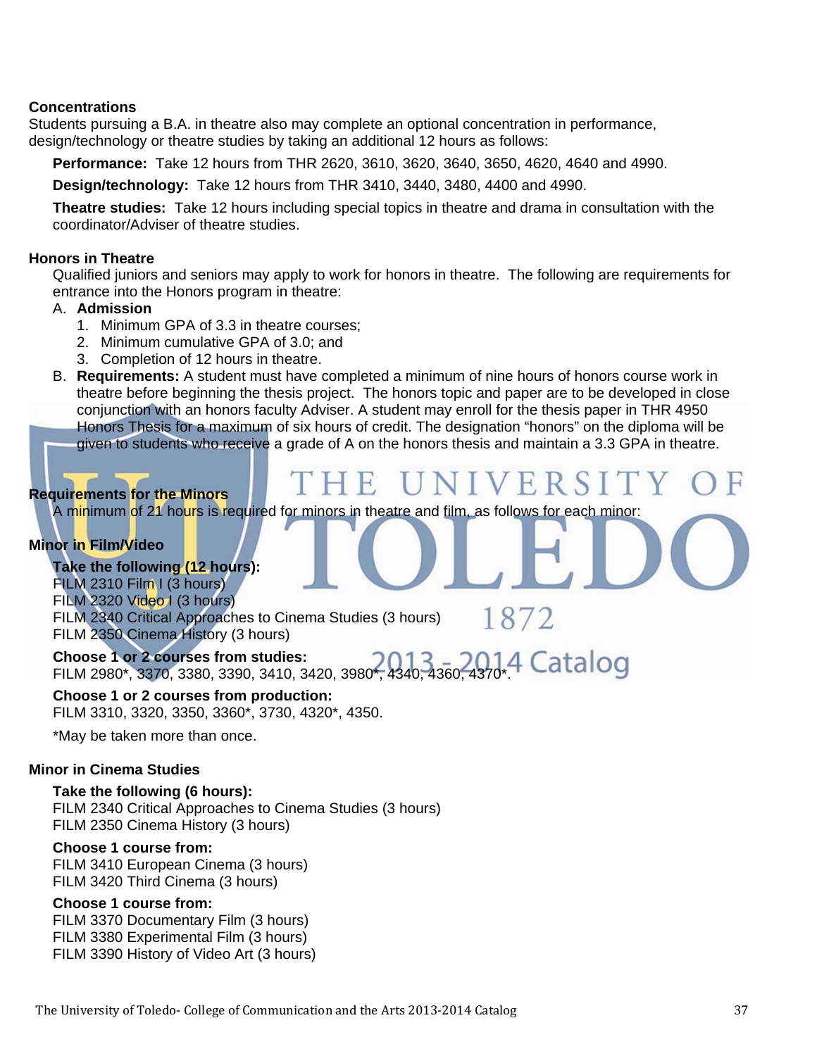### Concentrations

Students pursuing a B.A. in theatre also may complete an optional concentration in performance, design/technology or theatre studies by taking an additional 12 hours as follows:

**Performance:** Take 12 hours from THR 2620, 3610, 3620, 3640, 3650, 4620, 4640 and 4990.

**Design/technology:** Take 12 hours from THR 3410, 3440, 3480, 4400 and 4990.

**Theatre studies:** Take 12 hours including special topics in theatre and drama in consultation with the coordinator/Adviser of theatre studies.

### Honors in Theatre

Qualified juniors and seniors may apply to work for honors in theatre. The following are requirements for entrance into the Honors program in theatre:

A. **Admission**
   1. Minimum GPA of 3.3 in theatre courses;
   2. Minimum cumulative GPA of 3.0; and
   3. Completion of 12 hours in theatre.

B. **Requirements:** A student must have completed a minimum of nine hours of honors course work in theatre before beginning the thesis project. The honors topic and paper are to be developed in close conjunction with an honors faculty Adviser. A student may enroll for the thesis paper in THR 4950 Honors Thesis for a maximum of six hours of credit. The designation "honors" on the diploma will be given to students who receive a grade of A on the honors thesis and maintain a 3.3 GPA in theatre.

### Requirements for the Minors

A minimum of 21 hours is required for minors in theatre and film, as follows for each minor:

### Minor in Film/Video

**Take the following (12 hours):**
FILM 2310 Film I (3 hours)
FILM 2320 Video I (3 hours)
FILM 2340 Critical Approaches to Cinema Studies (3 hours)
FILM 2350 Cinema History (3 hours)

**Choose 1 or 2 courses from studies:**
FILM 2980*, 3370, 3380, 3390, 3410, 3420, 3980*, 4340, 4360, 4370*.

**Choose 1 or 2 courses from production:**
FILM 3310, 3320, 3350, 3360*, 3730, 4320*, 4350.

*May be taken more than once.

### Minor in Cinema Studies

**Take the following (6 hours):**
FILM 2340 Critical Approaches to Cinema Studies (3 hours)
FILM 2350 Cinema History (3 hours)

**Choose 1 course from:**
FILM 3410 European Cinema (3 hours)
FILM 3420 Third Cinema (3 hours)

**Choose 1 course from:**
FILM 3370 Documentary Film (3 hours)
FILM 3380 Experimental Film (3 hours)
FILM 3390 History of Video Art (3 hours)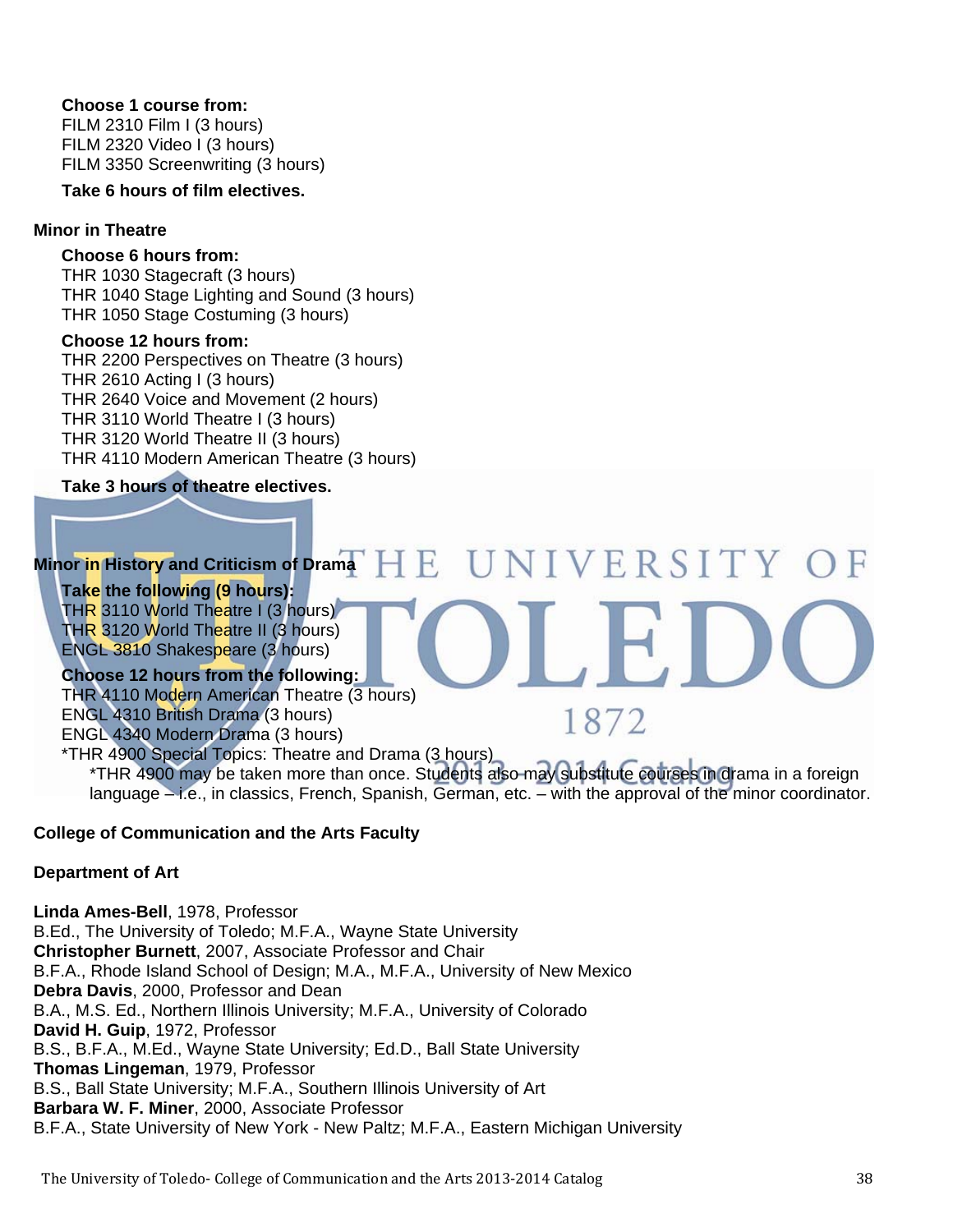**Choose 1 course from:**
FILM 2310 Film I (3 hours)
FILM 2320 Video I (3 hours)
FILM 3350 Screenwriting (3 hours)

**Take 6 hours of film electives.**

## Minor in Theatre

**Choose 6 hours from:**
THR 1030 Stagecraft (3 hours)
THR 1040 Stage Lighting and Sound (3 hours)
THR 1050 Stage Costuming (3 hours)

**Choose 12 hours from:**
THR 2200 Perspectives on Theatre (3 hours)
THR 2610 Acting I (3 hours)
THR 2640 Voice and Movement (2 hours)
THR 3110 World Theatre I (3 hours)
THR 3120 World Theatre II (3 hours)
THR 4110 Modern American Theatre (3 hours)

**Take 3 hours of theatre electives.**

## Minor in History and Criticism of Drama

**Take the following (9 hours):**
THR 3110 World Theatre I (3 hours)
THR 3120 World Theatre II (3 hours)
ENGL 3810 Shakespeare (3 hours)

**Choose 12 hours from the following:**
THR 4110 Modern American Theatre (3 hours)
ENGL 4310 British Drama (3 hours)
ENGL 4340 Modern Drama (3 hours)
*THR 4900 Special Topics: Theatre and Drama (3 hours)

*THR 4900 may be taken more than once. Students also may substitute courses in drama in a foreign language – i.e., in classics, French, Spanish, German, etc. – with the approval of the minor coordinator.

## College of Communication and the Arts Faculty

## Department of Art

**Linda Ames-Bell**, 1978, Professor
B.Ed., The University of Toledo; M.F.A., Wayne State University
**Christopher Burnett**, 2007, Associate Professor and Chair
B.F.A., Rhode Island School of Design; M.A., M.F.A., University of New Mexico
**Debra Davis**, 2000, Professor and Dean
B.A., M.S. Ed., Northern Illinois University; M.F.A., University of Colorado
**David H. Guip**, 1972, Professor
B.S., B.F.A., M.Ed., Wayne State University; Ed.D., Ball State University
**Thomas Lingeman**, 1979, Professor
B.S., Ball State University; M.F.A., Southern Illinois University of Art
**Barbara W. F. Miner**, 2000, Associate Professor
B.F.A., State University of New York - New Paltz; M.F.A., Eastern Michigan University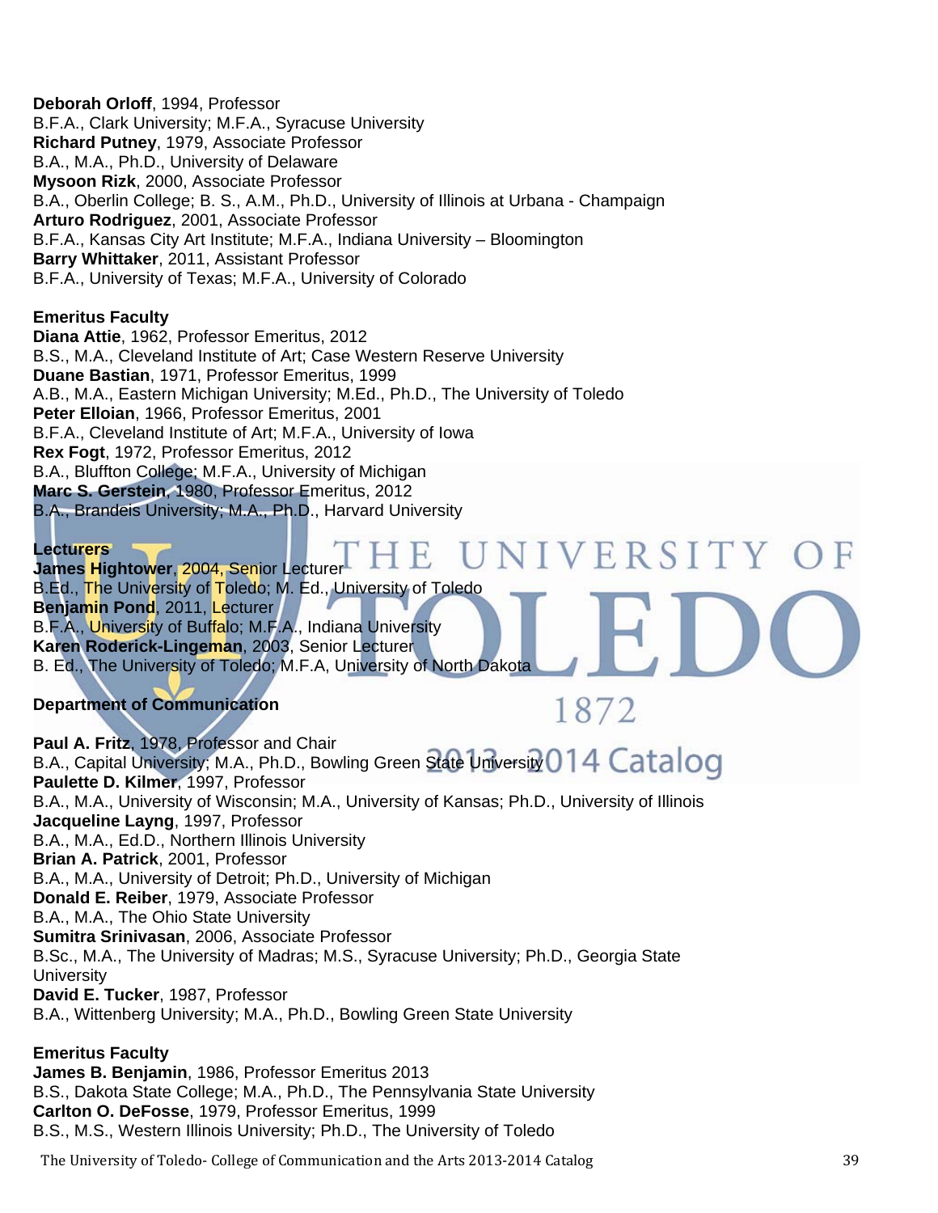**Deborah Orloff**, 1994, Professor
B.F.A., Clark University; M.F.A., Syracuse University
**Richard Putney**, 1979, Associate Professor
B.A., M.A., Ph.D., University of Delaware
**Mysoon Rizk**, 2000, Associate Professor
B.A., Oberlin College; B. S., A.M., Ph.D., University of Illinois at Urbana - Champaign
**Arturo Rodriguez**, 2001, Associate Professor
B.F.A., Kansas City Art Institute; M.F.A., Indiana University – Bloomington
**Barry Whittaker**, 2011, Assistant Professor
B.F.A., University of Texas; M.F.A., University of Colorado

**Emeritus Faculty**
**Diana Attie**, 1962, Professor Emeritus, 2012
B.S., M.A., Cleveland Institute of Art; Case Western Reserve University
**Duane Bastian**, 1971, Professor Emeritus, 1999
A.B., M.A., Eastern Michigan University; M.Ed., Ph.D., The University of Toledo
**Peter Elloian**, 1966, Professor Emeritus, 2001
B.F.A., Cleveland Institute of Art; M.F.A., University of Iowa
**Rex Fogt**, 1972, Professor Emeritus, 2012
B.A., Bluffton College; M.F.A., University of Michigan
**Marc S. Gerstein**, 1980, Professor Emeritus, 2012
B.A., Brandeis University; M.A., Ph.D., Harvard University

**Lecturers**
**James Hightower**, 2004, Senior Lecturer
B.Ed., The University of Toledo; M. Ed., University of Toledo
**Benjamin Pond**, 2011, Lecturer
B.F.A., University of Buffalo; M.F.A., Indiana University
**Karen Roderick-Lingeman**, 2003, Senior Lecturer
B. Ed., The University of Toledo; M.F.A, University of North Dakota

**Department of Communication**

**Paul A. Fritz**, 1978, Professor and Chair
B.A., Capital University; M.A., Ph.D., Bowling Green State University
**Paulette D. Kilmer**, 1997, Professor
B.A., M.A., University of Wisconsin; M.A., University of Kansas; Ph.D., University of Illinois
**Jacqueline Layng**, 1997, Professor
B.A., M.A., Ed.D., Northern Illinois University
**Brian A. Patrick**, 2001, Professor
B.A., M.A., University of Detroit; Ph.D., University of Michigan
**Donald E. Reiber**, 1979, Associate Professor
B.A., M.A., The Ohio State University
**Sumitra Srinivasan**, 2006, Associate Professor
B.Sc., M.A., The University of Madras; M.S., Syracuse University; Ph.D., Georgia State University
**David E. Tucker**, 1987, Professor
B.A., Wittenberg University; M.A., Ph.D., Bowling Green State University

**Emeritus Faculty**
**James B. Benjamin**, 1986, Professor Emeritus 2013
B.S., Dakota State College; M.A., Ph.D., The Pennsylvania State University
**Carlton O. DeFosse**, 1979, Professor Emeritus, 1999
B.S., M.S., Western Illinois University; Ph.D., The University of Toledo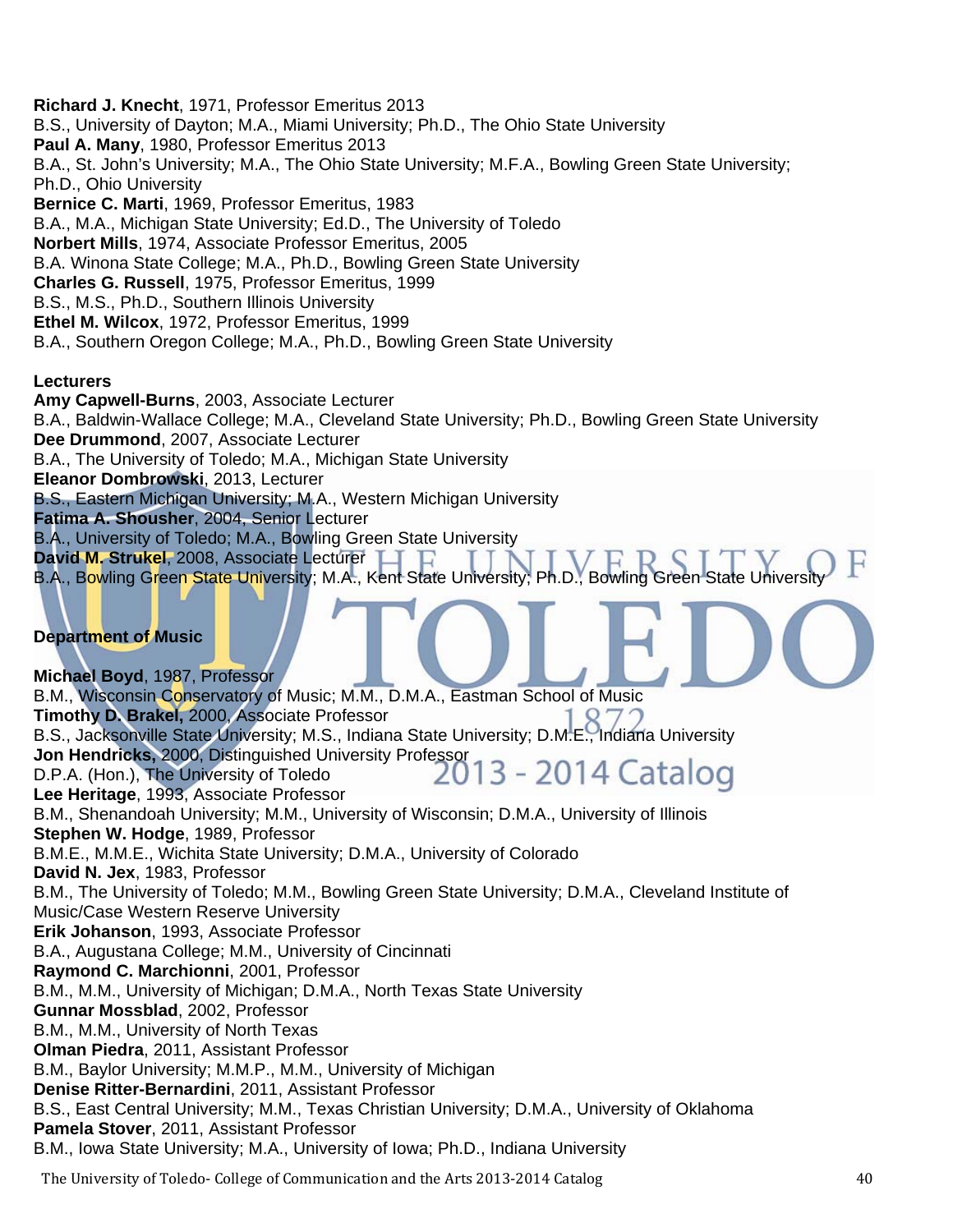**Richard J. Knecht**, 1971, Professor Emeritus 2013
B.S., University of Dayton; M.A., Miami University; Ph.D., The Ohio State University
**Paul A. Many**, 1980, Professor Emeritus 2013
B.A., St. John's University; M.A., The Ohio State University; M.F.A., Bowling Green State University; Ph.D., Ohio University
**Bernice C. Marti**, 1969, Professor Emeritus, 1983
B.A., M.A., Michigan State University; Ed.D., The University of Toledo
**Norbert Mills**, 1974, Associate Professor Emeritus, 2005
B.A. Winona State College; M.A., Ph.D., Bowling Green State University
**Charles G. Russell**, 1975, Professor Emeritus, 1999
B.S., M.S., Ph.D., Southern Illinois University
**Ethel M. Wilcox**, 1972, Professor Emeritus, 1999
B.A., Southern Oregon College; M.A., Ph.D., Bowling Green State University

**Lecturers**

**Amy Capwell-Burns**, 2003, Associate Lecturer
B.A., Baldwin-Wallace College; M.A., Cleveland State University; Ph.D., Bowling Green State University
**Dee Drummond**, 2007, Associate Lecturer
B.A., The University of Toledo; M.A., Michigan State University
**Eleanor Dombrowski**, 2013, Lecturer
B.S., Eastern Michigan University; M.A., Western Michigan University
**Fatima A. Shousher**, 2004, Senior Lecturer
B.A., University of Toledo; M.A., Bowling Green State University
**David M. Strukel**, 2008, Associate Lecturer
B.A., Bowling Green State University; M.A., Kent State University; Ph.D., Bowling Green State University

**Department of Music**

**Michael Boyd**, 1987, Professor
B.M., Wisconsin Conservatory of Music; M.M., D.M.A., Eastman School of Music
**Timothy D. Brakel,** 2000, Associate Professor
B.S., Jacksonville State University; M.S., Indiana State University; D.M.E., Indiana University
**Jon Hendricks,** 2000, Distinguished University Professor
D.P.A. (Hon.), The University of Toledo
**Lee Heritage**, 1993, Associate Professor
B.M., Shenandoah University; M.M., University of Wisconsin; D.M.A., University of Illinois
**Stephen W. Hodge**, 1989, Professor
B.M.E., M.M.E., Wichita State University; D.M.A., University of Colorado
**David N. Jex**, 1983, Professor
B.M., The University of Toledo; M.M., Bowling Green State University; D.M.A., Cleveland Institute of Music/Case Western Reserve University
**Erik Johanson**, 1993, Associate Professor
B.A., Augustana College; M.M., University of Cincinnati
**Raymond C. Marchionni**, 2001, Professor
B.M., M.M., University of Michigan; D.M.A., North Texas State University
**Gunnar Mossblad**, 2002, Professor
B.M., M.M., University of North Texas
**Olman Piedra**, 2011, Assistant Professor
B.M., Baylor University; M.M.P., M.M., University of Michigan
**Denise Ritter-Bernardini**, 2011, Assistant Professor
B.S., East Central University; M.M., Texas Christian University; D.M.A., University of Oklahoma
**Pamela Stover**, 2011, Assistant Professor
B.M., Iowa State University; M.A., University of Iowa; Ph.D., Indiana University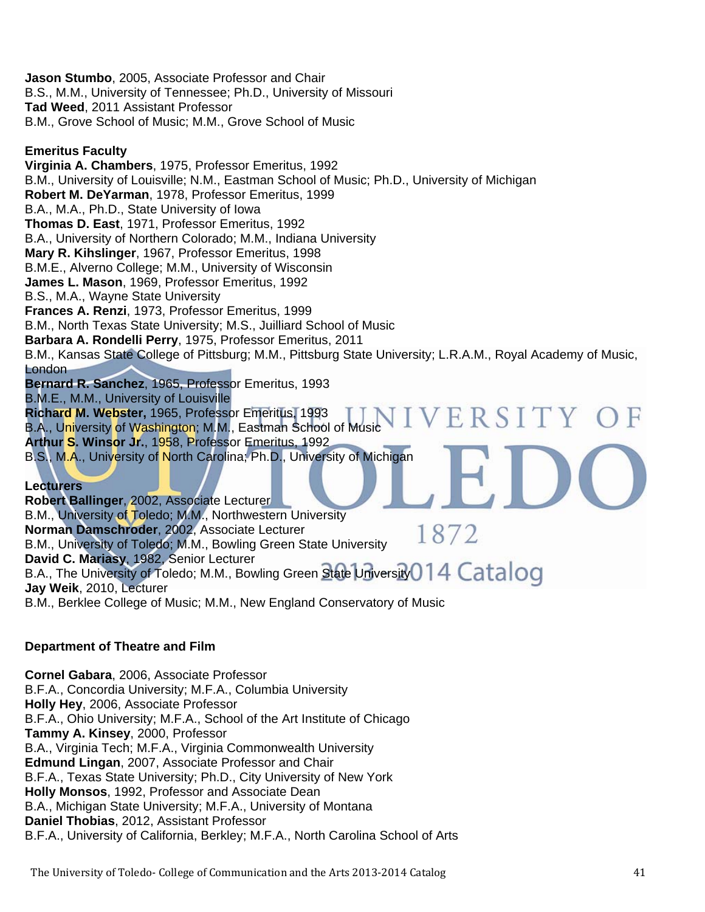**Jason Stumbo**, 2005, Associate Professor and Chair
B.S., M.M., University of Tennessee; Ph.D., University of Missouri
**Tad Weed**, 2011 Assistant Professor
B.M., Grove School of Music; M.M., Grove School of Music

**Emeritus Faculty**
**Virginia A. Chambers**, 1975, Professor Emeritus, 1992
B.M., University of Louisville; N.M., Eastman School of Music; Ph.D., University of Michigan
**Robert M. DeYarman**, 1978, Professor Emeritus, 1999
B.A., M.A., Ph.D., State University of Iowa
**Thomas D. East**, 1971, Professor Emeritus, 1992
B.A., University of Northern Colorado; M.M., Indiana University
**Mary R. Kihslinger**, 1967, Professor Emeritus, 1998
B.M.E., Alverno College; M.M., University of Wisconsin
**James L. Mason**, 1969, Professor Emeritus, 1992
B.S., M.A., Wayne State University
**Frances A. Renzi**, 1973, Professor Emeritus, 1999
B.M., North Texas State University; M.S., Juilliard School of Music
**Barbara A. Rondelli Perry**, 1975, Professor Emeritus, 2011
B.M., Kansas State College of Pittsburg; M.M., Pittsburg State University; L.R.A.M., Royal Academy of Music, London
**Bernard R. Sanchez**, 1965, Professor Emeritus, 1993
B.M.E., M.M., University of Louisville
**Richard M. Webster,** 1965, Professor Emeritus, 1993
B.A., University of Washington; M.M., Eastman School of Music
**Arthur S. Winsor Jr.**, 1958, Professor Emeritus, 1992
B.S., M.A., University of North Carolina; Ph.D., University of Michigan

**Lecturers**
**Robert Ballinger**, 2002, Associate Lecturer
B.M., University of Toledo; M.M., Northwestern University
**Norman Damschroder**, 2002, Associate Lecturer
B.M., University of Toledo; M.M., Bowling Green State University
**David C. Mariasy**, 1982, Senior Lecturer
B.A., The University of Toledo; M.M., Bowling Green State University
**Jay Weik**, 2010, Lecturer
B.M., Berklee College of Music; M.M., New England Conservatory of Music

**Department of Theatre and Film**

**Cornel Gabara**, 2006, Associate Professor
B.F.A., Concordia University; M.F.A., Columbia University
**Holly Hey**, 2006, Associate Professor
B.F.A., Ohio University; M.F.A., School of the Art Institute of Chicago
**Tammy A. Kinsey**, 2000, Professor
B.A., Virginia Tech; M.F.A., Virginia Commonwealth University
**Edmund Lingan**, 2007, Associate Professor and Chair
B.F.A., Texas State University; Ph.D., City University of New York
**Holly Monsos**, 1992, Professor and Associate Dean
B.A., Michigan State University; M.F.A., University of Montana
**Daniel Thobias**, 2012, Assistant Professor
B.F.A., University of California, Berkley; M.F.A., North Carolina School of Arts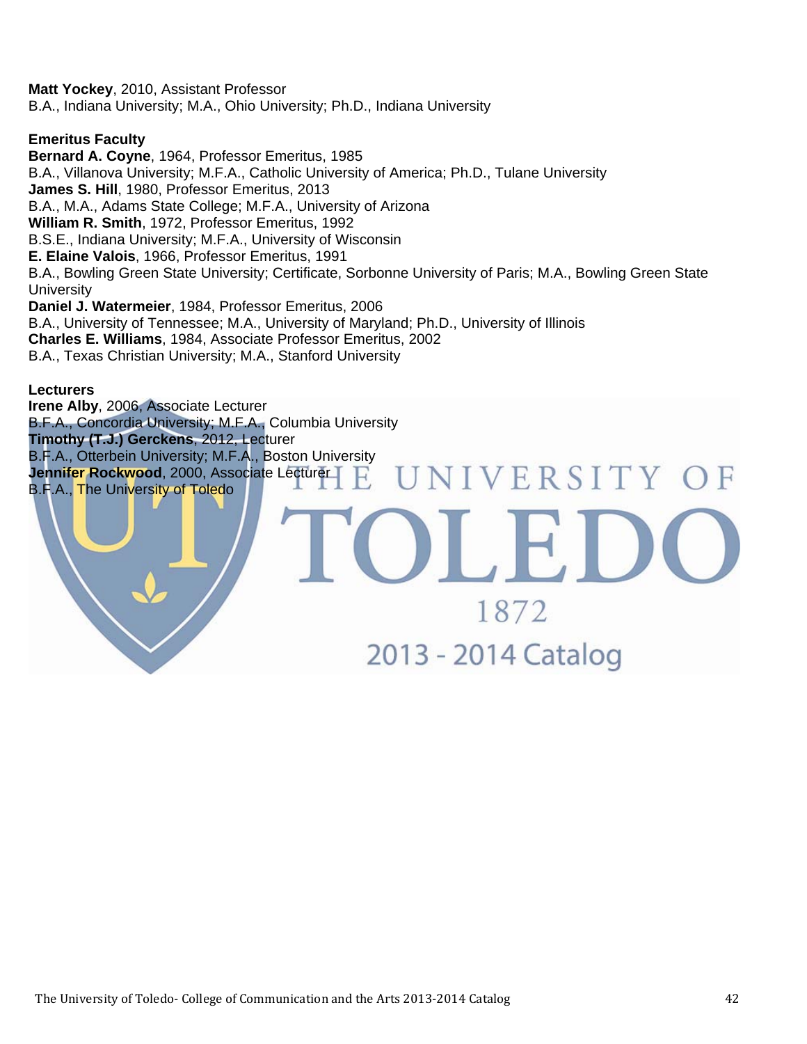**Matt Yockey**, 2010, Assistant Professor
B.A., Indiana University; M.A., Ohio University; Ph.D., Indiana University

**Emeritus Faculty**

**Bernard A. Coyne**, 1964, Professor Emeritus, 1985
B.A., Villanova University; M.F.A., Catholic University of America; Ph.D., Tulane University

**James S. Hill**, 1980, Professor Emeritus, 2013
B.A., M.A., Adams State College; M.F.A., University of Arizona

**William R. Smith**, 1972, Professor Emeritus, 1992
B.S.E., Indiana University; M.F.A., University of Wisconsin

**E. Elaine Valois**, 1966, Professor Emeritus, 1991
B.A., Bowling Green State University; Certificate, Sorbonne University of Paris; M.A., Bowling Green State University

**Daniel J. Watermeier**, 1984, Professor Emeritus, 2006
B.A., University of Tennessee; M.A., University of Maryland; Ph.D., University of Illinois

**Charles E. Williams**, 1984, Associate Professor Emeritus, 2002
B.A., Texas Christian University; M.A., Stanford University

**Lecturers**

**Irene Alby**, 2006, Associate Lecturer
B.F.A., Concordia University; M.F.A., Columbia University

**Timothy (T.J.) Gerckens**, 2012, Lecturer
B.F.A., Otterbein University; M.F.A., Boston University

**Jennifer Rockwood**, 2000, Associate Lecturer
B.F.A., The University of Toledo